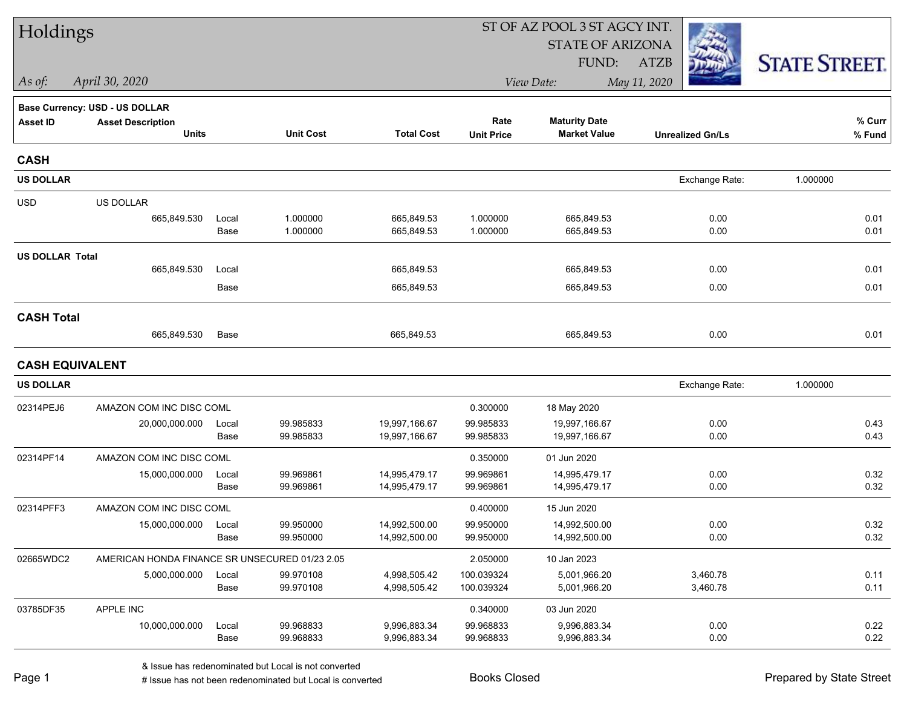# Holdings

ST OF AZ POOL 3 ST AGCY INT.
STATE OF ARIZONA
FUND: ATZB

*As of:* *April 30, 2020*

*View Date:* *May 11, 2020*

STATE STREET.

**Base Currency: USD - US DOLLAR**

| Asset ID | Asset Description / Units | | Unit Cost | Total Cost | Rate / Unit Price | Maturity Date / Market Value | Unrealized Gn/Ls | % Curr / % Fund |
|---|---|---|---|---|---|---|---|---|
| **CASH** | | | | | | | | |
| **US DOLLAR** | | | | | | | Exchange Rate: 1.000000 | |
| USD | US DOLLAR | | | | | | | |
| | 665,849.530 | Local | 1.000000 | 665,849.53 | 1.000000 | 665,849.53 | 0.00 | 0.01 |
| | | Base | 1.000000 | 665,849.53 | 1.000000 | 665,849.53 | 0.00 | 0.01 |
| **US DOLLAR Total** | | | | | | | | |
| | 665,849.530 | Local | | 665,849.53 | | 665,849.53 | 0.00 | 0.01 |
| | | Base | | 665,849.53 | | 665,849.53 | 0.00 | 0.01 |
| **CASH Total** | | | | | | | | |
| | 665,849.530 | Base | | 665,849.53 | | 665,849.53 | 0.00 | 0.01 |
| **CASH EQUIVALENT** | | | | | | | | |
| **US DOLLAR** | | | | | | | Exchange Rate: 1.000000 | |
| 02314PEJ6 | AMAZON COM INC DISC COML | | | | 0.300000 | 18 May 2020 | | |
| | 20,000,000.000 | Local | 99.985833 | 19,997,166.67 | 99.985833 | 19,997,166.67 | 0.00 | 0.43 |
| | | Base | 99.985833 | 19,997,166.67 | 99.985833 | 19,997,166.67 | 0.00 | 0.43 |
| 02314PF14 | AMAZON COM INC DISC COML | | | | 0.350000 | 01 Jun 2020 | | |
| | 15,000,000.000 | Local | 99.969861 | 14,995,479.17 | 99.969861 | 14,995,479.17 | 0.00 | 0.32 |
| | | Base | 99.969861 | 14,995,479.17 | 99.969861 | 14,995,479.17 | 0.00 | 0.32 |
| 02314PFF3 | AMAZON COM INC DISC COML | | | | 0.400000 | 15 Jun 2020 | | |
| | 15,000,000.000 | Local | 99.950000 | 14,992,500.00 | 99.950000 | 14,992,500.00 | 0.00 | 0.32 |
| | | Base | 99.950000 | 14,992,500.00 | 99.950000 | 14,992,500.00 | 0.00 | 0.32 |
| 02665WDC2 | AMERICAN HONDA FINANCE SR UNSECURED 01/23 2.05 | | | | 2.050000 | 10 Jan 2023 | | |
| | 5,000,000.000 | Local | 99.970108 | 4,998,505.42 | 100.039324 | 5,001,966.20 | 3,460.78 | 0.11 |
| | | Base | 99.970108 | 4,998,505.42 | 100.039324 | 5,001,966.20 | 3,460.78 | 0.11 |
| 03785DF35 | APPLE INC | | | | 0.340000 | 03 Jun 2020 | | |
| | 10,000,000.000 | Local | 99.968833 | 9,996,883.34 | 99.968833 | 9,996,883.34 | 0.00 | 0.22 |
| | | Base | 99.968833 | 9,996,883.34 | 99.968833 | 9,996,883.34 | 0.00 | 0.22 |

& Issue has redenominated but Local is not converted
# Issue has not been redenominated but Local is converted

Books Closed

Prepared by State Street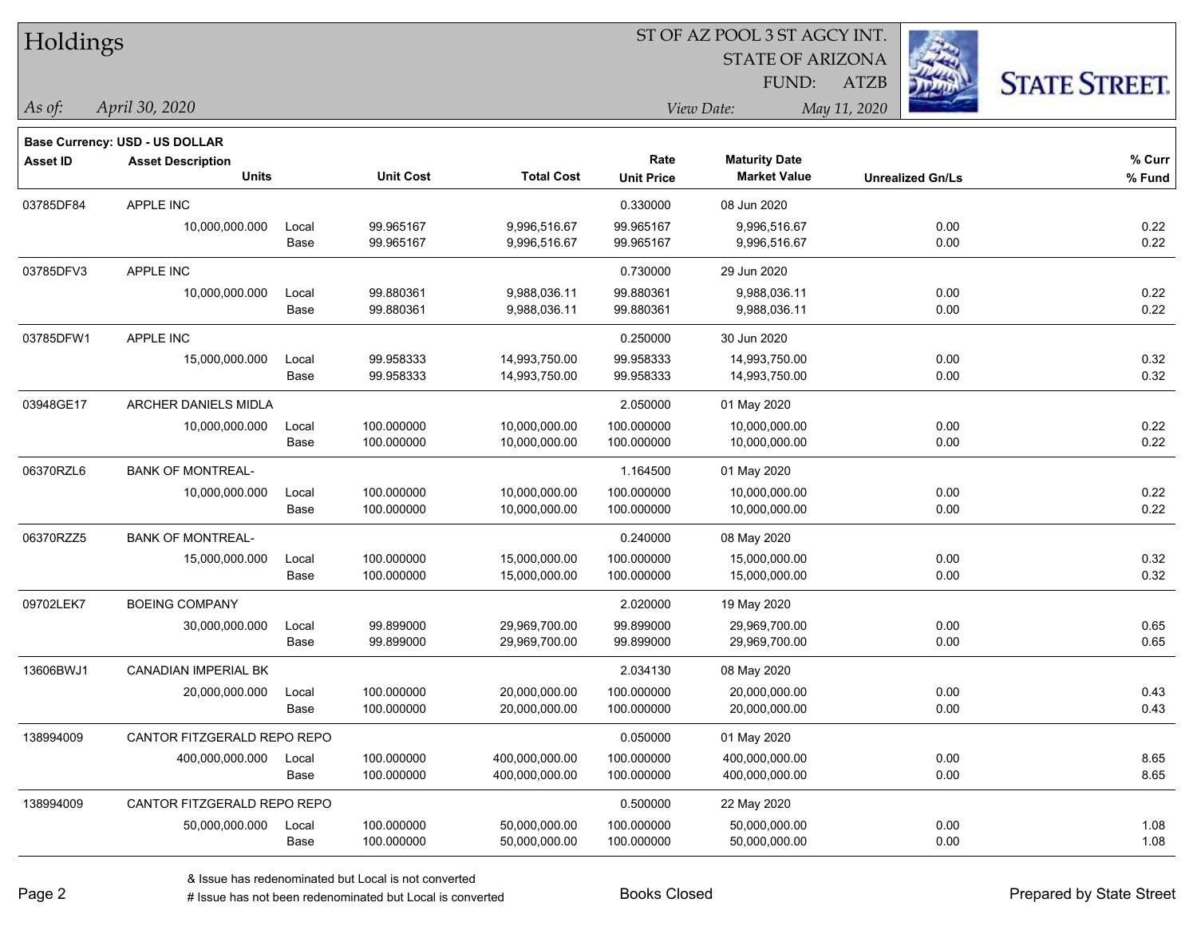# Holdings

ST OF AZ POOL 3 ST AGCY INT.
STATE OF ARIZONA
FUND: ATZB

*As of:* *April 30, 2020*

*View Date:* *May 11, 2020*

**Base Currency: USD - US DOLLAR**

| Asset ID | Asset Description / Units | | Unit Cost | Total Cost | Rate / Unit Price | Maturity Date / Market Value | Unrealized Gn/Ls | % Curr / % Fund |
|---|---|---|---|---|---|---|---|---|
| 03785DF84 | APPLE INC | | | | 0.330000 | 08 Jun 2020 | | |
| | 10,000,000.000 | Local | 99.965167 | 9,996,516.67 | 99.965167 | 9,996,516.67 | 0.00 | 0.22 |
| | | Base | 99.965167 | 9,996,516.67 | 99.965167 | 9,996,516.67 | 0.00 | 0.22 |
| 03785DFV3 | APPLE INC | | | | 0.730000 | 29 Jun 2020 | | |
| | 10,000,000.000 | Local | 99.880361 | 9,988,036.11 | 99.880361 | 9,988,036.11 | 0.00 | 0.22 |
| | | Base | 99.880361 | 9,988,036.11 | 99.880361 | 9,988,036.11 | 0.00 | 0.22 |
| 03785DFW1 | APPLE INC | | | | 0.250000 | 30 Jun 2020 | | |
| | 15,000,000.000 | Local | 99.958333 | 14,993,750.00 | 99.958333 | 14,993,750.00 | 0.00 | 0.32 |
| | | Base | 99.958333 | 14,993,750.00 | 99.958333 | 14,993,750.00 | 0.00 | 0.32 |
| 03948GE17 | ARCHER DANIELS MIDLA | | | | 2.050000 | 01 May 2020 | | |
| | 10,000,000.000 | Local | 100.000000 | 10,000,000.00 | 100.000000 | 10,000,000.00 | 0.00 | 0.22 |
| | | Base | 100.000000 | 10,000,000.00 | 100.000000 | 10,000,000.00 | 0.00 | 0.22 |
| 06370RZL6 | BANK OF MONTREAL- | | | | 1.164500 | 01 May 2020 | | |
| | 10,000,000.000 | Local | 100.000000 | 10,000,000.00 | 100.000000 | 10,000,000.00 | 0.00 | 0.22 |
| | | Base | 100.000000 | 10,000,000.00 | 100.000000 | 10,000,000.00 | 0.00 | 0.22 |
| 06370RZZ5 | BANK OF MONTREAL- | | | | 0.240000 | 08 May 2020 | | |
| | 15,000,000.000 | Local | 100.000000 | 15,000,000.00 | 100.000000 | 15,000,000.00 | 0.00 | 0.32 |
| | | Base | 100.000000 | 15,000,000.00 | 100.000000 | 15,000,000.00 | 0.00 | 0.32 |
| 09702LEK7 | BOEING COMPANY | | | | 2.020000 | 19 May 2020 | | |
| | 30,000,000.000 | Local | 99.899000 | 29,969,700.00 | 99.899000 | 29,969,700.00 | 0.00 | 0.65 |
| | | Base | 99.899000 | 29,969,700.00 | 99.899000 | 29,969,700.00 | 0.00 | 0.65 |
| 13606BWJ1 | CANADIAN IMPERIAL BK | | | | 2.034130 | 08 May 2020 | | |
| | 20,000,000.000 | Local | 100.000000 | 20,000,000.00 | 100.000000 | 20,000,000.00 | 0.00 | 0.43 |
| | | Base | 100.000000 | 20,000,000.00 | 100.000000 | 20,000,000.00 | 0.00 | 0.43 |
| 138994009 | CANTOR FITZGERALD REPO REPO | | | | 0.050000 | 01 May 2020 | | |
| | 400,000,000.000 | Local | 100.000000 | 400,000,000.00 | 100.000000 | 400,000,000.00 | 0.00 | 8.65 |
| | | Base | 100.000000 | 400,000,000.00 | 100.000000 | 400,000,000.00 | 0.00 | 8.65 |
| 138994009 | CANTOR FITZGERALD REPO REPO | | | | 0.500000 | 22 May 2020 | | |
| | 50,000,000.000 | Local | 100.000000 | 50,000,000.00 | 100.000000 | 50,000,000.00 | 0.00 | 1.08 |
| | | Base | 100.000000 | 50,000,000.00 | 100.000000 | 50,000,000.00 | 0.00 | 1.08 |

& Issue has redenominated but Local is not converted
# Issue has not been redenominated but Local is converted

Books Closed

Prepared by State Street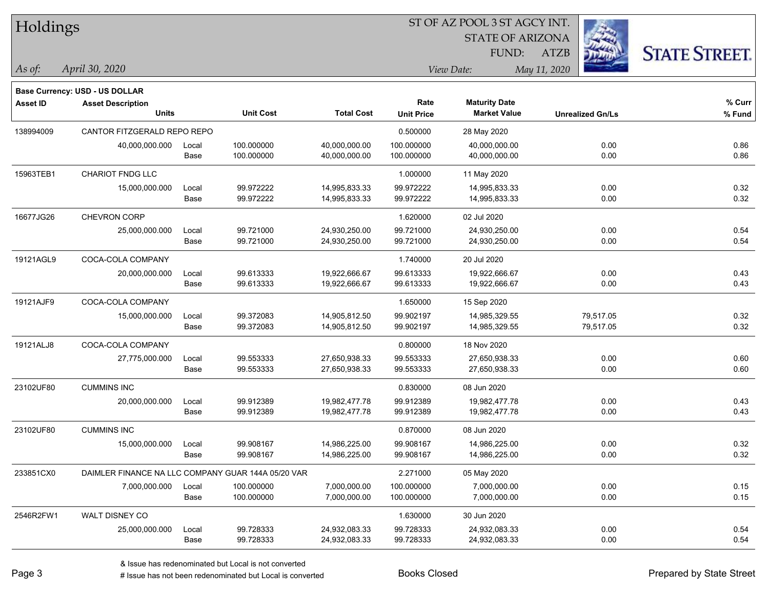# Holdings

ST OF AZ POOL 3 ST AGCY INT.
STATE OF ARIZONA
FUND: ATZB

*As of:* *April 30, 2020*
*View Date:* *May 11, 2020*

**Base Currency: USD - US DOLLAR**

| Asset ID | Asset Description / Units | | Unit Cost | Total Cost | Rate / Unit Price | Maturity Date / Market Value | Unrealized Gn/Ls | % Curr / % Fund |
|---|---|---|---|---|---|---|---|---|
| 138994009 | CANTOR FITZGERALD REPO REPO | | | | 0.500000 | 28 May 2020 | | |
| | 40,000,000.000 | Local | 100.000000 | 40,000,000.00 | 100.000000 | 40,000,000.00 | 0.00 | 0.86 |
| | | Base | 100.000000 | 40,000,000.00 | 100.000000 | 40,000,000.00 | 0.00 | 0.86 |
| 15963TEB1 | CHARIOT FNDG LLC | | | | 1.000000 | 11 May 2020 | | |
| | 15,000,000.000 | Local | 99.972222 | 14,995,833.33 | 99.972222 | 14,995,833.33 | 0.00 | 0.32 |
| | | Base | 99.972222 | 14,995,833.33 | 99.972222 | 14,995,833.33 | 0.00 | 0.32 |
| 16677JG26 | CHEVRON CORP | | | | 1.620000 | 02 Jul 2020 | | |
| | 25,000,000.000 | Local | 99.721000 | 24,930,250.00 | 99.721000 | 24,930,250.00 | 0.00 | 0.54 |
| | | Base | 99.721000 | 24,930,250.00 | 99.721000 | 24,930,250.00 | 0.00 | 0.54 |
| 19121AGL9 | COCA-COLA COMPANY | | | | 1.740000 | 20 Jul 2020 | | |
| | 20,000,000.000 | Local | 99.613333 | 19,922,666.67 | 99.613333 | 19,922,666.67 | 0.00 | 0.43 |
| | | Base | 99.613333 | 19,922,666.67 | 99.613333 | 19,922,666.67 | 0.00 | 0.43 |
| 19121AJF9 | COCA-COLA COMPANY | | | | 1.650000 | 15 Sep 2020 | | |
| | 15,000,000.000 | Local | 99.372083 | 14,905,812.50 | 99.902197 | 14,985,329.55 | 79,517.05 | 0.32 |
| | | Base | 99.372083 | 14,905,812.50 | 99.902197 | 14,985,329.55 | 79,517.05 | 0.32 |
| 19121ALJ8 | COCA-COLA COMPANY | | | | 0.800000 | 18 Nov 2020 | | |
| | 27,775,000.000 | Local | 99.553333 | 27,650,938.33 | 99.553333 | 27,650,938.33 | 0.00 | 0.60 |
| | | Base | 99.553333 | 27,650,938.33 | 99.553333 | 27,650,938.33 | 0.00 | 0.60 |
| 23102UF80 | CUMMINS INC | | | | 0.830000 | 08 Jun 2020 | | |
| | 20,000,000.000 | Local | 99.912389 | 19,982,477.78 | 99.912389 | 19,982,477.78 | 0.00 | 0.43 |
| | | Base | 99.912389 | 19,982,477.78 | 99.912389 | 19,982,477.78 | 0.00 | 0.43 |
| 23102UF80 | CUMMINS INC | | | | 0.870000 | 08 Jun 2020 | | |
| | 15,000,000.000 | Local | 99.908167 | 14,986,225.00 | 99.908167 | 14,986,225.00 | 0.00 | 0.32 |
| | | Base | 99.908167 | 14,986,225.00 | 99.908167 | 14,986,225.00 | 0.00 | 0.32 |
| 233851CX0 | DAIMLER FINANCE NA LLC COMPANY GUAR 144A 05/20 VAR | | | | 2.271000 | 05 May 2020 | | |
| | 7,000,000.000 | Local | 100.000000 | 7,000,000.00 | 100.000000 | 7,000,000.00 | 0.00 | 0.15 |
| | | Base | 100.000000 | 7,000,000.00 | 100.000000 | 7,000,000.00 | 0.00 | 0.15 |
| 2546R2FW1 | WALT DISNEY CO | | | | 1.630000 | 30 Jun 2020 | | |
| | 25,000,000.000 | Local | 99.728333 | 24,932,083.33 | 99.728333 | 24,932,083.33 | 0.00 | 0.54 |
| | | Base | 99.728333 | 24,932,083.33 | 99.728333 | 24,932,083.33 | 0.00 | 0.54 |

& Issue has redenominated but Local is not converted
# Issue has not been redenominated but Local is converted

Books Closed

Prepared by State Street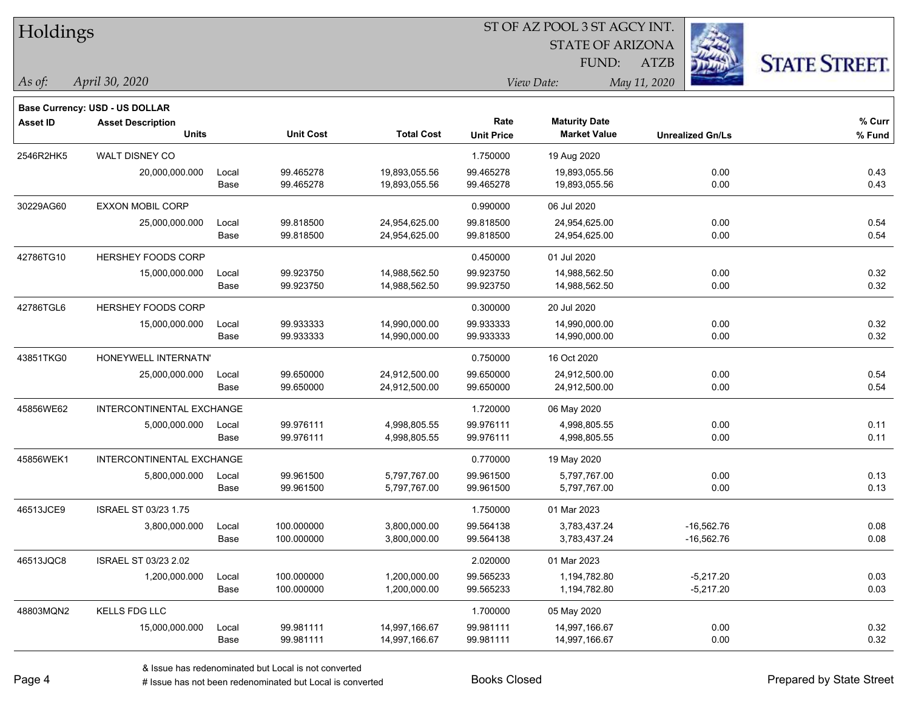# Holdings

ST OF AZ POOL 3 ST AGCY INT.
STATE OF ARIZONA
FUND: ATZB

*As of:* *April 30, 2020*
*View Date:* *May 11, 2020*

**Base Currency: USD - US DOLLAR**

| Asset ID | Asset Description / Units | | Unit Cost | Total Cost | Rate / Unit Price | Maturity Date / Market Value | Unrealized Gn/Ls | % Curr / % Fund |
|---|---|---|---|---|---|---|---|---|
| 2546R2HK5 | WALT DISNEY CO | | | | 1.750000 | 19 Aug 2020 | | |
| | 20,000,000.000 | Local | 99.465278 | 19,893,055.56 | 99.465278 | 19,893,055.56 | 0.00 | 0.43 |
| | | Base | 99.465278 | 19,893,055.56 | 99.465278 | 19,893,055.56 | 0.00 | 0.43 |
| 30229AG60 | EXXON MOBIL CORP | | | | 0.990000 | 06 Jul 2020 | | |
| | 25,000,000.000 | Local | 99.818500 | 24,954,625.00 | 99.818500 | 24,954,625.00 | 0.00 | 0.54 |
| | | Base | 99.818500 | 24,954,625.00 | 99.818500 | 24,954,625.00 | 0.00 | 0.54 |
| 42786TG10 | HERSHEY FOODS CORP | | | | 0.450000 | 01 Jul 2020 | | |
| | 15,000,000.000 | Local | 99.923750 | 14,988,562.50 | 99.923750 | 14,988,562.50 | 0.00 | 0.32 |
| | | Base | 99.923750 | 14,988,562.50 | 99.923750 | 14,988,562.50 | 0.00 | 0.32 |
| 42786TGL6 | HERSHEY FOODS CORP | | | | 0.300000 | 20 Jul 2020 | | |
| | 15,000,000.000 | Local | 99.933333 | 14,990,000.00 | 99.933333 | 14,990,000.00 | 0.00 | 0.32 |
| | | Base | 99.933333 | 14,990,000.00 | 99.933333 | 14,990,000.00 | 0.00 | 0.32 |
| 43851TKG0 | HONEYWELL INTERNATN' | | | | 0.750000 | 16 Oct 2020 | | |
| | 25,000,000.000 | Local | 99.650000 | 24,912,500.00 | 99.650000 | 24,912,500.00 | 0.00 | 0.54 |
| | | Base | 99.650000 | 24,912,500.00 | 99.650000 | 24,912,500.00 | 0.00 | 0.54 |
| 45856WE62 | INTERCONTINENTAL EXCHANGE | | | | 1.720000 | 06 May 2020 | | |
| | 5,000,000.000 | Local | 99.976111 | 4,998,805.55 | 99.976111 | 4,998,805.55 | 0.00 | 0.11 |
| | | Base | 99.976111 | 4,998,805.55 | 99.976111 | 4,998,805.55 | 0.00 | 0.11 |
| 45856WEK1 | INTERCONTINENTAL EXCHANGE | | | | 0.770000 | 19 May 2020 | | |
| | 5,800,000.000 | Local | 99.961500 | 5,797,767.00 | 99.961500 | 5,797,767.00 | 0.00 | 0.13 |
| | | Base | 99.961500 | 5,797,767.00 | 99.961500 | 5,797,767.00 | 0.00 | 0.13 |
| 46513JCE9 | ISRAEL ST 03/23 1.75 | | | | 1.750000 | 01 Mar 2023 | | |
| | 3,800,000.000 | Local | 100.000000 | 3,800,000.00 | 99.564138 | 3,783,437.24 | -16,562.76 | 0.08 |
| | | Base | 100.000000 | 3,800,000.00 | 99.564138 | 3,783,437.24 | -16,562.76 | 0.08 |
| 46513JQC8 | ISRAEL ST 03/23 2.02 | | | | 2.020000 | 01 Mar 2023 | | |
| | 1,200,000.000 | Local | 100.000000 | 1,200,000.00 | 99.565233 | 1,194,782.80 | -5,217.20 | 0.03 |
| | | Base | 100.000000 | 1,200,000.00 | 99.565233 | 1,194,782.80 | -5,217.20 | 0.03 |
| 48803MQN2 | KELLS FDG LLC | | | | 1.700000 | 05 May 2020 | | |
| | 15,000,000.000 | Local | 99.981111 | 14,997,166.67 | 99.981111 | 14,997,166.67 | 0.00 | 0.32 |
| | | Base | 99.981111 | 14,997,166.67 | 99.981111 | 14,997,166.67 | 0.00 | 0.32 |

& Issue has redenominated but Local is not converted
# Issue has not been redenominated but Local is converted

Books Closed

Prepared by State Street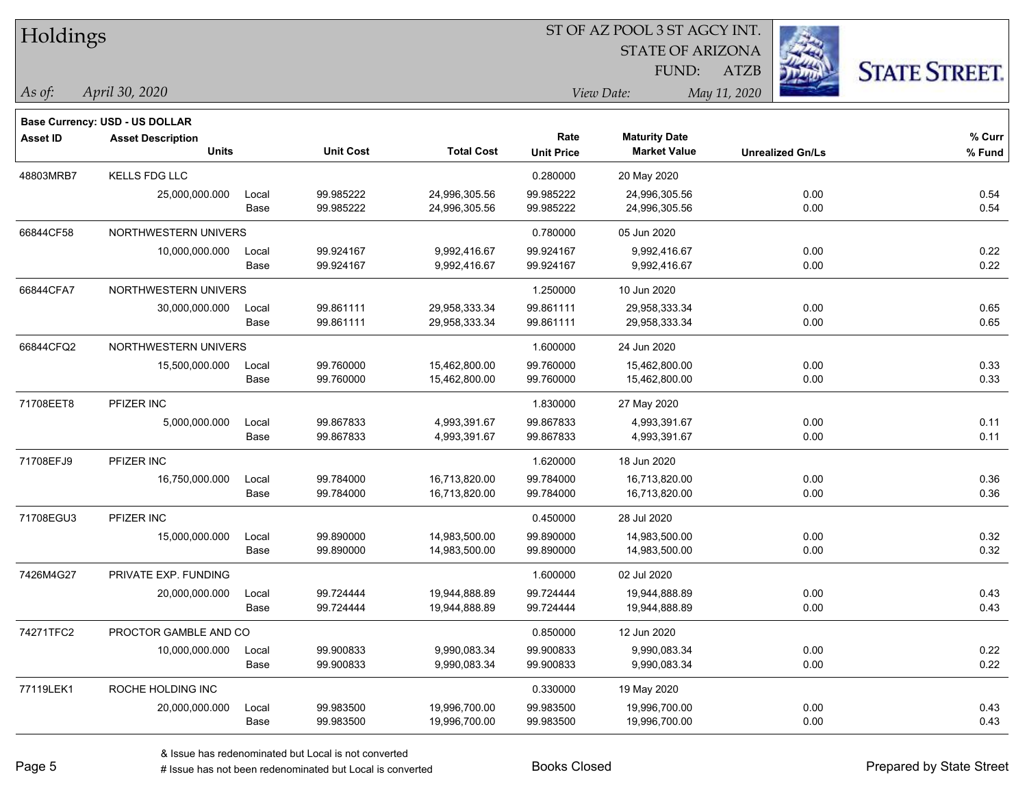# Holdings

ST OF AZ POOL 3 ST AGCY INT.
STATE OF ARIZONA
FUND: ATZB

*As of:* *April 30, 2020*

*View Date:* *May 11, 2020*

**Base Currency: USD - US DOLLAR**

| Asset ID | Asset Description / Units | | Unit Cost | Total Cost | Rate / Unit Price | Maturity Date / Market Value | Unrealized Gn/Ls | % Curr / % Fund |
|---|---|---|---|---|---|---|---|---|
| 48803MRB7 | KELLS FDG LLC | | | | 0.280000 | 20 May 2020 | | |
| | 25,000,000.000 | Local | 99.985222 | 24,996,305.56 | 99.985222 | 24,996,305.56 | 0.00 | 0.54 |
| | | Base | 99.985222 | 24,996,305.56 | 99.985222 | 24,996,305.56 | 0.00 | 0.54 |
| 66844CF58 | NORTHWESTERN UNIVERS | | | | 0.780000 | 05 Jun 2020 | | |
| | 10,000,000.000 | Local | 99.924167 | 9,992,416.67 | 99.924167 | 9,992,416.67 | 0.00 | 0.22 |
| | | Base | 99.924167 | 9,992,416.67 | 99.924167 | 9,992,416.67 | 0.00 | 0.22 |
| 66844CFA7 | NORTHWESTERN UNIVERS | | | | 1.250000 | 10 Jun 2020 | | |
| | 30,000,000.000 | Local | 99.861111 | 29,958,333.34 | 99.861111 | 29,958,333.34 | 0.00 | 0.65 |
| | | Base | 99.861111 | 29,958,333.34 | 99.861111 | 29,958,333.34 | 0.00 | 0.65 |
| 66844CFQ2 | NORTHWESTERN UNIVERS | | | | 1.600000 | 24 Jun 2020 | | |
| | 15,500,000.000 | Local | 99.760000 | 15,462,800.00 | 99.760000 | 15,462,800.00 | 0.00 | 0.33 |
| | | Base | 99.760000 | 15,462,800.00 | 99.760000 | 15,462,800.00 | 0.00 | 0.33 |
| 71708EET8 | PFIZER INC | | | | 1.830000 | 27 May 2020 | | |
| | 5,000,000.000 | Local | 99.867833 | 4,993,391.67 | 99.867833 | 4,993,391.67 | 0.00 | 0.11 |
| | | Base | 99.867833 | 4,993,391.67 | 99.867833 | 4,993,391.67 | 0.00 | 0.11 |
| 71708EFJ9 | PFIZER INC | | | | 1.620000 | 18 Jun 2020 | | |
| | 16,750,000.000 | Local | 99.784000 | 16,713,820.00 | 99.784000 | 16,713,820.00 | 0.00 | 0.36 |
| | | Base | 99.784000 | 16,713,820.00 | 99.784000 | 16,713,820.00 | 0.00 | 0.36 |
| 71708EGU3 | PFIZER INC | | | | 0.450000 | 28 Jul 2020 | | |
| | 15,000,000.000 | Local | 99.890000 | 14,983,500.00 | 99.890000 | 14,983,500.00 | 0.00 | 0.32 |
| | | Base | 99.890000 | 14,983,500.00 | 99.890000 | 14,983,500.00 | 0.00 | 0.32 |
| 7426M4G27 | PRIVATE EXP. FUNDING | | | | 1.600000 | 02 Jul 2020 | | |
| | 20,000,000.000 | Local | 99.724444 | 19,944,888.89 | 99.724444 | 19,944,888.89 | 0.00 | 0.43 |
| | | Base | 99.724444 | 19,944,888.89 | 99.724444 | 19,944,888.89 | 0.00 | 0.43 |
| 74271TFC2 | PROCTOR GAMBLE AND CO | | | | 0.850000 | 12 Jun 2020 | | |
| | 10,000,000.000 | Local | 99.900833 | 9,990,083.34 | 99.900833 | 9,990,083.34 | 0.00 | 0.22 |
| | | Base | 99.900833 | 9,990,083.34 | 99.900833 | 9,990,083.34 | 0.00 | 0.22 |
| 77119LEK1 | ROCHE HOLDING INC | | | | 0.330000 | 19 May 2020 | | |
| | 20,000,000.000 | Local | 99.983500 | 19,996,700.00 | 99.983500 | 19,996,700.00 | 0.00 | 0.43 |
| | | Base | 99.983500 | 19,996,700.00 | 99.983500 | 19,996,700.00 | 0.00 | 0.43 |

& Issue has redenominated but Local is not converted
# Issue has not been redenominated but Local is converted

Books Closed

Prepared by State Street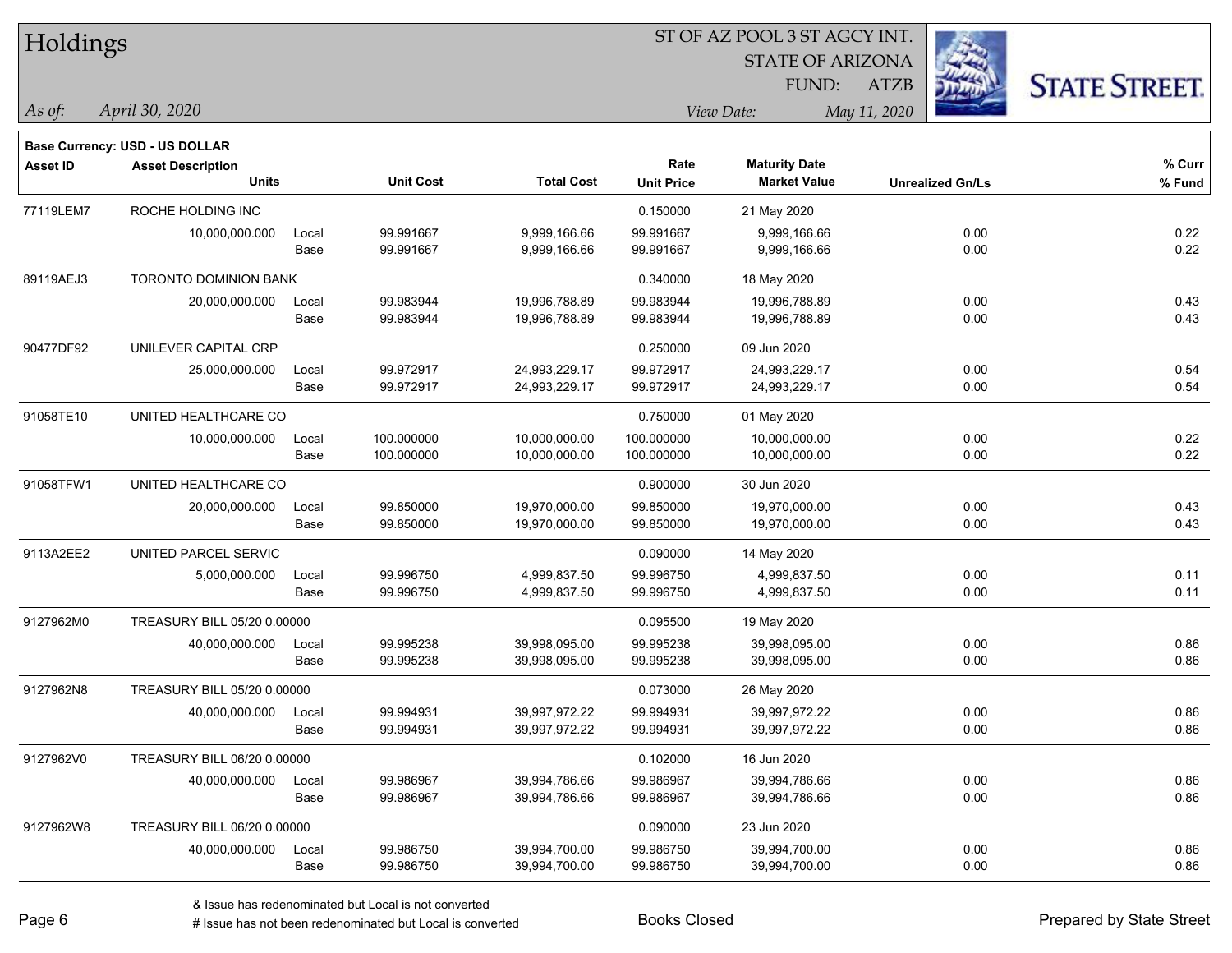# Holdings

ST OF AZ POOL 3 ST AGCY INT.
STATE OF ARIZONA
FUND: ATZB

*As of:* *April 30, 2020*

*View Date:* *May 11, 2020*

**Base Currency: USD - US DOLLAR**

| Asset ID | Asset Description / Units | | Unit Cost | Total Cost | Rate / Unit Price | Maturity Date / Market Value | Unrealized Gn/Ls | % Curr / % Fund |
|---|---|---|---|---|---|---|---|---|
| 77119LEM7 | ROCHE HOLDING INC | | | | 0.150000 | 21 May 2020 | | |
| | 10,000,000.000 | Local | 99.991667 | 9,999,166.66 | 99.991667 | 9,999,166.66 | 0.00 | 0.22 |
| | | Base | 99.991667 | 9,999,166.66 | 99.991667 | 9,999,166.66 | 0.00 | 0.22 |
| 89119AEJ3 | TORONTO DOMINION BANK | | | | 0.340000 | 18 May 2020 | | |
| | 20,000,000.000 | Local | 99.983944 | 19,996,788.89 | 99.983944 | 19,996,788.89 | 0.00 | 0.43 |
| | | Base | 99.983944 | 19,996,788.89 | 99.983944 | 19,996,788.89 | 0.00 | 0.43 |
| 90477DF92 | UNILEVER CAPITAL CRP | | | | 0.250000 | 09 Jun 2020 | | |
| | 25,000,000.000 | Local | 99.972917 | 24,993,229.17 | 99.972917 | 24,993,229.17 | 0.00 | 0.54 |
| | | Base | 99.972917 | 24,993,229.17 | 99.972917 | 24,993,229.17 | 0.00 | 0.54 |
| 91058TE10 | UNITED HEALTHCARE CO | | | | 0.750000 | 01 May 2020 | | |
| | 10,000,000.000 | Local | 100.000000 | 10,000,000.00 | 100.000000 | 10,000,000.00 | 0.00 | 0.22 |
| | | Base | 100.000000 | 10,000,000.00 | 100.000000 | 10,000,000.00 | 0.00 | 0.22 |
| 91058TFW1 | UNITED HEALTHCARE CO | | | | 0.900000 | 30 Jun 2020 | | |
| | 20,000,000.000 | Local | 99.850000 | 19,970,000.00 | 99.850000 | 19,970,000.00 | 0.00 | 0.43 |
| | | Base | 99.850000 | 19,970,000.00 | 99.850000 | 19,970,000.00 | 0.00 | 0.43 |
| 9113A2EE2 | UNITED PARCEL SERVIC | | | | 0.090000 | 14 May 2020 | | |
| | 5,000,000.000 | Local | 99.996750 | 4,999,837.50 | 99.996750 | 4,999,837.50 | 0.00 | 0.11 |
| | | Base | 99.996750 | 4,999,837.50 | 99.996750 | 4,999,837.50 | 0.00 | 0.11 |
| 9127962M0 | TREASURY BILL 05/20 0.00000 | | | | 0.095500 | 19 May 2020 | | |
| | 40,000,000.000 | Local | 99.995238 | 39,998,095.00 | 99.995238 | 39,998,095.00 | 0.00 | 0.86 |
| | | Base | 99.995238 | 39,998,095.00 | 99.995238 | 39,998,095.00 | 0.00 | 0.86 |
| 9127962N8 | TREASURY BILL 05/20 0.00000 | | | | 0.073000 | 26 May 2020 | | |
| | 40,000,000.000 | Local | 99.994931 | 39,997,972.22 | 99.994931 | 39,997,972.22 | 0.00 | 0.86 |
| | | Base | 99.994931 | 39,997,972.22 | 99.994931 | 39,997,972.22 | 0.00 | 0.86 |
| 9127962V0 | TREASURY BILL 06/20 0.00000 | | | | 0.102000 | 16 Jun 2020 | | |
| | 40,000,000.000 | Local | 99.986967 | 39,994,786.66 | 99.986967 | 39,994,786.66 | 0.00 | 0.86 |
| | | Base | 99.986967 | 39,994,786.66 | 99.986967 | 39,994,786.66 | 0.00 | 0.86 |
| 9127962W8 | TREASURY BILL 06/20 0.00000 | | | | 0.090000 | 23 Jun 2020 | | |
| | 40,000,000.000 | Local | 99.986750 | 39,994,700.00 | 99.986750 | 39,994,700.00 | 0.00 | 0.86 |
| | | Base | 99.986750 | 39,994,700.00 | 99.986750 | 39,994,700.00 | 0.00 | 0.86 |

& Issue has redenominated but Local is not converted
# Issue has not been redenominated but Local is converted

Books Closed

Prepared by State Street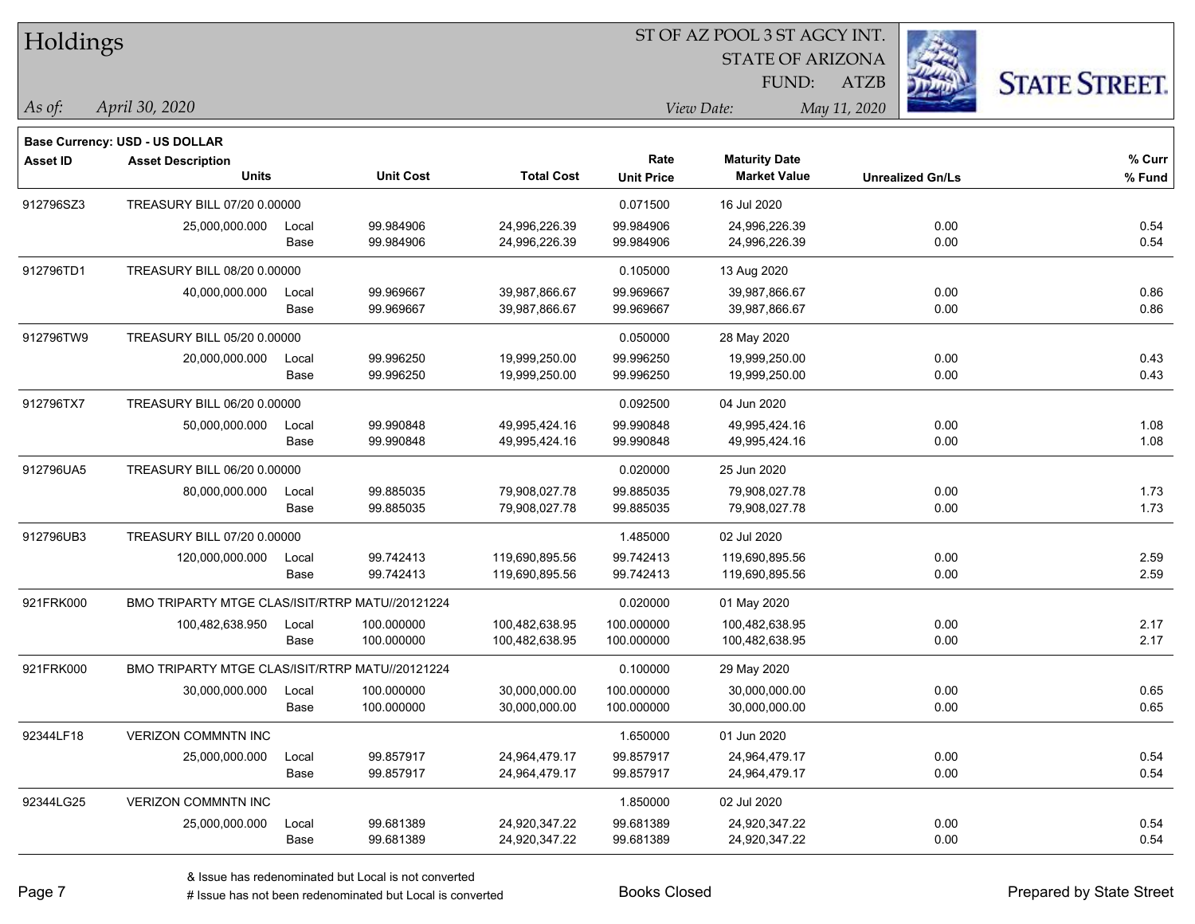# Holdings

ST OF AZ POOL 3 ST AGCY INT.
STATE OF ARIZONA
FUND: ATZB

*As of:* *April 30, 2020*
*View Date:* *May 11, 2020*

**Base Currency: USD - US DOLLAR**

| Asset ID | Asset Description / Units | | Unit Cost | Total Cost | Rate / Unit Price | Maturity Date / Market Value | Unrealized Gn/Ls | % Curr / % Fund |
|---|---|---|---|---|---|---|---|---|
| 912796SZ3 | TREASURY BILL 07/20 0.00000 | | | | 0.071500 | 16 Jul 2020 | | |
| | 25,000,000.000 | Local | 99.984906 | 24,996,226.39 | 99.984906 | 24,996,226.39 | 0.00 | 0.54 |
| | | Base | 99.984906 | 24,996,226.39 | 99.984906 | 24,996,226.39 | 0.00 | 0.54 |
| 912796TD1 | TREASURY BILL 08/20 0.00000 | | | | 0.105000 | 13 Aug 2020 | | |
| | 40,000,000.000 | Local | 99.969667 | 39,987,866.67 | 99.969667 | 39,987,866.67 | 0.00 | 0.86 |
| | | Base | 99.969667 | 39,987,866.67 | 99.969667 | 39,987,866.67 | 0.00 | 0.86 |
| 912796TW9 | TREASURY BILL 05/20 0.00000 | | | | 0.050000 | 28 May 2020 | | |
| | 20,000,000.000 | Local | 99.996250 | 19,999,250.00 | 99.996250 | 19,999,250.00 | 0.00 | 0.43 |
| | | Base | 99.996250 | 19,999,250.00 | 99.996250 | 19,999,250.00 | 0.00 | 0.43 |
| 912796TX7 | TREASURY BILL 06/20 0.00000 | | | | 0.092500 | 04 Jun 2020 | | |
| | 50,000,000.000 | Local | 99.990848 | 49,995,424.16 | 99.990848 | 49,995,424.16 | 0.00 | 1.08 |
| | | Base | 99.990848 | 49,995,424.16 | 99.990848 | 49,995,424.16 | 0.00 | 1.08 |
| 912796UA5 | TREASURY BILL 06/20 0.00000 | | | | 0.020000 | 25 Jun 2020 | | |
| | 80,000,000.000 | Local | 99.885035 | 79,908,027.78 | 99.885035 | 79,908,027.78 | 0.00 | 1.73 |
| | | Base | 99.885035 | 79,908,027.78 | 99.885035 | 79,908,027.78 | 0.00 | 1.73 |
| 912796UB3 | TREASURY BILL 07/20 0.00000 | | | | 1.485000 | 02 Jul 2020 | | |
| | 120,000,000.000 | Local | 99.742413 | 119,690,895.56 | 99.742413 | 119,690,895.56 | 0.00 | 2.59 |
| | | Base | 99.742413 | 119,690,895.56 | 99.742413 | 119,690,895.56 | 0.00 | 2.59 |
| 921FRK000 | BMO TRIPARTY MTGE CLAS/ISIT/RTRP MATU//20121224 | | | | 0.020000 | 01 May 2020 | | |
| | 100,482,638.950 | Local | 100.000000 | 100,482,638.95 | 100.000000 | 100,482,638.95 | 0.00 | 2.17 |
| | | Base | 100.000000 | 100,482,638.95 | 100.000000 | 100,482,638.95 | 0.00 | 2.17 |
| 921FRK000 | BMO TRIPARTY MTGE CLAS/ISIT/RTRP MATU//20121224 | | | | 0.100000 | 29 May 2020 | | |
| | 30,000,000.000 | Local | 100.000000 | 30,000,000.00 | 100.000000 | 30,000,000.00 | 0.00 | 0.65 |
| | | Base | 100.000000 | 30,000,000.00 | 100.000000 | 30,000,000.00 | 0.00 | 0.65 |
| 92344LF18 | VERIZON COMMNTN INC | | | | 1.650000 | 01 Jun 2020 | | |
| | 25,000,000.000 | Local | 99.857917 | 24,964,479.17 | 99.857917 | 24,964,479.17 | 0.00 | 0.54 |
| | | Base | 99.857917 | 24,964,479.17 | 99.857917 | 24,964,479.17 | 0.00 | 0.54 |
| 92344LG25 | VERIZON COMMNTN INC | | | | 1.850000 | 02 Jul 2020 | | |
| | 25,000,000.000 | Local | 99.681389 | 24,920,347.22 | 99.681389 | 24,920,347.22 | 0.00 | 0.54 |
| | | Base | 99.681389 | 24,920,347.22 | 99.681389 | 24,920,347.22 | 0.00 | 0.54 |

& Issue has redenominated but Local is not converted
# Issue has not been redenominated but Local is converted

Books Closed

Prepared by State Street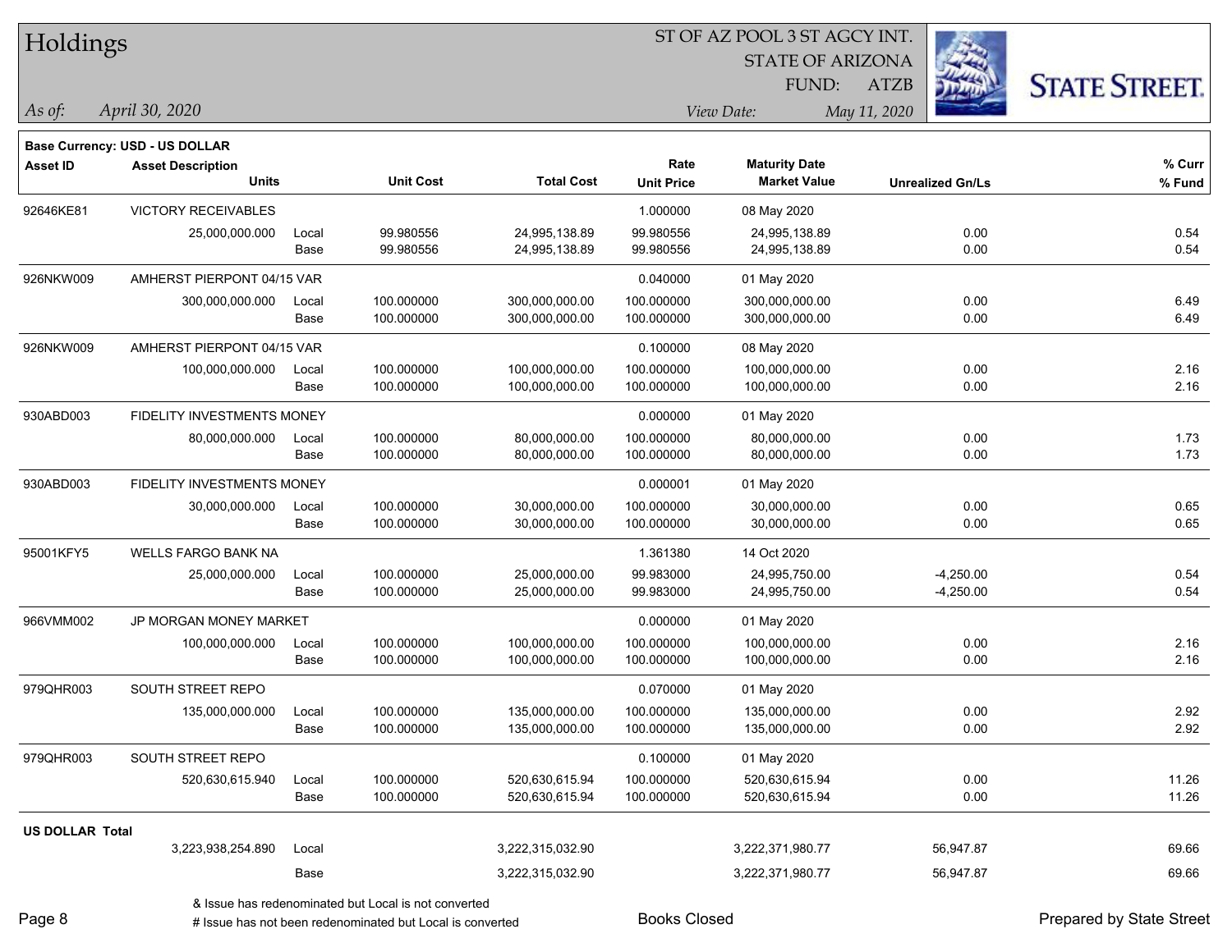# Holdings

ST OF AZ POOL 3 ST AGCY INT.
STATE OF ARIZONA
FUND: ATZB

*As of:* *April 30, 2020*

*View Date:* *May 11, 2020*

**Base Currency: USD - US DOLLAR**

| Asset ID | Asset Description / Units | | Unit Cost | Total Cost | Rate / Unit Price | Maturity Date / Market Value | Unrealized Gn/Ls | % Curr / % Fund |
|---|---|---|---|---|---|---|---|---|
| 92646KE81 | VICTORY RECEIVABLES | | | | 1.000000 | 08 May 2020 | | |
| | 25,000,000.000 | Local | 99.980556 | 24,995,138.89 | 99.980556 | 24,995,138.89 | 0.00 | 0.54 |
| | | Base | 99.980556 | 24,995,138.89 | 99.980556 | 24,995,138.89 | 0.00 | 0.54 |
| 926NKW009 | AMHERST PIERPONT 04/15 VAR | | | | 0.040000 | 01 May 2020 | | |
| | 300,000,000.000 | Local | 100.000000 | 300,000,000.00 | 100.000000 | 300,000,000.00 | 0.00 | 6.49 |
| | | Base | 100.000000 | 300,000,000.00 | 100.000000 | 300,000,000.00 | 0.00 | 6.49 |
| 926NKW009 | AMHERST PIERPONT 04/15 VAR | | | | 0.100000 | 08 May 2020 | | |
| | 100,000,000.000 | Local | 100.000000 | 100,000,000.00 | 100.000000 | 100,000,000.00 | 0.00 | 2.16 |
| | | Base | 100.000000 | 100,000,000.00 | 100.000000 | 100,000,000.00 | 0.00 | 2.16 |
| 930ABD003 | FIDELITY INVESTMENTS MONEY | | | | 0.000000 | 01 May 2020 | | |
| | 80,000,000.000 | Local | 100.000000 | 80,000,000.00 | 100.000000 | 80,000,000.00 | 0.00 | 1.73 |
| | | Base | 100.000000 | 80,000,000.00 | 100.000000 | 80,000,000.00 | 0.00 | 1.73 |
| 930ABD003 | FIDELITY INVESTMENTS MONEY | | | | 0.000001 | 01 May 2020 | | |
| | 30,000,000.000 | Local | 100.000000 | 30,000,000.00 | 100.000000 | 30,000,000.00 | 0.00 | 0.65 |
| | | Base | 100.000000 | 30,000,000.00 | 100.000000 | 30,000,000.00 | 0.00 | 0.65 |
| 95001KFY5 | WELLS FARGO BANK NA | | | | 1.361380 | 14 Oct 2020 | | |
| | 25,000,000.000 | Local | 100.000000 | 25,000,000.00 | 99.983000 | 24,995,750.00 | -4,250.00 | 0.54 |
| | | Base | 100.000000 | 25,000,000.00 | 99.983000 | 24,995,750.00 | -4,250.00 | 0.54 |
| 966VMM002 | JP MORGAN MONEY MARKET | | | | 0.000000 | 01 May 2020 | | |
| | 100,000,000.000 | Local | 100.000000 | 100,000,000.00 | 100.000000 | 100,000,000.00 | 0.00 | 2.16 |
| | | Base | 100.000000 | 100,000,000.00 | 100.000000 | 100,000,000.00 | 0.00 | 2.16 |
| 979QHR003 | SOUTH STREET REPO | | | | 0.070000 | 01 May 2020 | | |
| | 135,000,000.000 | Local | 100.000000 | 135,000,000.00 | 100.000000 | 135,000,000.00 | 0.00 | 2.92 |
| | | Base | 100.000000 | 135,000,000.00 | 100.000000 | 135,000,000.00 | 0.00 | 2.92 |
| 979QHR003 | SOUTH STREET REPO | | | | 0.100000 | 01 May 2020 | | |
| | 520,630,615.940 | Local | 100.000000 | 520,630,615.94 | 100.000000 | 520,630,615.94 | 0.00 | 11.26 |
| | | Base | 100.000000 | 520,630,615.94 | 100.000000 | 520,630,615.94 | 0.00 | 11.26 |
| **US DOLLAR Total** | | | | | | | | |
| | 3,223,938,254.890 | Local | | 3,222,315,032.90 | | 3,222,371,980.77 | 56,947.87 | 69.66 |
| | | Base | | 3,222,315,032.90 | | 3,222,371,980.77 | 56,947.87 | 69.66 |

& Issue has redenominated but Local is not converted
# Issue has not been redenominated but Local is converted

Books Closed

Prepared by State Street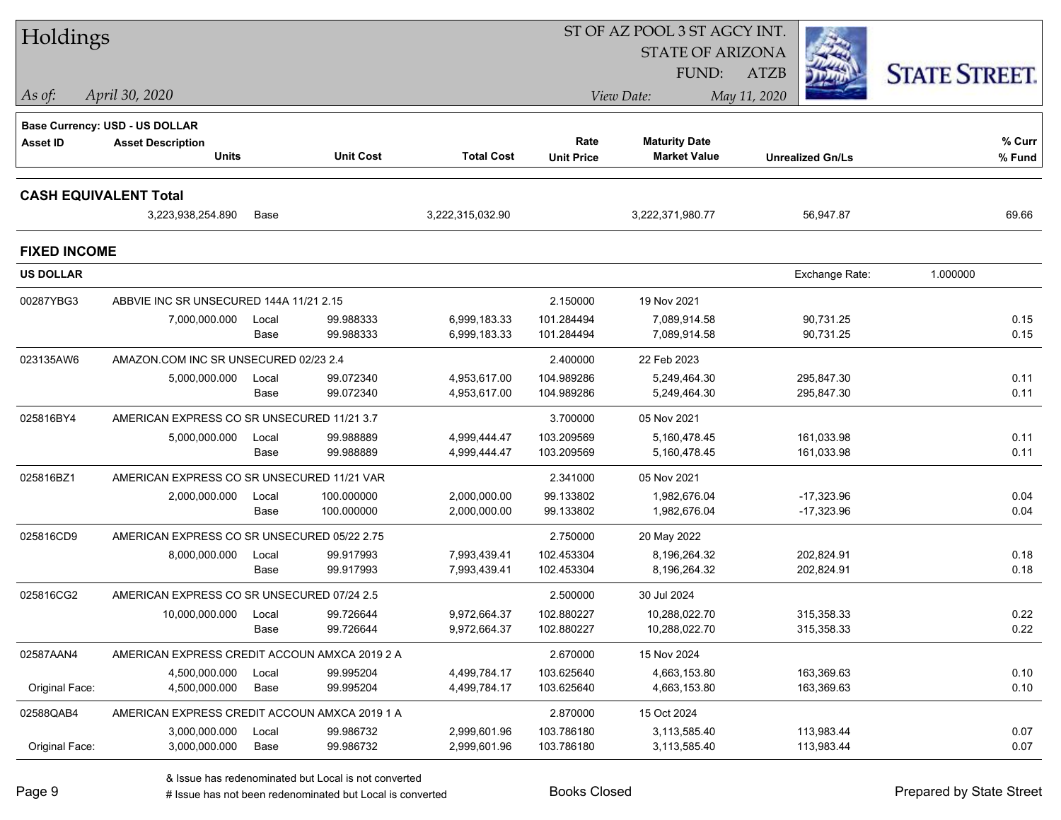# Holdings

ST OF AZ POOL 3 ST AGCY INT.
STATE OF ARIZONA
FUND: ATZB

*As of: April 30, 2020*

*View Date: May 11, 2020*

**Base Currency: USD - US DOLLAR**

| Asset ID | Asset Description / Units | | Unit Cost | Total Cost | Rate / Unit Price | Maturity Date / Market Value | Unrealized Gn/Ls | % Curr / % Fund |
|---|---|---|---|---|---|---|---|---|
| **CASH EQUIVALENT Total** | | | | | | | | |
| | 3,223,938,254.890 | Base | | 3,222,315,032.90 | | 3,222,371,980.77 | 56,947.87 | 69.66 |
| **FIXED INCOME** | | | | | | | | |
| **US DOLLAR** | | | | | | | Exchange Rate: 1.000000 | |
| 00287YBG3 | ABBVIE INC SR UNSECURED 144A 11/21 2.15 | | | | 2.150000 | 19 Nov 2021 | | |
| | 7,000,000.000 | Local | 99.988333 | 6,999,183.33 | 101.284494 | 7,089,914.58 | 90,731.25 | 0.15 |
| | | Base | 99.988333 | 6,999,183.33 | 101.284494 | 7,089,914.58 | 90,731.25 | 0.15 |
| 023135AW6 | AMAZON.COM INC SR UNSECURED 02/23 2.4 | | | | 2.400000 | 22 Feb 2023 | | |
| | 5,000,000.000 | Local | 99.072340 | 4,953,617.00 | 104.989286 | 5,249,464.30 | 295,847.30 | 0.11 |
| | | Base | 99.072340 | 4,953,617.00 | 104.989286 | 5,249,464.30 | 295,847.30 | 0.11 |
| 025816BY4 | AMERICAN EXPRESS CO SR UNSECURED 11/21 3.7 | | | | 3.700000 | 05 Nov 2021 | | |
| | 5,000,000.000 | Local | 99.988889 | 4,999,444.47 | 103.209569 | 5,160,478.45 | 161,033.98 | 0.11 |
| | | Base | 99.988889 | 4,999,444.47 | 103.209569 | 5,160,478.45 | 161,033.98 | 0.11 |
| 025816BZ1 | AMERICAN EXPRESS CO SR UNSECURED 11/21 VAR | | | | 2.341000 | 05 Nov 2021 | | |
| | 2,000,000.000 | Local | 100.000000 | 2,000,000.00 | 99.133802 | 1,982,676.04 | -17,323.96 | 0.04 |
| | | Base | 100.000000 | 2,000,000.00 | 99.133802 | 1,982,676.04 | -17,323.96 | 0.04 |
| 025816CD9 | AMERICAN EXPRESS CO SR UNSECURED 05/22 2.75 | | | | 2.750000 | 20 May 2022 | | |
| | 8,000,000.000 | Local | 99.917993 | 7,993,439.41 | 102.453304 | 8,196,264.32 | 202,824.91 | 0.18 |
| | | Base | 99.917993 | 7,993,439.41 | 102.453304 | 8,196,264.32 | 202,824.91 | 0.18 |
| 025816CG2 | AMERICAN EXPRESS CO SR UNSECURED 07/24 2.5 | | | | 2.500000 | 30 Jul 2024 | | |
| | 10,000,000.000 | Local | 99.726644 | 9,972,664.37 | 102.880227 | 10,288,022.70 | 315,358.33 | 0.22 |
| | | Base | 99.726644 | 9,972,664.37 | 102.880227 | 10,288,022.70 | 315,358.33 | 0.22 |
| 02587AAN4 | AMERICAN EXPRESS CREDIT ACCOUN AMXCA 2019 2 A | | | | 2.670000 | 15 Nov 2024 | | |
| | 4,500,000.000 | Local | 99.995204 | 4,499,784.17 | 103.625640 | 4,663,153.80 | 163,369.63 | 0.10 |
| Original Face: | 4,500,000.000 | Base | 99.995204 | 4,499,784.17 | 103.625640 | 4,663,153.80 | 163,369.63 | 0.10 |
| 02588QAB4 | AMERICAN EXPRESS CREDIT ACCOUN AMXCA 2019 1 A | | | | 2.870000 | 15 Oct 2024 | | |
| | 3,000,000.000 | Local | 99.986732 | 2,999,601.96 | 103.786180 | 3,113,585.40 | 113,983.44 | 0.07 |
| Original Face: | 3,000,000.000 | Base | 99.986732 | 2,999,601.96 | 103.786180 | 3,113,585.40 | 113,983.44 | 0.07 |

& Issue has redenominated but Local is not converted

# Issue has not been redenominated but Local is converted

Books Closed

Prepared by State Street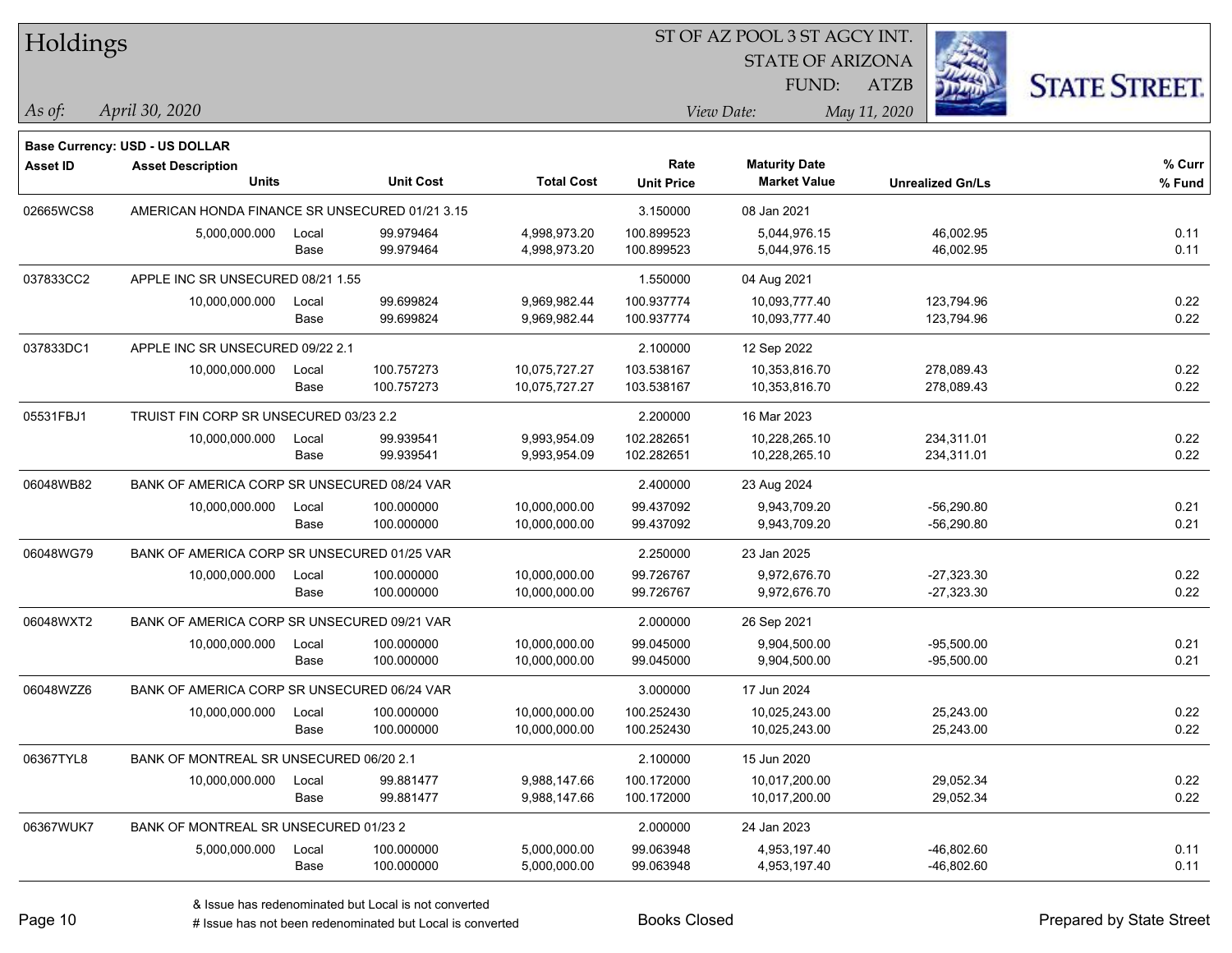# Holdings

ST OF AZ POOL 3 ST AGCY INT.
STATE OF ARIZONA
FUND: ATZB

*As of:* *April 30, 2020*
*View Date:* *May 11, 2020*

**Base Currency: USD - US DOLLAR**

| Asset ID | Asset Description / Units | | Unit Cost | Total Cost | Rate / Unit Price | Maturity Date / Market Value | Unrealized Gn/Ls | % Curr / % Fund |
|---|---|---|---|---|---|---|---|---|
| 02665WCS8 | AMERICAN HONDA FINANCE SR UNSECURED 01/21 3.15 | | | | 3.150000 | 08 Jan 2021 | | |
| | 5,000,000.000 | Local | 99.979464 | 4,998,973.20 | 100.899523 | 5,044,976.15 | 46,002.95 | 0.11 |
| | | Base | 99.979464 | 4,998,973.20 | 100.899523 | 5,044,976.15 | 46,002.95 | 0.11 |
| 037833CC2 | APPLE INC SR UNSECURED 08/21 1.55 | | | | 1.550000 | 04 Aug 2021 | | |
| | 10,000,000.000 | Local | 99.699824 | 9,969,982.44 | 100.937774 | 10,093,777.40 | 123,794.96 | 0.22 |
| | | Base | 99.699824 | 9,969,982.44 | 100.937774 | 10,093,777.40 | 123,794.96 | 0.22 |
| 037833DC1 | APPLE INC SR UNSECURED 09/22 2.1 | | | | 2.100000 | 12 Sep 2022 | | |
| | 10,000,000.000 | Local | 100.757273 | 10,075,727.27 | 103.538167 | 10,353,816.70 | 278,089.43 | 0.22 |
| | | Base | 100.757273 | 10,075,727.27 | 103.538167 | 10,353,816.70 | 278,089.43 | 0.22 |
| 05531FBJ1 | TRUIST FIN CORP SR UNSECURED 03/23 2.2 | | | | 2.200000 | 16 Mar 2023 | | |
| | 10,000,000.000 | Local | 99.939541 | 9,993,954.09 | 102.282651 | 10,228,265.10 | 234,311.01 | 0.22 |
| | | Base | 99.939541 | 9,993,954.09 | 102.282651 | 10,228,265.10 | 234,311.01 | 0.22 |
| 06048WB82 | BANK OF AMERICA CORP SR UNSECURED 08/24 VAR | | | | 2.400000 | 23 Aug 2024 | | |
| | 10,000,000.000 | Local | 100.000000 | 10,000,000.00 | 99.437092 | 9,943,709.20 | -56,290.80 | 0.21 |
| | | Base | 100.000000 | 10,000,000.00 | 99.437092 | 9,943,709.20 | -56,290.80 | 0.21 |
| 06048WG79 | BANK OF AMERICA CORP SR UNSECURED 01/25 VAR | | | | 2.250000 | 23 Jan 2025 | | |
| | 10,000,000.000 | Local | 100.000000 | 10,000,000.00 | 99.726767 | 9,972,676.70 | -27,323.30 | 0.22 |
| | | Base | 100.000000 | 10,000,000.00 | 99.726767 | 9,972,676.70 | -27,323.30 | 0.22 |
| 06048WXT2 | BANK OF AMERICA CORP SR UNSECURED 09/21 VAR | | | | 2.000000 | 26 Sep 2021 | | |
| | 10,000,000.000 | Local | 100.000000 | 10,000,000.00 | 99.045000 | 9,904,500.00 | -95,500.00 | 0.21 |
| | | Base | 100.000000 | 10,000,000.00 | 99.045000 | 9,904,500.00 | -95,500.00 | 0.21 |
| 06048WZZ6 | BANK OF AMERICA CORP SR UNSECURED 06/24 VAR | | | | 3.000000 | 17 Jun 2024 | | |
| | 10,000,000.000 | Local | 100.000000 | 10,000,000.00 | 100.252430 | 10,025,243.00 | 25,243.00 | 0.22 |
| | | Base | 100.000000 | 10,000,000.00 | 100.252430 | 10,025,243.00 | 25,243.00 | 0.22 |
| 06367TYL8 | BANK OF MONTREAL SR UNSECURED 06/20 2.1 | | | | 2.100000 | 15 Jun 2020 | | |
| | 10,000,000.000 | Local | 99.881477 | 9,988,147.66 | 100.172000 | 10,017,200.00 | 29,052.34 | 0.22 |
| | | Base | 99.881477 | 9,988,147.66 | 100.172000 | 10,017,200.00 | 29,052.34 | 0.22 |
| 06367WUK7 | BANK OF MONTREAL SR UNSECURED 01/23 2 | | | | 2.000000 | 24 Jan 2023 | | |
| | 5,000,000.000 | Local | 100.000000 | 5,000,000.00 | 99.063948 | 4,953,197.40 | -46,802.60 | 0.11 |
| | | Base | 100.000000 | 5,000,000.00 | 99.063948 | 4,953,197.40 | -46,802.60 | 0.11 |

& Issue has redenominated but Local is not converted
# Issue has not been redenominated but Local is converted

Books Closed

Prepared by State Street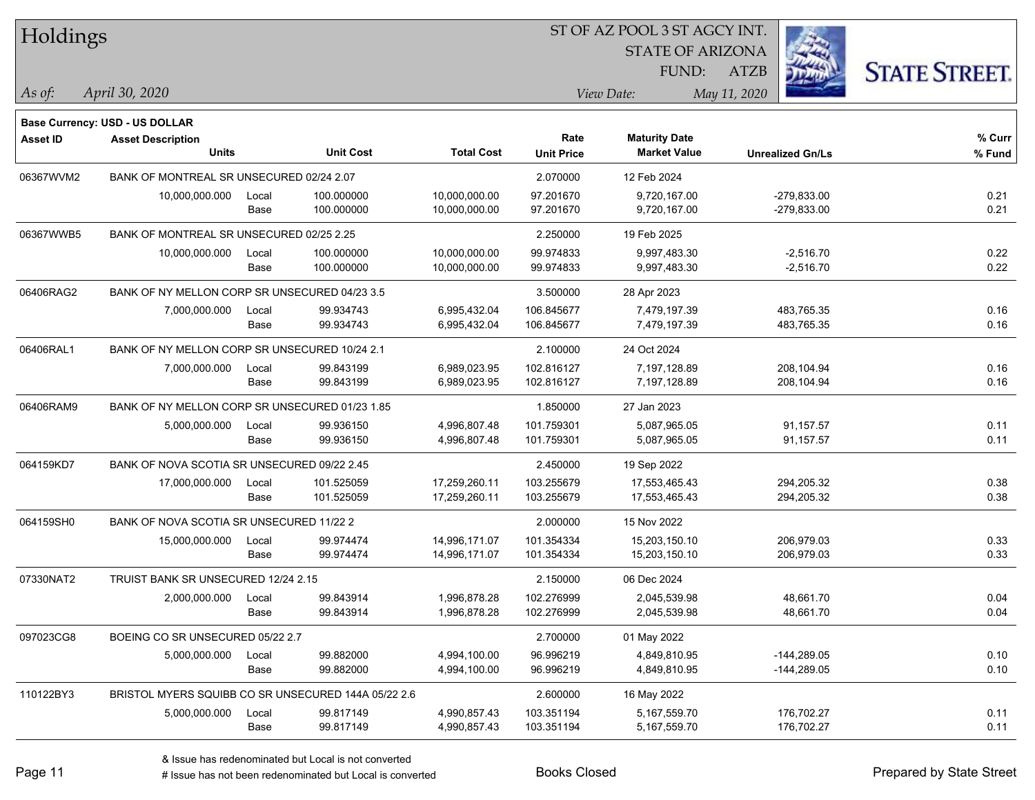# Holdings

ST OF AZ POOL 3 ST AGCY INT.
STATE OF ARIZONA
FUND: ATZB

*As of:* *April 30, 2020*

*View Date:* *May 11, 2020*

**Base Currency: USD - US DOLLAR**

| Asset ID | Asset Description / Units | | Unit Cost | Total Cost | Rate / Unit Price | Maturity Date / Market Value | Unrealized Gn/Ls | % Curr / % Fund |
|---|---|---|---|---|---|---|---|---|
| 06367WVM2 | BANK OF MONTREAL SR UNSECURED 02/24 2.07 | | | | 2.070000 | 12 Feb 2024 | | |
| | 10,000,000.000 | Local | 100.000000 | 10,000,000.00 | 97.201670 | 9,720,167.00 | -279,833.00 | 0.21 |
| | | Base | 100.000000 | 10,000,000.00 | 97.201670 | 9,720,167.00 | -279,833.00 | 0.21 |
| 06367WWB5 | BANK OF MONTREAL SR UNSECURED 02/25 2.25 | | | | 2.250000 | 19 Feb 2025 | | |
| | 10,000,000.000 | Local | 100.000000 | 10,000,000.00 | 99.974833 | 9,997,483.30 | -2,516.70 | 0.22 |
| | | Base | 100.000000 | 10,000,000.00 | 99.974833 | 9,997,483.30 | -2,516.70 | 0.22 |
| 06406RAG2 | BANK OF NY MELLON CORP SR UNSECURED 04/23 3.5 | | | | 3.500000 | 28 Apr 2023 | | |
| | 7,000,000.000 | Local | 99.934743 | 6,995,432.04 | 106.845677 | 7,479,197.39 | 483,765.35 | 0.16 |
| | | Base | 99.934743 | 6,995,432.04 | 106.845677 | 7,479,197.39 | 483,765.35 | 0.16 |
| 06406RAL1 | BANK OF NY MELLON CORP SR UNSECURED 10/24 2.1 | | | | 2.100000 | 24 Oct 2024 | | |
| | 7,000,000.000 | Local | 99.843199 | 6,989,023.95 | 102.816127 | 7,197,128.89 | 208,104.94 | 0.16 |
| | | Base | 99.843199 | 6,989,023.95 | 102.816127 | 7,197,128.89 | 208,104.94 | 0.16 |
| 06406RAM9 | BANK OF NY MELLON CORP SR UNSECURED 01/23 1.85 | | | | 1.850000 | 27 Jan 2023 | | |
| | 5,000,000.000 | Local | 99.936150 | 4,996,807.48 | 101.759301 | 5,087,965.05 | 91,157.57 | 0.11 |
| | | Base | 99.936150 | 4,996,807.48 | 101.759301 | 5,087,965.05 | 91,157.57 | 0.11 |
| 064159KD7 | BANK OF NOVA SCOTIA SR UNSECURED 09/22 2.45 | | | | 2.450000 | 19 Sep 2022 | | |
| | 17,000,000.000 | Local | 101.525059 | 17,259,260.11 | 103.255679 | 17,553,465.43 | 294,205.32 | 0.38 |
| | | Base | 101.525059 | 17,259,260.11 | 103.255679 | 17,553,465.43 | 294,205.32 | 0.38 |
| 064159SH0 | BANK OF NOVA SCOTIA SR UNSECURED 11/22 2 | | | | 2.000000 | 15 Nov 2022 | | |
| | 15,000,000.000 | Local | 99.974474 | 14,996,171.07 | 101.354334 | 15,203,150.10 | 206,979.03 | 0.33 |
| | | Base | 99.974474 | 14,996,171.07 | 101.354334 | 15,203,150.10 | 206,979.03 | 0.33 |
| 07330NAT2 | TRUIST BANK SR UNSECURED 12/24 2.15 | | | | 2.150000 | 06 Dec 2024 | | |
| | 2,000,000.000 | Local | 99.843914 | 1,996,878.28 | 102.276999 | 2,045,539.98 | 48,661.70 | 0.04 |
| | | Base | 99.843914 | 1,996,878.28 | 102.276999 | 2,045,539.98 | 48,661.70 | 0.04 |
| 097023CG8 | BOEING CO SR UNSECURED 05/22 2.7 | | | | 2.700000 | 01 May 2022 | | |
| | 5,000,000.000 | Local | 99.882000 | 4,994,100.00 | 96.996219 | 4,849,810.95 | -144,289.05 | 0.10 |
| | | Base | 99.882000 | 4,994,100.00 | 96.996219 | 4,849,810.95 | -144,289.05 | 0.10 |
| 110122BY3 | BRISTOL MYERS SQUIBB CO SR UNSECURED 144A 05/22 2.6 | | | | 2.600000 | 16 May 2022 | | |
| | 5,000,000.000 | Local | 99.817149 | 4,990,857.43 | 103.351194 | 5,167,559.70 | 176,702.27 | 0.11 |
| | | Base | 99.817149 | 4,990,857.43 | 103.351194 | 5,167,559.70 | 176,702.27 | 0.11 |

& Issue has redenominated but Local is not converted
# Issue has not been redenominated but Local is converted

Books Closed

Prepared by State Street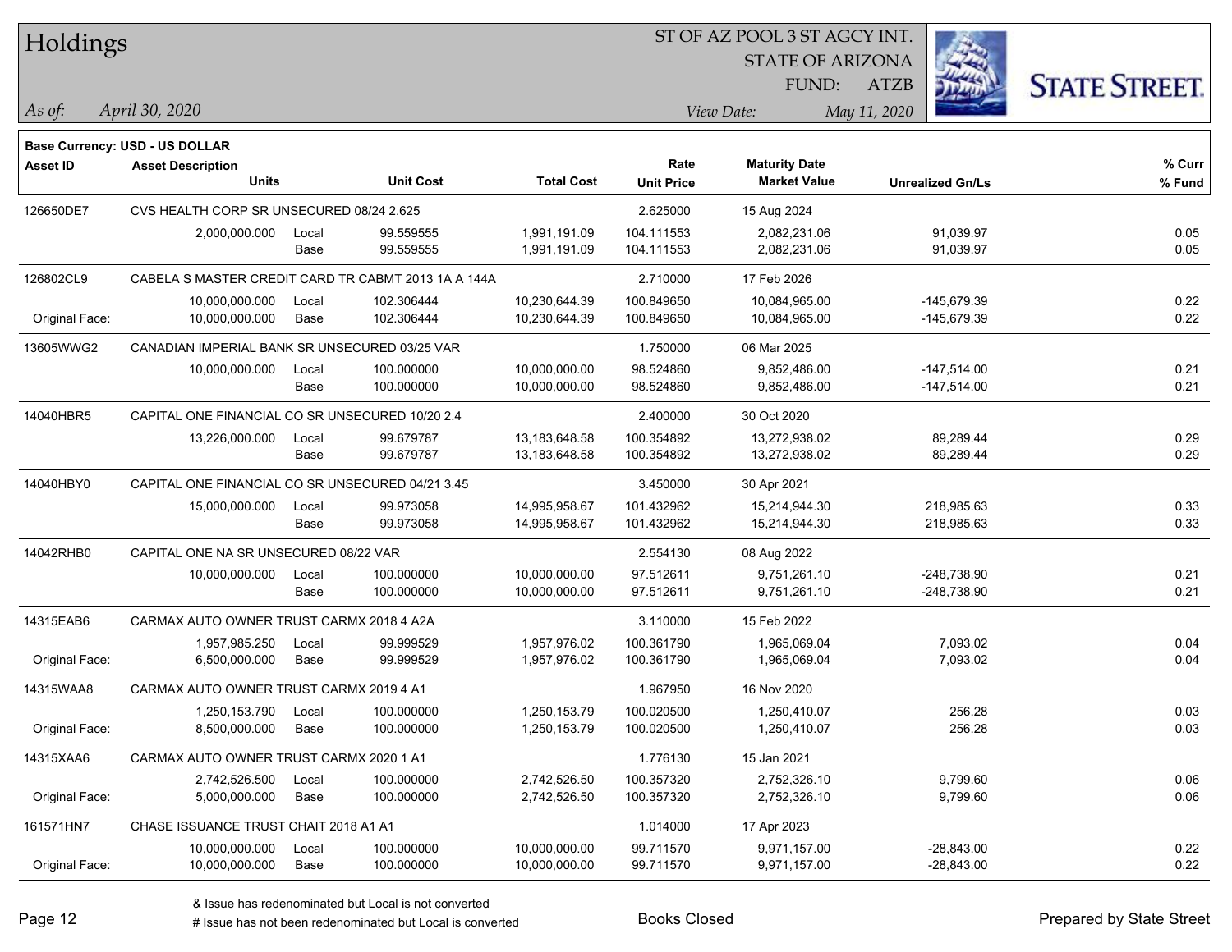# Holdings

ST OF AZ POOL 3 ST AGCY INT.
STATE OF ARIZONA
FUND: ATZB

*As of:* *April 30, 2020*

*View Date:* *May 11, 2020*

**Base Currency: USD - US DOLLAR**

| Asset ID | Asset Description / Units | | Unit Cost | Total Cost | Rate / Unit Price | Maturity Date / Market Value | Unrealized Gn/Ls | % Curr / % Fund |
|---|---|---|---|---|---|---|---|---|
| 126650DE7 | CVS HEALTH CORP SR UNSECURED 08/24 2.625 | | | | 2.625000 | 15 Aug 2024 | | |
| | 2,000,000.000 | Local | 99.559555 | 1,991,191.09 | 104.111553 | 2,082,231.06 | 91,039.97 | 0.05 |
| | | Base | 99.559555 | 1,991,191.09 | 104.111553 | 2,082,231.06 | 91,039.97 | 0.05 |
| 126802CL9 | CABELA S MASTER CREDIT CARD TR CABMT 2013 1A A 144A | | | | 2.710000 | 17 Feb 2026 | | |
| | 10,000,000.000 | Local | 102.306444 | 10,230,644.39 | 100.849650 | 10,084,965.00 | -145,679.39 | 0.22 |
| Original Face: | 10,000,000.000 | Base | 102.306444 | 10,230,644.39 | 100.849650 | 10,084,965.00 | -145,679.39 | 0.22 |
| 13605WWG2 | CANADIAN IMPERIAL BANK SR UNSECURED 03/25 VAR | | | | 1.750000 | 06 Mar 2025 | | |
| | 10,000,000.000 | Local | 100.000000 | 10,000,000.00 | 98.524860 | 9,852,486.00 | -147,514.00 | 0.21 |
| | | Base | 100.000000 | 10,000,000.00 | 98.524860 | 9,852,486.00 | -147,514.00 | 0.21 |
| 14040HBR5 | CAPITAL ONE FINANCIAL CO SR UNSECURED 10/20 2.4 | | | | 2.400000 | 30 Oct 2020 | | |
| | 13,226,000.000 | Local | 99.679787 | 13,183,648.58 | 100.354892 | 13,272,938.02 | 89,289.44 | 0.29 |
| | | Base | 99.679787 | 13,183,648.58 | 100.354892 | 13,272,938.02 | 89,289.44 | 0.29 |
| 14040HBY0 | CAPITAL ONE FINANCIAL CO SR UNSECURED 04/21 3.45 | | | | 3.450000 | 30 Apr 2021 | | |
| | 15,000,000.000 | Local | 99.973058 | 14,995,958.67 | 101.432962 | 15,214,944.30 | 218,985.63 | 0.33 |
| | | Base | 99.973058 | 14,995,958.67 | 101.432962 | 15,214,944.30 | 218,985.63 | 0.33 |
| 14042RHB0 | CAPITAL ONE NA SR UNSECURED 08/22 VAR | | | | 2.554130 | 08 Aug 2022 | | |
| | 10,000,000.000 | Local | 100.000000 | 10,000,000.00 | 97.512611 | 9,751,261.10 | -248,738.90 | 0.21 |
| | | Base | 100.000000 | 10,000,000.00 | 97.512611 | 9,751,261.10 | -248,738.90 | 0.21 |
| 14315EAB6 | CARMAX AUTO OWNER TRUST CARMX 2018 4 A2A | | | | 3.110000 | 15 Feb 2022 | | |
| | 1,957,985.250 | Local | 99.999529 | 1,957,976.02 | 100.361790 | 1,965,069.04 | 7,093.02 | 0.04 |
| Original Face: | 6,500,000.000 | Base | 99.999529 | 1,957,976.02 | 100.361790 | 1,965,069.04 | 7,093.02 | 0.04 |
| 14315WAA8 | CARMAX AUTO OWNER TRUST CARMX 2019 4 A1 | | | | 1.967950 | 16 Nov 2020 | | |
| | 1,250,153.790 | Local | 100.000000 | 1,250,153.79 | 100.020500 | 1,250,410.07 | 256.28 | 0.03 |
| Original Face: | 8,500,000.000 | Base | 100.000000 | 1,250,153.79 | 100.020500 | 1,250,410.07 | 256.28 | 0.03 |
| 14315XAA6 | CARMAX AUTO OWNER TRUST CARMX 2020 1 A1 | | | | 1.776130 | 15 Jan 2021 | | |
| | 2,742,526.500 | Local | 100.000000 | 2,742,526.50 | 100.357320 | 2,752,326.10 | 9,799.60 | 0.06 |
| Original Face: | 5,000,000.000 | Base | 100.000000 | 2,742,526.50 | 100.357320 | 2,752,326.10 | 9,799.60 | 0.06 |
| 161571HN7 | CHASE ISSUANCE TRUST CHAIT 2018 A1 A1 | | | | 1.014000 | 17 Apr 2023 | | |
| | 10,000,000.000 | Local | 100.000000 | 10,000,000.00 | 99.711570 | 9,971,157.00 | -28,843.00 | 0.22 |
| Original Face: | 10,000,000.000 | Base | 100.000000 | 10,000,000.00 | 99.711570 | 9,971,157.00 | -28,843.00 | 0.22 |

& Issue has redenominated but Local is not converted
# Issue has not been redenominated but Local is converted

Books Closed

Prepared by State Street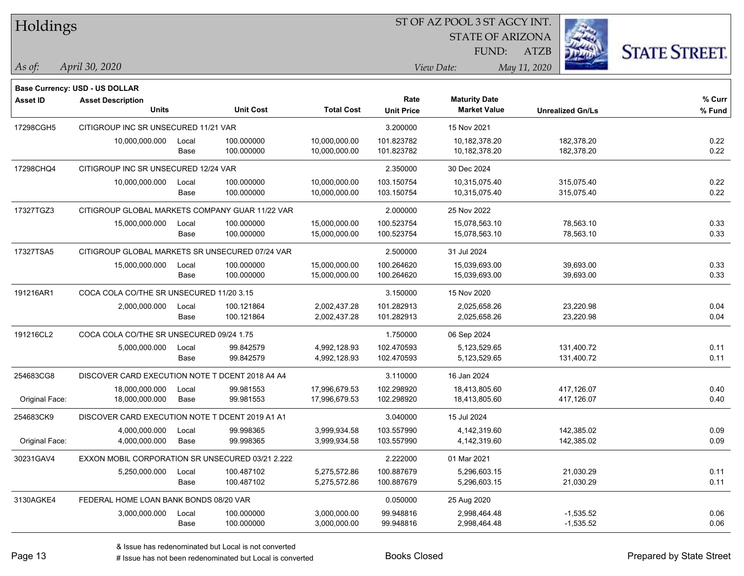# Holdings

ST OF AZ POOL 3 ST AGCY INT.
STATE OF ARIZONA
FUND: ATZB

*As of:* *April 30, 2020*
*View Date:* *May 11, 2020*

**Base Currency: USD - US DOLLAR**

| Asset ID | Asset Description / Units | | Unit Cost | Total Cost | Rate / Unit Price | Maturity Date / Market Value | Unrealized Gn/Ls | % Curr / % Fund |
|---|---|---|---|---|---|---|---|---|
| 17298CGH5 | CITIGROUP INC SR UNSECURED 11/21 VAR | | | | 3.200000 | 15 Nov 2021 | | |
| | 10,000,000.000 | Local | 100.000000 | 10,000,000.00 | 101.823782 | 10,182,378.20 | 182,378.20 | 0.22 |
| | | Base | 100.000000 | 10,000,000.00 | 101.823782 | 10,182,378.20 | 182,378.20 | 0.22 |
| 17298CHQ4 | CITIGROUP INC SR UNSECURED 12/24 VAR | | | | 2.350000 | 30 Dec 2024 | | |
| | 10,000,000.000 | Local | 100.000000 | 10,000,000.00 | 103.150754 | 10,315,075.40 | 315,075.40 | 0.22 |
| | | Base | 100.000000 | 10,000,000.00 | 103.150754 | 10,315,075.40 | 315,075.40 | 0.22 |
| 17327TGZ3 | CITIGROUP GLOBAL MARKETS COMPANY GUAR 11/22 VAR | | | | 2.000000 | 25 Nov 2022 | | |
| | 15,000,000.000 | Local | 100.000000 | 15,000,000.00 | 100.523754 | 15,078,563.10 | 78,563.10 | 0.33 |
| | | Base | 100.000000 | 15,000,000.00 | 100.523754 | 15,078,563.10 | 78,563.10 | 0.33 |
| 17327TSA5 | CITIGROUP GLOBAL MARKETS SR UNSECURED 07/24 VAR | | | | 2.500000 | 31 Jul 2024 | | |
| | 15,000,000.000 | Local | 100.000000 | 15,000,000.00 | 100.264620 | 15,039,693.00 | 39,693.00 | 0.33 |
| | | Base | 100.000000 | 15,000,000.00 | 100.264620 | 15,039,693.00 | 39,693.00 | 0.33 |
| 191216AR1 | COCA COLA CO/THE SR UNSECURED 11/20 3.15 | | | | 3.150000 | 15 Nov 2020 | | |
| | 2,000,000.000 | Local | 100.121864 | 2,002,437.28 | 101.282913 | 2,025,658.26 | 23,220.98 | 0.04 |
| | | Base | 100.121864 | 2,002,437.28 | 101.282913 | 2,025,658.26 | 23,220.98 | 0.04 |
| 191216CL2 | COCA COLA CO/THE SR UNSECURED 09/24 1.75 | | | | 1.750000 | 06 Sep 2024 | | |
| | 5,000,000.000 | Local | 99.842579 | 4,992,128.93 | 102.470593 | 5,123,529.65 | 131,400.72 | 0.11 |
| | | Base | 99.842579 | 4,992,128.93 | 102.470593 | 5,123,529.65 | 131,400.72 | 0.11 |
| 254683CG8 | DISCOVER CARD EXECUTION NOTE T DCENT 2018 A4 A4 | | | | 3.110000 | 16 Jan 2024 | | |
| | 18,000,000.000 | Local | 99.981553 | 17,996,679.53 | 102.298920 | 18,413,805.60 | 417,126.07 | 0.40 |
| Original Face: | 18,000,000.000 | Base | 99.981553 | 17,996,679.53 | 102.298920 | 18,413,805.60 | 417,126.07 | 0.40 |
| 254683CK9 | DISCOVER CARD EXECUTION NOTE T DCENT 2019 A1 A1 | | | | 3.040000 | 15 Jul 2024 | | |
| | 4,000,000.000 | Local | 99.998365 | 3,999,934.58 | 103.557990 | 4,142,319.60 | 142,385.02 | 0.09 |
| Original Face: | 4,000,000.000 | Base | 99.998365 | 3,999,934.58 | 103.557990 | 4,142,319.60 | 142,385.02 | 0.09 |
| 30231GAV4 | EXXON MOBIL CORPORATION SR UNSECURED 03/21 2.222 | | | | 2.222000 | 01 Mar 2021 | | |
| | 5,250,000.000 | Local | 100.487102 | 5,275,572.86 | 100.887679 | 5,296,603.15 | 21,030.29 | 0.11 |
| | | Base | 100.487102 | 5,275,572.86 | 100.887679 | 5,296,603.15 | 21,030.29 | 0.11 |
| 3130AGKE4 | FEDERAL HOME LOAN BANK BONDS 08/20 VAR | | | | 0.050000 | 25 Aug 2020 | | |
| | 3,000,000.000 | Local | 100.000000 | 3,000,000.00 | 99.948816 | 2,998,464.48 | -1,535.52 | 0.06 |
| | | Base | 100.000000 | 3,000,000.00 | 99.948816 | 2,998,464.48 | -1,535.52 | 0.06 |

& Issue has redenominated but Local is not converted
# Issue has not been redenominated but Local is converted

Books Closed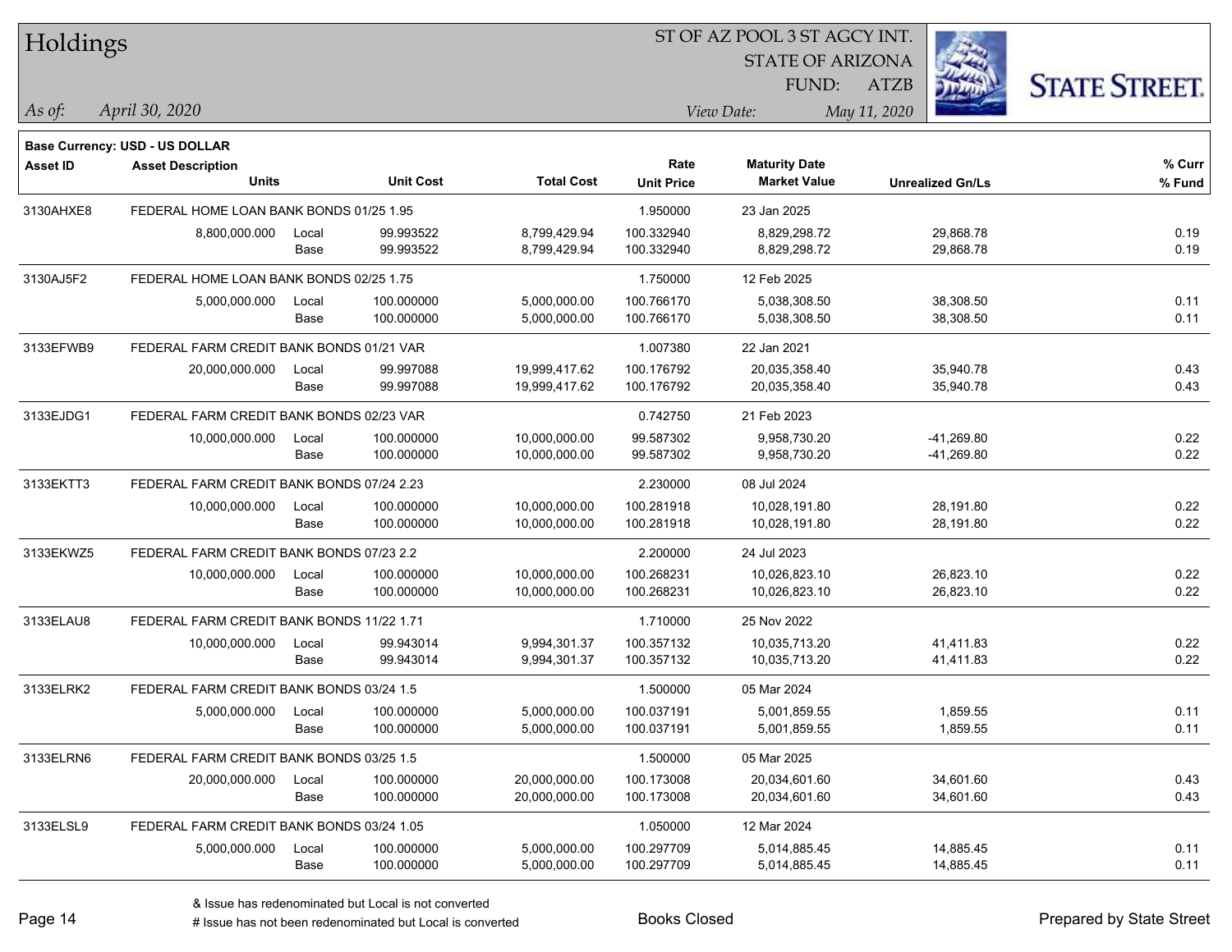# Holdings

ST OF AZ POOL 3 ST AGCY INT.
STATE OF ARIZONA
FUND: ATZB

*As of:* *April 30, 2020*

*View Date:* *May 11, 2020*

**Base Currency: USD - US DOLLAR**

| Asset ID | Asset Description / Units | | Unit Cost | Total Cost | Rate / Unit Price | Maturity Date / Market Value | Unrealized Gn/Ls | % Curr / % Fund |
|---|---|---|---|---|---|---|---|---|
| 3130AHXE8 | FEDERAL HOME LOAN BANK BONDS 01/25 1.95 | | | | 1.950000 | 23 Jan 2025 | | |
| | 8,800,000.000 | Local | 99.993522 | 8,799,429.94 | 100.332940 | 8,829,298.72 | 29,868.78 | 0.19 |
| | | Base | 99.993522 | 8,799,429.94 | 100.332940 | 8,829,298.72 | 29,868.78 | 0.19 |
| 3130AJ5F2 | FEDERAL HOME LOAN BANK BONDS 02/25 1.75 | | | | 1.750000 | 12 Feb 2025 | | |
| | 5,000,000.000 | Local | 100.000000 | 5,000,000.00 | 100.766170 | 5,038,308.50 | 38,308.50 | 0.11 |
| | | Base | 100.000000 | 5,000,000.00 | 100.766170 | 5,038,308.50 | 38,308.50 | 0.11 |
| 3133EFWB9 | FEDERAL FARM CREDIT BANK BONDS 01/21 VAR | | | | 1.007380 | 22 Jan 2021 | | |
| | 20,000,000.000 | Local | 99.997088 | 19,999,417.62 | 100.176792 | 20,035,358.40 | 35,940.78 | 0.43 |
| | | Base | 99.997088 | 19,999,417.62 | 100.176792 | 20,035,358.40 | 35,940.78 | 0.43 |
| 3133EJDG1 | FEDERAL FARM CREDIT BANK BONDS 02/23 VAR | | | | 0.742750 | 21 Feb 2023 | | |
| | 10,000,000.000 | Local | 100.000000 | 10,000,000.00 | 99.587302 | 9,958,730.20 | -41,269.80 | 0.22 |
| | | Base | 100.000000 | 10,000,000.00 | 99.587302 | 9,958,730.20 | -41,269.80 | 0.22 |
| 3133EKTT3 | FEDERAL FARM CREDIT BANK BONDS 07/24 2.23 | | | | 2.230000 | 08 Jul 2024 | | |
| | 10,000,000.000 | Local | 100.000000 | 10,000,000.00 | 100.281918 | 10,028,191.80 | 28,191.80 | 0.22 |
| | | Base | 100.000000 | 10,000,000.00 | 100.281918 | 10,028,191.80 | 28,191.80 | 0.22 |
| 3133EKWZ5 | FEDERAL FARM CREDIT BANK BONDS 07/23 2.2 | | | | 2.200000 | 24 Jul 2023 | | |
| | 10,000,000.000 | Local | 100.000000 | 10,000,000.00 | 100.268231 | 10,026,823.10 | 26,823.10 | 0.22 |
| | | Base | 100.000000 | 10,000,000.00 | 100.268231 | 10,026,823.10 | 26,823.10 | 0.22 |
| 3133ELAU8 | FEDERAL FARM CREDIT BANK BONDS 11/22 1.71 | | | | 1.710000 | 25 Nov 2022 | | |
| | 10,000,000.000 | Local | 99.943014 | 9,994,301.37 | 100.357132 | 10,035,713.20 | 41,411.83 | 0.22 |
| | | Base | 99.943014 | 9,994,301.37 | 100.357132 | 10,035,713.20 | 41,411.83 | 0.22 |
| 3133ELRK2 | FEDERAL FARM CREDIT BANK BONDS 03/24 1.5 | | | | 1.500000 | 05 Mar 2024 | | |
| | 5,000,000.000 | Local | 100.000000 | 5,000,000.00 | 100.037191 | 5,001,859.55 | 1,859.55 | 0.11 |
| | | Base | 100.000000 | 5,000,000.00 | 100.037191 | 5,001,859.55 | 1,859.55 | 0.11 |
| 3133ELRN6 | FEDERAL FARM CREDIT BANK BONDS 03/25 1.5 | | | | 1.500000 | 05 Mar 2025 | | |
| | 20,000,000.000 | Local | 100.000000 | 20,000,000.00 | 100.173008 | 20,034,601.60 | 34,601.60 | 0.43 |
| | | Base | 100.000000 | 20,000,000.00 | 100.173008 | 20,034,601.60 | 34,601.60 | 0.43 |
| 3133ELSL9 | FEDERAL FARM CREDIT BANK BONDS 03/24 1.05 | | | | 1.050000 | 12 Mar 2024 | | |
| | 5,000,000.000 | Local | 100.000000 | 5,000,000.00 | 100.297709 | 5,014,885.45 | 14,885.45 | 0.11 |
| | | Base | 100.000000 | 5,000,000.00 | 100.297709 | 5,014,885.45 | 14,885.45 | 0.11 |

& Issue has redenominated but Local is not converted
# Issue has not been redenominated but Local is converted

Books Closed

Prepared by State Street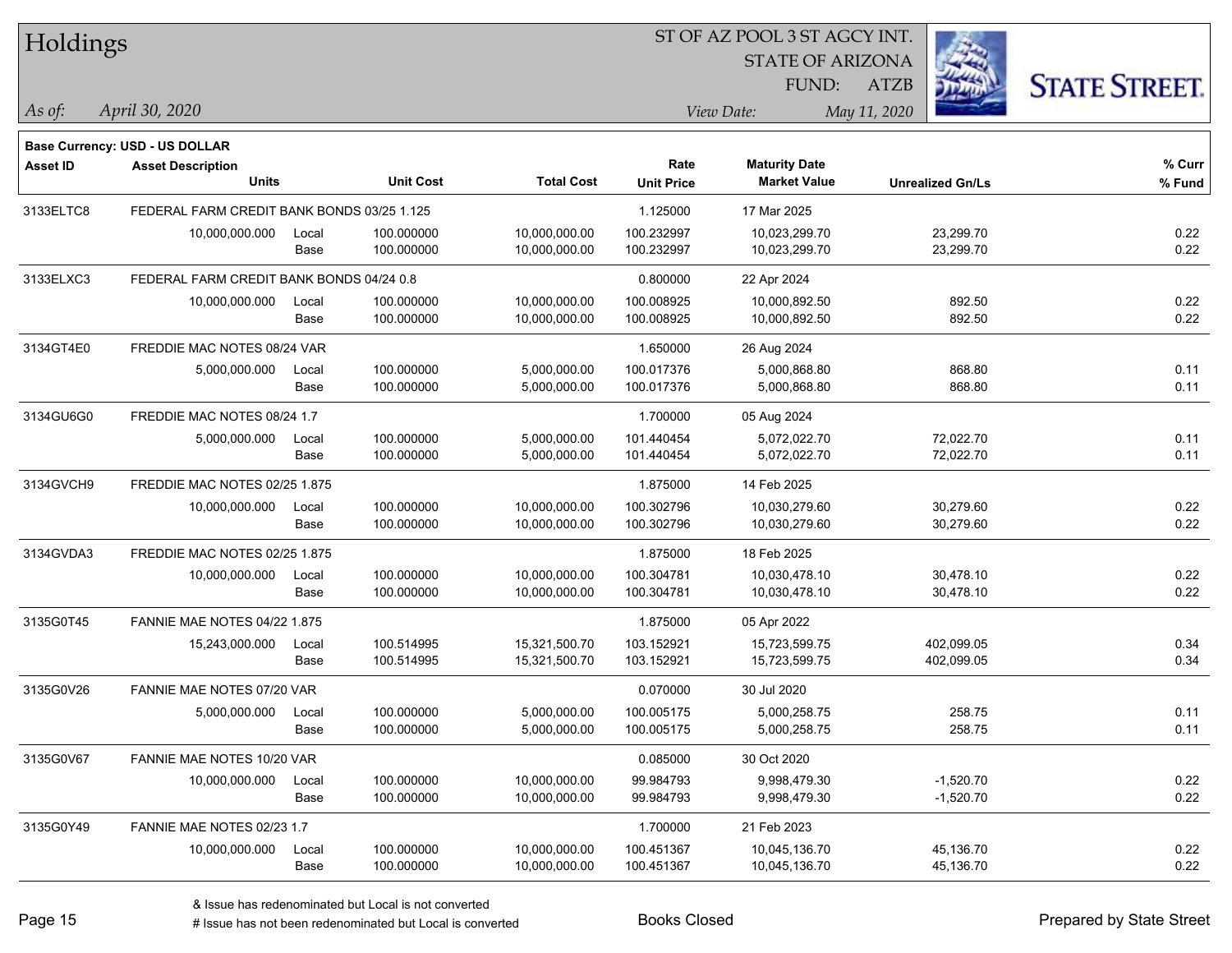# Holdings

ST OF AZ POOL 3 ST AGCY INT.
STATE OF ARIZONA
FUND: ATZB

*As of: April 30, 2020*

*View Date: May 11, 2020*

**Base Currency: USD - US DOLLAR**

| Asset ID | Asset Description / Units | | Unit Cost | Total Cost | Rate / Unit Price | Maturity Date / Market Value | Unrealized Gn/Ls | % Curr / % Fund |
|---|---|---|---|---|---|---|---|---|
| 3133ELTC8 | FEDERAL FARM CREDIT BANK BONDS 03/25 1.125 | | | | 1.125000 | 17 Mar 2025 | | |
| | 10,000,000.000 | Local | 100.000000 | 10,000,000.00 | 100.232997 | 10,023,299.70 | 23,299.70 | 0.22 |
| | | Base | 100.000000 | 10,000,000.00 | 100.232997 | 10,023,299.70 | 23,299.70 | 0.22 |
| 3133ELXC3 | FEDERAL FARM CREDIT BANK BONDS 04/24 0.8 | | | | 0.800000 | 22 Apr 2024 | | |
| | 10,000,000.000 | Local | 100.000000 | 10,000,000.00 | 100.008925 | 10,000,892.50 | 892.50 | 0.22 |
| | | Base | 100.000000 | 10,000,000.00 | 100.008925 | 10,000,892.50 | 892.50 | 0.22 |
| 3134GT4E0 | FREDDIE MAC NOTES 08/24 VAR | | | | 1.650000 | 26 Aug 2024 | | |
| | 5,000,000.000 | Local | 100.000000 | 5,000,000.00 | 100.017376 | 5,000,868.80 | 868.80 | 0.11 |
| | | Base | 100.000000 | 5,000,000.00 | 100.017376 | 5,000,868.80 | 868.80 | 0.11 |
| 3134GU6G0 | FREDDIE MAC NOTES 08/24 1.7 | | | | 1.700000 | 05 Aug 2024 | | |
| | 5,000,000.000 | Local | 100.000000 | 5,000,000.00 | 101.440454 | 5,072,022.70 | 72,022.70 | 0.11 |
| | | Base | 100.000000 | 5,000,000.00 | 101.440454 | 5,072,022.70 | 72,022.70 | 0.11 |
| 3134GVCH9 | FREDDIE MAC NOTES 02/25 1.875 | | | | 1.875000 | 14 Feb 2025 | | |
| | 10,000,000.000 | Local | 100.000000 | 10,000,000.00 | 100.302796 | 10,030,279.60 | 30,279.60 | 0.22 |
| | | Base | 100.000000 | 10,000,000.00 | 100.302796 | 10,030,279.60 | 30,279.60 | 0.22 |
| 3134GVDA3 | FREDDIE MAC NOTES 02/25 1.875 | | | | 1.875000 | 18 Feb 2025 | | |
| | 10,000,000.000 | Local | 100.000000 | 10,000,000.00 | 100.304781 | 10,030,478.10 | 30,478.10 | 0.22 |
| | | Base | 100.000000 | 10,000,000.00 | 100.304781 | 10,030,478.10 | 30,478.10 | 0.22 |
| 3135G0T45 | FANNIE MAE NOTES 04/22 1.875 | | | | 1.875000 | 05 Apr 2022 | | |
| | 15,243,000.000 | Local | 100.514995 | 15,321,500.70 | 103.152921 | 15,723,599.75 | 402,099.05 | 0.34 |
| | | Base | 100.514995 | 15,321,500.70 | 103.152921 | 15,723,599.75 | 402,099.05 | 0.34 |
| 3135G0V26 | FANNIE MAE NOTES 07/20 VAR | | | | 0.070000 | 30 Jul 2020 | | |
| | 5,000,000.000 | Local | 100.000000 | 5,000,000.00 | 100.005175 | 5,000,258.75 | 258.75 | 0.11 |
| | | Base | 100.000000 | 5,000,000.00 | 100.005175 | 5,000,258.75 | 258.75 | 0.11 |
| 3135G0V67 | FANNIE MAE NOTES 10/20 VAR | | | | 0.085000 | 30 Oct 2020 | | |
| | 10,000,000.000 | Local | 100.000000 | 10,000,000.00 | 99.984793 | 9,998,479.30 | -1,520.70 | 0.22 |
| | | Base | 100.000000 | 10,000,000.00 | 99.984793 | 9,998,479.30 | -1,520.70 | 0.22 |
| 3135G0Y49 | FANNIE MAE NOTES 02/23 1.7 | | | | 1.700000 | 21 Feb 2023 | | |
| | 10,000,000.000 | Local | 100.000000 | 10,000,000.00 | 100.451367 | 10,045,136.70 | 45,136.70 | 0.22 |
| | | Base | 100.000000 | 10,000,000.00 | 100.451367 | 10,045,136.70 | 45,136.70 | 0.22 |

& Issue has redenominated but Local is not converted
# Issue has not been redenominated but Local is converted

Books Closed

Prepared by State Street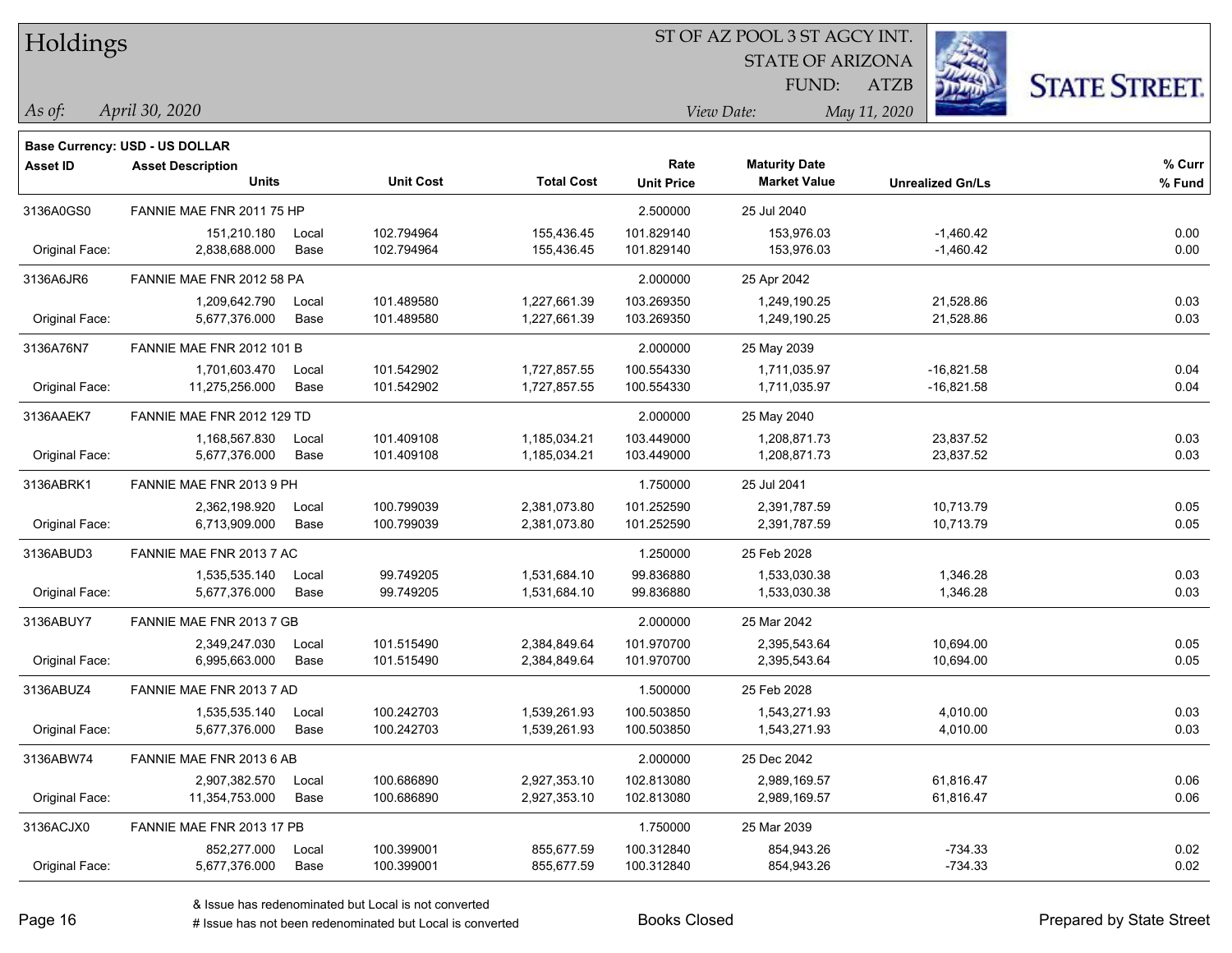# Holdings

ST OF AZ POOL 3 ST AGCY INT.
STATE OF ARIZONA
FUND: ATZB

*As of: April 30, 2020*

*View Date: May 11, 2020*

**Base Currency: USD - US DOLLAR**

| Asset ID | Asset Description / Units | | Unit Cost | Total Cost | Rate / Unit Price | Maturity Date / Market Value | Unrealized Gn/Ls | % Curr / % Fund |
|---|---|---|---|---|---|---|---|---|
| 3136A0GS0 | FANNIE MAE FNR 2011 75 HP | | | | 2.500000 | 25 Jul 2040 | | |
| | 151,210.180 | Local | 102.794964 | 155,436.45 | 101.829140 | 153,976.03 | -1,460.42 | 0.00 |
| Original Face: | 2,838,688.000 | Base | 102.794964 | 155,436.45 | 101.829140 | 153,976.03 | -1,460.42 | 0.00 |
| 3136A6JR6 | FANNIE MAE FNR 2012 58 PA | | | | 2.000000 | 25 Apr 2042 | | |
| | 1,209,642.790 | Local | 101.489580 | 1,227,661.39 | 103.269350 | 1,249,190.25 | 21,528.86 | 0.03 |
| Original Face: | 5,677,376.000 | Base | 101.489580 | 1,227,661.39 | 103.269350 | 1,249,190.25 | 21,528.86 | 0.03 |
| 3136A76N7 | FANNIE MAE FNR 2012 101 B | | | | 2.000000 | 25 May 2039 | | |
| | 1,701,603.470 | Local | 101.542902 | 1,727,857.55 | 100.554330 | 1,711,035.97 | -16,821.58 | 0.04 |
| Original Face: | 11,275,256.000 | Base | 101.542902 | 1,727,857.55 | 100.554330 | 1,711,035.97 | -16,821.58 | 0.04 |
| 3136AAEK7 | FANNIE MAE FNR 2012 129 TD | | | | 2.000000 | 25 May 2040 | | |
| | 1,168,567.830 | Local | 101.409108 | 1,185,034.21 | 103.449000 | 1,208,871.73 | 23,837.52 | 0.03 |
| Original Face: | 5,677,376.000 | Base | 101.409108 | 1,185,034.21 | 103.449000 | 1,208,871.73 | 23,837.52 | 0.03 |
| 3136ABRK1 | FANNIE MAE FNR 2013 9 PH | | | | 1.750000 | 25 Jul 2041 | | |
| | 2,362,198.920 | Local | 100.799039 | 2,381,073.80 | 101.252590 | 2,391,787.59 | 10,713.79 | 0.05 |
| Original Face: | 6,713,909.000 | Base | 100.799039 | 2,381,073.80 | 101.252590 | 2,391,787.59 | 10,713.79 | 0.05 |
| 3136ABUD3 | FANNIE MAE FNR 2013 7 AC | | | | 1.250000 | 25 Feb 2028 | | |
| | 1,535,535.140 | Local | 99.749205 | 1,531,684.10 | 99.836880 | 1,533,030.38 | 1,346.28 | 0.03 |
| Original Face: | 5,677,376.000 | Base | 99.749205 | 1,531,684.10 | 99.836880 | 1,533,030.38 | 1,346.28 | 0.03 |
| 3136ABUY7 | FANNIE MAE FNR 2013 7 GB | | | | 2.000000 | 25 Mar 2042 | | |
| | 2,349,247.030 | Local | 101.515490 | 2,384,849.64 | 101.970700 | 2,395,543.64 | 10,694.00 | 0.05 |
| Original Face: | 6,995,663.000 | Base | 101.515490 | 2,384,849.64 | 101.970700 | 2,395,543.64 | 10,694.00 | 0.05 |
| 3136ABUZ4 | FANNIE MAE FNR 2013 7 AD | | | | 1.500000 | 25 Feb 2028 | | |
| | 1,535,535.140 | Local | 100.242703 | 1,539,261.93 | 100.503850 | 1,543,271.93 | 4,010.00 | 0.03 |
| Original Face: | 5,677,376.000 | Base | 100.242703 | 1,539,261.93 | 100.503850 | 1,543,271.93 | 4,010.00 | 0.03 |
| 3136ABW74 | FANNIE MAE FNR 2013 6 AB | | | | 2.000000 | 25 Dec 2042 | | |
| | 2,907,382.570 | Local | 100.686890 | 2,927,353.10 | 102.813080 | 2,989,169.57 | 61,816.47 | 0.06 |
| Original Face: | 11,354,753.000 | Base | 100.686890 | 2,927,353.10 | 102.813080 | 2,989,169.57 | 61,816.47 | 0.06 |
| 3136ACJX0 | FANNIE MAE FNR 2013 17 PB | | | | 1.750000 | 25 Mar 2039 | | |
| | 852,277.000 | Local | 100.399001 | 855,677.59 | 100.312840 | 854,943.26 | -734.33 | 0.02 |
| Original Face: | 5,677,376.000 | Base | 100.399001 | 855,677.59 | 100.312840 | 854,943.26 | -734.33 | 0.02 |

& Issue has redenominated but Local is not converted

# Issue has not been redenominated but Local is converted

Books Closed

Prepared by State Street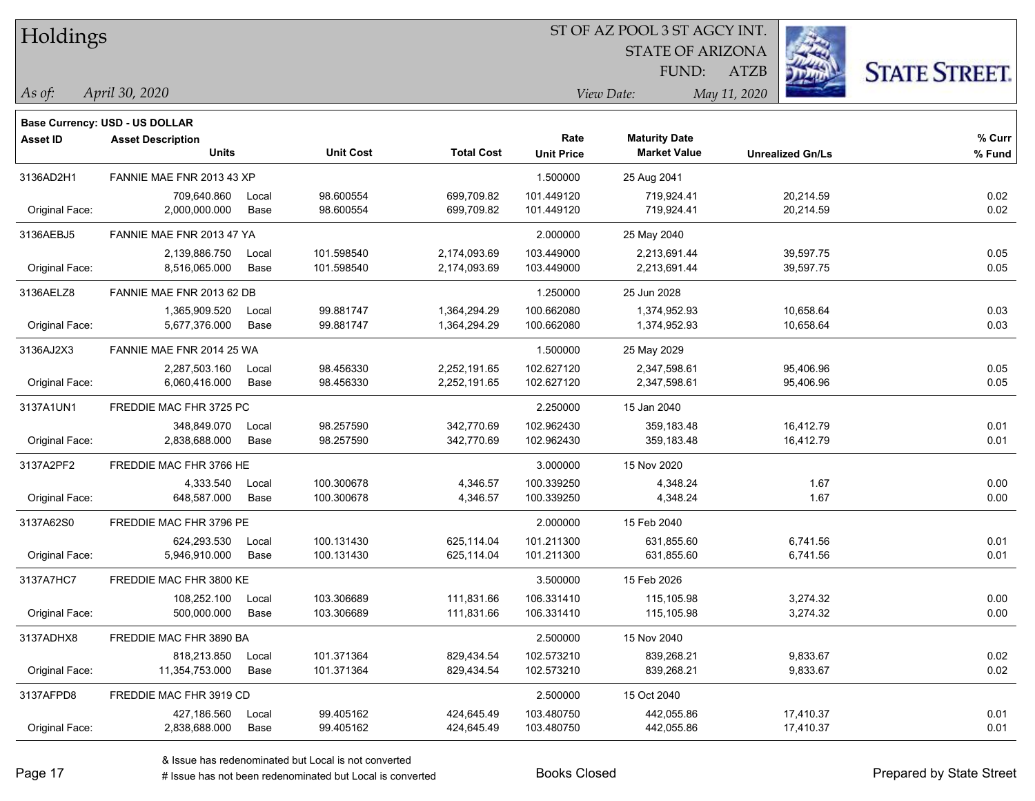# Holdings

ST OF AZ POOL 3 ST AGCY INT.
STATE OF ARIZONA
FUND: ATZB

*As of:* *April 30, 2020*

*View Date:* *May 11, 2020*

**Base Currency: USD - US DOLLAR**

| Asset ID | Asset Description / Units | | Unit Cost | Total Cost | Rate / Unit Price | Maturity Date / Market Value | Unrealized Gn/Ls | % Curr / % Fund |
|---|---|---|---|---|---|---|---|---|
| 3136AD2H1 | FANNIE MAE FNR 2013 43 XP | | | | 1.500000 | 25 Aug 2041 | | |
| | 709,640.860 | Local | 98.600554 | 699,709.82 | 101.449120 | 719,924.41 | 20,214.59 | 0.02 |
| Original Face: | 2,000,000.000 | Base | 98.600554 | 699,709.82 | 101.449120 | 719,924.41 | 20,214.59 | 0.02 |
| 3136AEBJ5 | FANNIE MAE FNR 2013 47 YA | | | | 2.000000 | 25 May 2040 | | |
| | 2,139,886.750 | Local | 101.598540 | 2,174,093.69 | 103.449000 | 2,213,691.44 | 39,597.75 | 0.05 |
| Original Face: | 8,516,065.000 | Base | 101.598540 | 2,174,093.69 | 103.449000 | 2,213,691.44 | 39,597.75 | 0.05 |
| 3136AELZ8 | FANNIE MAE FNR 2013 62 DB | | | | 1.250000 | 25 Jun 2028 | | |
| | 1,365,909.520 | Local | 99.881747 | 1,364,294.29 | 100.662080 | 1,374,952.93 | 10,658.64 | 0.03 |
| Original Face: | 5,677,376.000 | Base | 99.881747 | 1,364,294.29 | 100.662080 | 1,374,952.93 | 10,658.64 | 0.03 |
| 3136AJ2X3 | FANNIE MAE FNR 2014 25 WA | | | | 1.500000 | 25 May 2029 | | |
| | 2,287,503.160 | Local | 98.456330 | 2,252,191.65 | 102.627120 | 2,347,598.61 | 95,406.96 | 0.05 |
| Original Face: | 6,060,416.000 | Base | 98.456330 | 2,252,191.65 | 102.627120 | 2,347,598.61 | 95,406.96 | 0.05 |
| 3137A1UN1 | FREDDIE MAC FHR 3725 PC | | | | 2.250000 | 15 Jan 2040 | | |
| | 348,849.070 | Local | 98.257590 | 342,770.69 | 102.962430 | 359,183.48 | 16,412.79 | 0.01 |
| Original Face: | 2,838,688.000 | Base | 98.257590 | 342,770.69 | 102.962430 | 359,183.48 | 16,412.79 | 0.01 |
| 3137A2PF2 | FREDDIE MAC FHR 3766 HE | | | | 3.000000 | 15 Nov 2020 | | |
| | 4,333.540 | Local | 100.300678 | 4,346.57 | 100.339250 | 4,348.24 | 1.67 | 0.00 |
| Original Face: | 648,587.000 | Base | 100.300678 | 4,346.57 | 100.339250 | 4,348.24 | 1.67 | 0.00 |
| 3137A62S0 | FREDDIE MAC FHR 3796 PE | | | | 2.000000 | 15 Feb 2040 | | |
| | 624,293.530 | Local | 100.131430 | 625,114.04 | 101.211300 | 631,855.60 | 6,741.56 | 0.01 |
| Original Face: | 5,946,910.000 | Base | 100.131430 | 625,114.04 | 101.211300 | 631,855.60 | 6,741.56 | 0.01 |
| 3137A7HC7 | FREDDIE MAC FHR 3800 KE | | | | 3.500000 | 15 Feb 2026 | | |
| | 108,252.100 | Local | 103.306689 | 111,831.66 | 106.331410 | 115,105.98 | 3,274.32 | 0.00 |
| Original Face: | 500,000.000 | Base | 103.306689 | 111,831.66 | 106.331410 | 115,105.98 | 3,274.32 | 0.00 |
| 3137ADHX8 | FREDDIE MAC FHR 3890 BA | | | | 2.500000 | 15 Nov 2040 | | |
| | 818,213.850 | Local | 101.371364 | 829,434.54 | 102.573210 | 839,268.21 | 9,833.67 | 0.02 |
| Original Face: | 11,354,753.000 | Base | 101.371364 | 829,434.54 | 102.573210 | 839,268.21 | 9,833.67 | 0.02 |
| 3137AFPD8 | FREDDIE MAC FHR 3919 CD | | | | 2.500000 | 15 Oct 2040 | | |
| | 427,186.560 | Local | 99.405162 | 424,645.49 | 103.480750 | 442,055.86 | 17,410.37 | 0.01 |
| Original Face: | 2,838,688.000 | Base | 99.405162 | 424,645.49 | 103.480750 | 442,055.86 | 17,410.37 | 0.01 |

& Issue has redenominated but Local is not converted
# Issue has not been redenominated but Local is converted

Books Closed

Prepared by State Street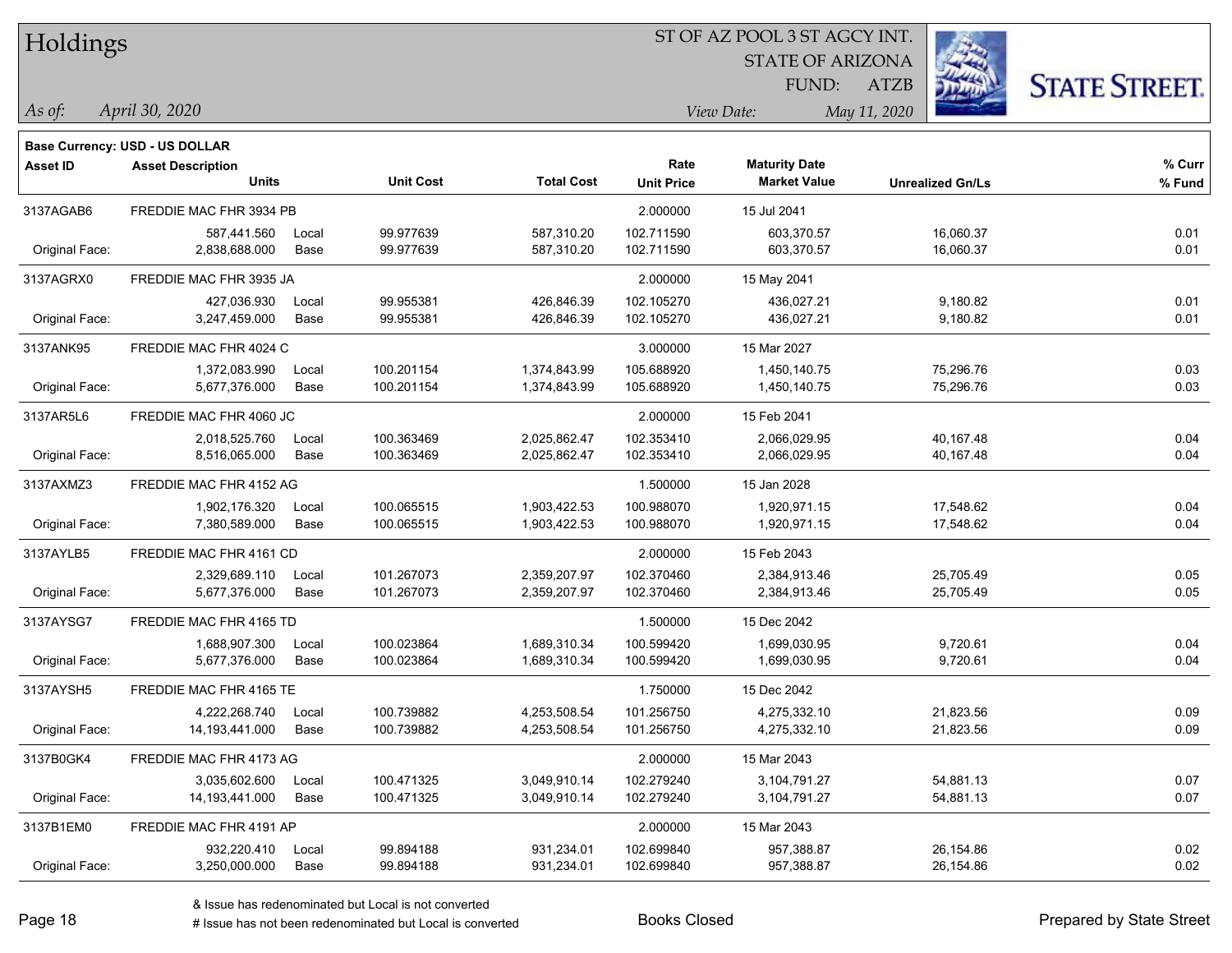# Holdings

ST OF AZ POOL 3 ST AGCY INT.
STATE OF ARIZONA
FUND: ATZB

*As of:* *April 30, 2020*
*View Date:* *May 11, 2020*

**Base Currency: USD - US DOLLAR**

| Asset ID | Asset Description / Units | | Unit Cost | Total Cost | Rate / Unit Price | Maturity Date / Market Value | Unrealized Gn/Ls | % Curr / % Fund |
|---|---|---|---|---|---|---|---|---|
| 3137AGAB6 | FREDDIE MAC FHR 3934 PB | | | | 2.000000 | 15 Jul 2041 | | |
| | 587,441.560 | Local | 99.977639 | 587,310.20 | 102.711590 | 603,370.57 | 16,060.37 | 0.01 |
| Original Face: | 2,838,688.000 | Base | 99.977639 | 587,310.20 | 102.711590 | 603,370.57 | 16,060.37 | 0.01 |
| 3137AGRX0 | FREDDIE MAC FHR 3935 JA | | | | 2.000000 | 15 May 2041 | | |
| | 427,036.930 | Local | 99.955381 | 426,846.39 | 102.105270 | 436,027.21 | 9,180.82 | 0.01 |
| Original Face: | 3,247,459.000 | Base | 99.955381 | 426,846.39 | 102.105270 | 436,027.21 | 9,180.82 | 0.01 |
| 3137ANK95 | FREDDIE MAC FHR 4024 C | | | | 3.000000 | 15 Mar 2027 | | |
| | 1,372,083.990 | Local | 100.201154 | 1,374,843.99 | 105.688920 | 1,450,140.75 | 75,296.76 | 0.03 |
| Original Face: | 5,677,376.000 | Base | 100.201154 | 1,374,843.99 | 105.688920 | 1,450,140.75 | 75,296.76 | 0.03 |
| 3137AR5L6 | FREDDIE MAC FHR 4060 JC | | | | 2.000000 | 15 Feb 2041 | | |
| | 2,018,525.760 | Local | 100.363469 | 2,025,862.47 | 102.353410 | 2,066,029.95 | 40,167.48 | 0.04 |
| Original Face: | 8,516,065.000 | Base | 100.363469 | 2,025,862.47 | 102.353410 | 2,066,029.95 | 40,167.48 | 0.04 |
| 3137AXMZ3 | FREDDIE MAC FHR 4152 AG | | | | 1.500000 | 15 Jan 2028 | | |
| | 1,902,176.320 | Local | 100.065515 | 1,903,422.53 | 100.988070 | 1,920,971.15 | 17,548.62 | 0.04 |
| Original Face: | 7,380,589.000 | Base | 100.065515 | 1,903,422.53 | 100.988070 | 1,920,971.15 | 17,548.62 | 0.04 |
| 3137AYLB5 | FREDDIE MAC FHR 4161 CD | | | | 2.000000 | 15 Feb 2043 | | |
| | 2,329,689.110 | Local | 101.267073 | 2,359,207.97 | 102.370460 | 2,384,913.46 | 25,705.49 | 0.05 |
| Original Face: | 5,677,376.000 | Base | 101.267073 | 2,359,207.97 | 102.370460 | 2,384,913.46 | 25,705.49 | 0.05 |
| 3137AYSG7 | FREDDIE MAC FHR 4165 TD | | | | 1.500000 | 15 Dec 2042 | | |
| | 1,688,907.300 | Local | 100.023864 | 1,689,310.34 | 100.599420 | 1,699,030.95 | 9,720.61 | 0.04 |
| Original Face: | 5,677,376.000 | Base | 100.023864 | 1,689,310.34 | 100.599420 | 1,699,030.95 | 9,720.61 | 0.04 |
| 3137AYSH5 | FREDDIE MAC FHR 4165 TE | | | | 1.750000 | 15 Dec 2042 | | |
| | 4,222,268.740 | Local | 100.739882 | 4,253,508.54 | 101.256750 | 4,275,332.10 | 21,823.56 | 0.09 |
| Original Face: | 14,193,441.000 | Base | 100.739882 | 4,253,508.54 | 101.256750 | 4,275,332.10 | 21,823.56 | 0.09 |
| 3137B0GK4 | FREDDIE MAC FHR 4173 AG | | | | 2.000000 | 15 Mar 2043 | | |
| | 3,035,602.600 | Local | 100.471325 | 3,049,910.14 | 102.279240 | 3,104,791.27 | 54,881.13 | 0.07 |
| Original Face: | 14,193,441.000 | Base | 100.471325 | 3,049,910.14 | 102.279240 | 3,104,791.27 | 54,881.13 | 0.07 |
| 3137B1EM0 | FREDDIE MAC FHR 4191 AP | | | | 2.000000 | 15 Mar 2043 | | |
| | 932,220.410 | Local | 99.894188 | 931,234.01 | 102.699840 | 957,388.87 | 26,154.86 | 0.02 |
| Original Face: | 3,250,000.000 | Base | 99.894188 | 931,234.01 | 102.699840 | 957,388.87 | 26,154.86 | 0.02 |

& Issue has redenominated but Local is not converted
# Issue has not been redenominated but Local is converted

Books Closed

Prepared by State Street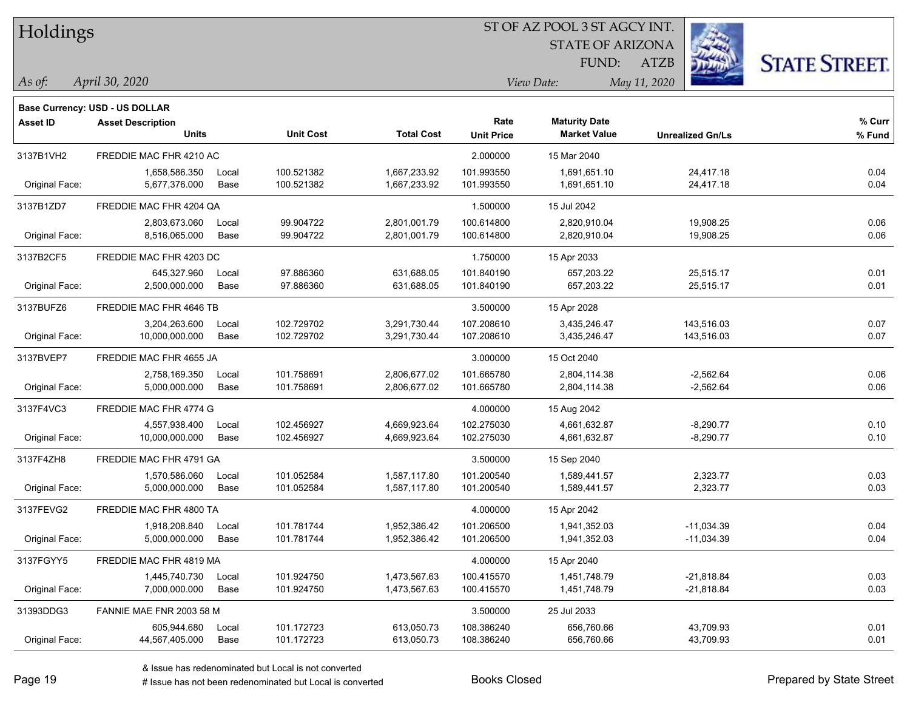# Holdings

ST OF AZ POOL 3 ST AGCY INT.
STATE OF ARIZONA
FUND: ATZB

*As of:* *April 30, 2020*

*View Date:* *May 11, 2020*

**Base Currency: USD - US DOLLAR**

| Asset ID | Asset Description / Units | | Unit Cost | Total Cost | Rate / Unit Price | Maturity Date / Market Value | Unrealized Gn/Ls | % Curr / % Fund |
|---|---|---|---|---|---|---|---|---|
| 3137B1VH2 | FREDDIE MAC FHR 4210 AC | | | | 2.000000 | 15 Mar 2040 | | |
| | 1,658,586.350 | Local | 100.521382 | 1,667,233.92 | 101.993550 | 1,691,651.10 | 24,417.18 | 0.04 |
| Original Face: | 5,677,376.000 | Base | 100.521382 | 1,667,233.92 | 101.993550 | 1,691,651.10 | 24,417.18 | 0.04 |
| 3137B1ZD7 | FREDDIE MAC FHR 4204 QA | | | | 1.500000 | 15 Jul 2042 | | |
| | 2,803,673.060 | Local | 99.904722 | 2,801,001.79 | 100.614800 | 2,820,910.04 | 19,908.25 | 0.06 |
| Original Face: | 8,516,065.000 | Base | 99.904722 | 2,801,001.79 | 100.614800 | 2,820,910.04 | 19,908.25 | 0.06 |
| 3137B2CF5 | FREDDIE MAC FHR 4203 DC | | | | 1.750000 | 15 Apr 2033 | | |
| | 645,327.960 | Local | 97.886360 | 631,688.05 | 101.840190 | 657,203.22 | 25,515.17 | 0.01 |
| Original Face: | 2,500,000.000 | Base | 97.886360 | 631,688.05 | 101.840190 | 657,203.22 | 25,515.17 | 0.01 |
| 3137BUFZ6 | FREDDIE MAC FHR 4646 TB | | | | 3.500000 | 15 Apr 2028 | | |
| | 3,204,263.600 | Local | 102.729702 | 3,291,730.44 | 107.208610 | 3,435,246.47 | 143,516.03 | 0.07 |
| Original Face: | 10,000,000.000 | Base | 102.729702 | 3,291,730.44 | 107.208610 | 3,435,246.47 | 143,516.03 | 0.07 |
| 3137BVEP7 | FREDDIE MAC FHR 4655 JA | | | | 3.000000 | 15 Oct 2040 | | |
| | 2,758,169.350 | Local | 101.758691 | 2,806,677.02 | 101.665780 | 2,804,114.38 | -2,562.64 | 0.06 |
| Original Face: | 5,000,000.000 | Base | 101.758691 | 2,806,677.02 | 101.665780 | 2,804,114.38 | -2,562.64 | 0.06 |
| 3137F4VC3 | FREDDIE MAC FHR 4774 G | | | | 4.000000 | 15 Aug 2042 | | |
| | 4,557,938.400 | Local | 102.456927 | 4,669,923.64 | 102.275030 | 4,661,632.87 | -8,290.77 | 0.10 |
| Original Face: | 10,000,000.000 | Base | 102.456927 | 4,669,923.64 | 102.275030 | 4,661,632.87 | -8,290.77 | 0.10 |
| 3137F4ZH8 | FREDDIE MAC FHR 4791 GA | | | | 3.500000 | 15 Sep 2040 | | |
| | 1,570,586.060 | Local | 101.052584 | 1,587,117.80 | 101.200540 | 1,589,441.57 | 2,323.77 | 0.03 |
| Original Face: | 5,000,000.000 | Base | 101.052584 | 1,587,117.80 | 101.200540 | 1,589,441.57 | 2,323.77 | 0.03 |
| 3137FEVG2 | FREDDIE MAC FHR 4800 TA | | | | 4.000000 | 15 Apr 2042 | | |
| | 1,918,208.840 | Local | 101.781744 | 1,952,386.42 | 101.206500 | 1,941,352.03 | -11,034.39 | 0.04 |
| Original Face: | 5,000,000.000 | Base | 101.781744 | 1,952,386.42 | 101.206500 | 1,941,352.03 | -11,034.39 | 0.04 |
| 3137FGYY5 | FREDDIE MAC FHR 4819 MA | | | | 4.000000 | 15 Apr 2040 | | |
| | 1,445,740.730 | Local | 101.924750 | 1,473,567.63 | 100.415570 | 1,451,748.79 | -21,818.84 | 0.03 |
| Original Face: | 7,000,000.000 | Base | 101.924750 | 1,473,567.63 | 100.415570 | 1,451,748.79 | -21,818.84 | 0.03 |
| 31393DDG3 | FANNIE MAE FNR 2003 58 M | | | | 3.500000 | 25 Jul 2033 | | |
| | 605,944.680 | Local | 101.172723 | 613,050.73 | 108.386240 | 656,760.66 | 43,709.93 | 0.01 |
| Original Face: | 44,567,405.000 | Base | 101.172723 | 613,050.73 | 108.386240 | 656,760.66 | 43,709.93 | 0.01 |

& Issue has redenominated but Local is not converted
# Issue has not been redenominated but Local is converted

Books Closed

Prepared by State Street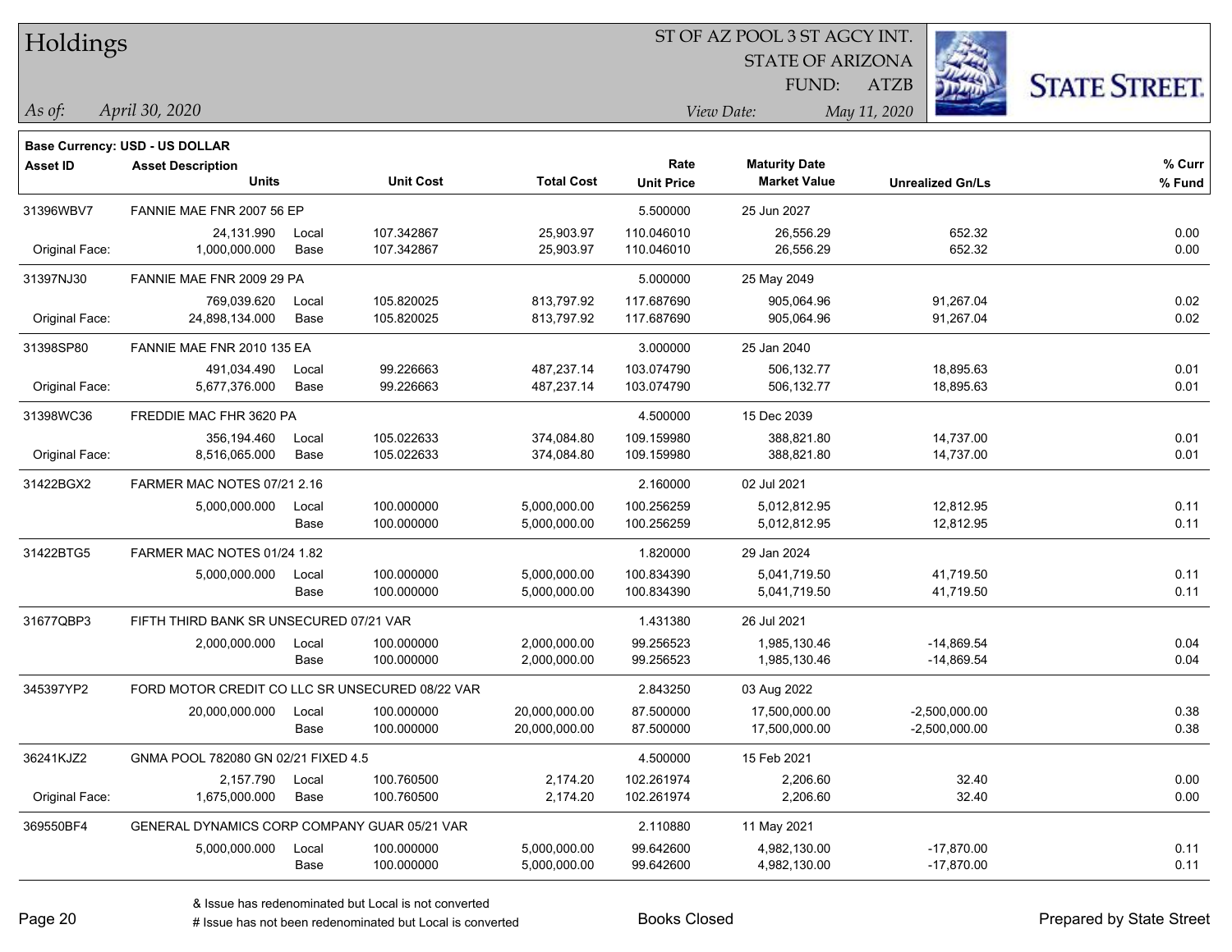# Holdings

ST OF AZ POOL 3 ST AGCY INT.
STATE OF ARIZONA
FUND: ATZB

*As of:* *April 30, 2020*
*View Date:* *May 11, 2020*

**Base Currency: USD - US DOLLAR**

| Asset ID | Asset Description / Units | | Unit Cost | Total Cost | Rate / Unit Price | Maturity Date / Market Value | Unrealized Gn/Ls | % Curr / % Fund |
|---|---|---|---|---|---|---|---|---|
| 31396WBV7 | FANNIE MAE FNR 2007 56 EP | | | | 5.500000 | 25 Jun 2027 | | |
| | 24,131.990 | Local | 107.342867 | 25,903.97 | 110.046010 | 26,556.29 | 652.32 | 0.00 |
| Original Face: | 1,000,000.000 | Base | 107.342867 | 25,903.97 | 110.046010 | 26,556.29 | 652.32 | 0.00 |
| 31397NJ30 | FANNIE MAE FNR 2009 29 PA | | | | 5.000000 | 25 May 2049 | | |
| | 769,039.620 | Local | 105.820025 | 813,797.92 | 117.687690 | 905,064.96 | 91,267.04 | 0.02 |
| Original Face: | 24,898,134.000 | Base | 105.820025 | 813,797.92 | 117.687690 | 905,064.96 | 91,267.04 | 0.02 |
| 31398SP80 | FANNIE MAE FNR 2010 135 EA | | | | 3.000000 | 25 Jan 2040 | | |
| | 491,034.490 | Local | 99.226663 | 487,237.14 | 103.074790 | 506,132.77 | 18,895.63 | 0.01 |
| Original Face: | 5,677,376.000 | Base | 99.226663 | 487,237.14 | 103.074790 | 506,132.77 | 18,895.63 | 0.01 |
| 31398WC36 | FREDDIE MAC FHR 3620 PA | | | | 4.500000 | 15 Dec 2039 | | |
| | 356,194.460 | Local | 105.022633 | 374,084.80 | 109.159980 | 388,821.80 | 14,737.00 | 0.01 |
| Original Face: | 8,516,065.000 | Base | 105.022633 | 374,084.80 | 109.159980 | 388,821.80 | 14,737.00 | 0.01 |
| 31422BGX2 | FARMER MAC NOTES 07/21 2.16 | | | | 2.160000 | 02 Jul 2021 | | |
| | 5,000,000.000 | Local | 100.000000 | 5,000,000.00 | 100.256259 | 5,012,812.95 | 12,812.95 | 0.11 |
| | | Base | 100.000000 | 5,000,000.00 | 100.256259 | 5,012,812.95 | 12,812.95 | 0.11 |
| 31422BTG5 | FARMER MAC NOTES 01/24 1.82 | | | | 1.820000 | 29 Jan 2024 | | |
| | 5,000,000.000 | Local | 100.000000 | 5,000,000.00 | 100.834390 | 5,041,719.50 | 41,719.50 | 0.11 |
| | | Base | 100.000000 | 5,000,000.00 | 100.834390 | 5,041,719.50 | 41,719.50 | 0.11 |
| 31677QBP3 | FIFTH THIRD BANK SR UNSECURED 07/21 VAR | | | | 1.431380 | 26 Jul 2021 | | |
| | 2,000,000.000 | Local | 100.000000 | 2,000,000.00 | 99.256523 | 1,985,130.46 | -14,869.54 | 0.04 |
| | | Base | 100.000000 | 2,000,000.00 | 99.256523 | 1,985,130.46 | -14,869.54 | 0.04 |
| 345397YP2 | FORD MOTOR CREDIT CO LLC SR UNSECURED 08/22 VAR | | | | 2.843250 | 03 Aug 2022 | | |
| | 20,000,000.000 | Local | 100.000000 | 20,000,000.00 | 87.500000 | 17,500,000.00 | -2,500,000.00 | 0.38 |
| | | Base | 100.000000 | 20,000,000.00 | 87.500000 | 17,500,000.00 | -2,500,000.00 | 0.38 |
| 36241KJZ2 | GNMA POOL 782080 GN 02/21 FIXED 4.5 | | | | 4.500000 | 15 Feb 2021 | | |
| | 2,157.790 | Local | 100.760500 | 2,174.20 | 102.261974 | 2,206.60 | 32.40 | 0.00 |
| Original Face: | 1,675,000.000 | Base | 100.760500 | 2,174.20 | 102.261974 | 2,206.60 | 32.40 | 0.00 |
| 369550BF4 | GENERAL DYNAMICS CORP COMPANY GUAR 05/21 VAR | | | | 2.110880 | 11 May 2021 | | |
| | 5,000,000.000 | Local | 100.000000 | 5,000,000.00 | 99.642600 | 4,982,130.00 | -17,870.00 | 0.11 |
| | | Base | 100.000000 | 5,000,000.00 | 99.642600 | 4,982,130.00 | -17,870.00 | 0.11 |

& Issue has redenominated but Local is not converted
# Issue has not been redenominated but Local is converted

Books Closed

Prepared by State Street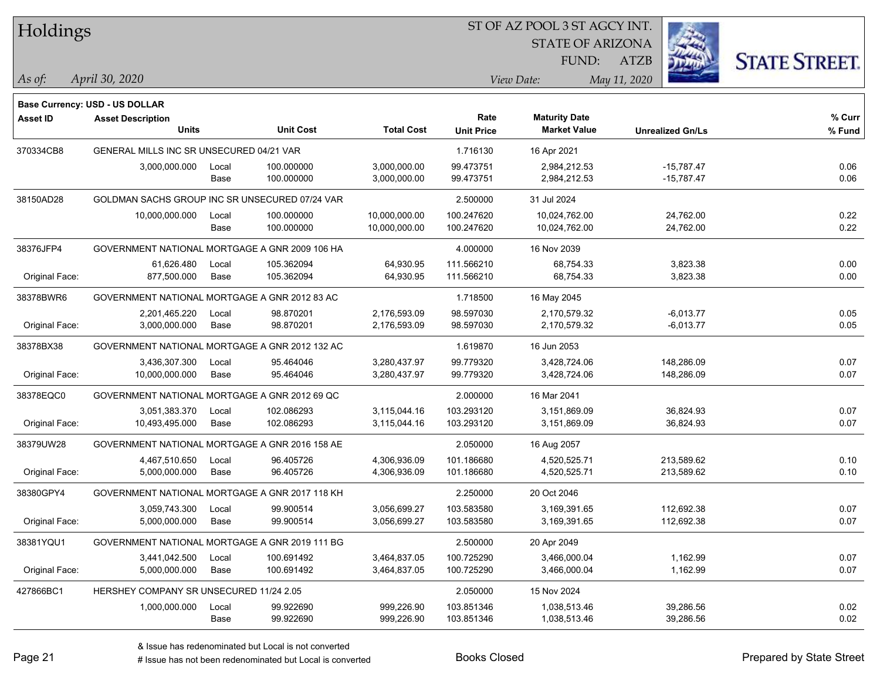# Holdings

ST OF AZ POOL 3 ST AGCY INT.
STATE OF ARIZONA
FUND: ATZB

*As of:* *April 30, 2020*
*View Date:* *May 11, 2020*

**Base Currency: USD - US DOLLAR**

| Asset ID | Asset Description / Units | | Unit Cost | Total Cost | Rate / Unit Price | Maturity Date / Market Value | Unrealized Gn/Ls | % Curr / % Fund |
|---|---|---|---|---|---|---|---|---|
| 370334CB8 | GENERAL MILLS INC SR UNSECURED 04/21 VAR | | | | 1.716130 | 16 Apr 2021 | | |
| | 3,000,000.000 | Local | 100.000000 | 3,000,000.00 | 99.473751 | 2,984,212.53 | -15,787.47 | 0.06 |
| | | Base | 100.000000 | 3,000,000.00 | 99.473751 | 2,984,212.53 | -15,787.47 | 0.06 |
| 38150AD28 | GOLDMAN SACHS GROUP INC SR UNSECURED 07/24 VAR | | | | 2.500000 | 31 Jul 2024 | | |
| | 10,000,000.000 | Local | 100.000000 | 10,000,000.00 | 100.247620 | 10,024,762.00 | 24,762.00 | 0.22 |
| | | Base | 100.000000 | 10,000,000.00 | 100.247620 | 10,024,762.00 | 24,762.00 | 0.22 |
| 38376JFP4 | GOVERNMENT NATIONAL MORTGAGE A GNR 2009 106 HA | | | | 4.000000 | 16 Nov 2039 | | |
| | 61,626.480 | Local | 105.362094 | 64,930.95 | 111.566210 | 68,754.33 | 3,823.38 | 0.00 |
| Original Face: | 877,500.000 | Base | 105.362094 | 64,930.95 | 111.566210 | 68,754.33 | 3,823.38 | 0.00 |
| 38378BWR6 | GOVERNMENT NATIONAL MORTGAGE A GNR 2012 83 AC | | | | 1.718500 | 16 May 2045 | | |
| | 2,201,465.220 | Local | 98.870201 | 2,176,593.09 | 98.597030 | 2,170,579.32 | -6,013.77 | 0.05 |
| Original Face: | 3,000,000.000 | Base | 98.870201 | 2,176,593.09 | 98.597030 | 2,170,579.32 | -6,013.77 | 0.05 |
| 38378BX38 | GOVERNMENT NATIONAL MORTGAGE A GNR 2012 132 AC | | | | 1.619870 | 16 Jun 2053 | | |
| | 3,436,307.300 | Local | 95.464046 | 3,280,437.97 | 99.779320 | 3,428,724.06 | 148,286.09 | 0.07 |
| Original Face: | 10,000,000.000 | Base | 95.464046 | 3,280,437.97 | 99.779320 | 3,428,724.06 | 148,286.09 | 0.07 |
| 38378EQC0 | GOVERNMENT NATIONAL MORTGAGE A GNR 2012 69 QC | | | | 2.000000 | 16 Mar 2041 | | |
| | 3,051,383.370 | Local | 102.086293 | 3,115,044.16 | 103.293120 | 3,151,869.09 | 36,824.93 | 0.07 |
| Original Face: | 10,493,495.000 | Base | 102.086293 | 3,115,044.16 | 103.293120 | 3,151,869.09 | 36,824.93 | 0.07 |
| 38379UW28 | GOVERNMENT NATIONAL MORTGAGE A GNR 2016 158 AE | | | | 2.050000 | 16 Aug 2057 | | |
| | 4,467,510.650 | Local | 96.405726 | 4,306,936.09 | 101.186680 | 4,520,525.71 | 213,589.62 | 0.10 |
| Original Face: | 5,000,000.000 | Base | 96.405726 | 4,306,936.09 | 101.186680 | 4,520,525.71 | 213,589.62 | 0.10 |
| 38380GPY4 | GOVERNMENT NATIONAL MORTGAGE A GNR 2017 118 KH | | | | 2.250000 | 20 Oct 2046 | | |
| | 3,059,743.300 | Local | 99.900514 | 3,056,699.27 | 103.583580 | 3,169,391.65 | 112,692.38 | 0.07 |
| Original Face: | 5,000,000.000 | Base | 99.900514 | 3,056,699.27 | 103.583580 | 3,169,391.65 | 112,692.38 | 0.07 |
| 38381YQU1 | GOVERNMENT NATIONAL MORTGAGE A GNR 2019 111 BG | | | | 2.500000 | 20 Apr 2049 | | |
| | 3,441,042.500 | Local | 100.691492 | 3,464,837.05 | 100.725290 | 3,466,000.04 | 1,162.99 | 0.07 |
| Original Face: | 5,000,000.000 | Base | 100.691492 | 3,464,837.05 | 100.725290 | 3,466,000.04 | 1,162.99 | 0.07 |
| 427866BC1 | HERSHEY COMPANY SR UNSECURED 11/24 2.05 | | | | 2.050000 | 15 Nov 2024 | | |
| | 1,000,000.000 | Local | 99.922690 | 999,226.90 | 103.851346 | 1,038,513.46 | 39,286.56 | 0.02 |
| | | Base | 99.922690 | 999,226.90 | 103.851346 | 1,038,513.46 | 39,286.56 | 0.02 |

& Issue has redenominated but Local is not converted
# Issue has not been redenominated but Local is converted

Books Closed

Prepared by State Street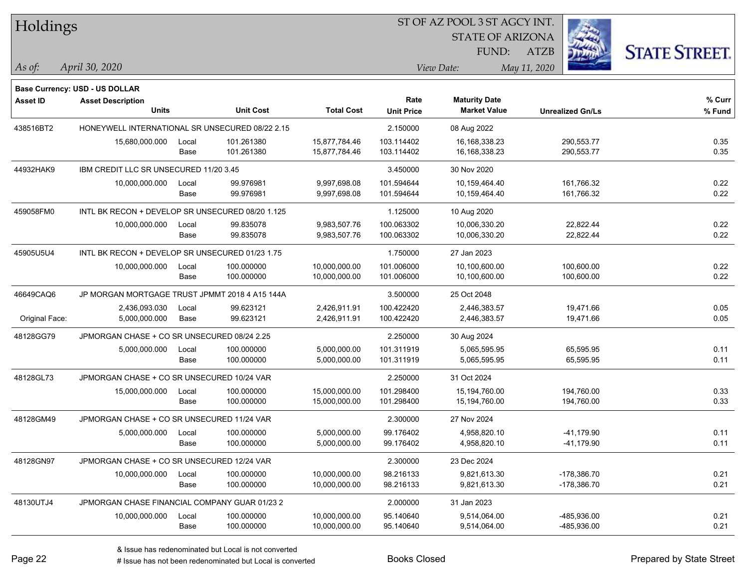# Holdings

ST OF AZ POOL 3 ST AGCY INT.
STATE OF ARIZONA
FUND: ATZB

*As of:* *April 30, 2020*

*View Date:* *May 11, 2020*

**Base Currency: USD - US DOLLAR**

| Asset ID | Asset Description / Units | | Unit Cost | Total Cost | Rate / Unit Price | Maturity Date / Market Value | Unrealized Gn/Ls | % Curr / % Fund |
|---|---|---|---|---|---|---|---|---|
| 438516BT2 | HONEYWELL INTERNATIONAL SR UNSECURED 08/22 2.15 | | | | 2.150000 | 08 Aug 2022 | | |
| | 15,680,000.000 | Local | 101.261380 | 15,877,784.46 | 103.114402 | 16,168,338.23 | 290,553.77 | 0.35 |
| | | Base | 101.261380 | 15,877,784.46 | 103.114402 | 16,168,338.23 | 290,553.77 | 0.35 |
| 44932HAK9 | IBM CREDIT LLC SR UNSECURED 11/20 3.45 | | | | 3.450000 | 30 Nov 2020 | | |
| | 10,000,000.000 | Local | 99.976981 | 9,997,698.08 | 101.594644 | 10,159,464.40 | 161,766.32 | 0.22 |
| | | Base | 99.976981 | 9,997,698.08 | 101.594644 | 10,159,464.40 | 161,766.32 | 0.22 |
| 459058FM0 | INTL BK RECON + DEVELOP SR UNSECURED 08/20 1.125 | | | | 1.125000 | 10 Aug 2020 | | |
| | 10,000,000.000 | Local | 99.835078 | 9,983,507.76 | 100.063302 | 10,006,330.20 | 22,822.44 | 0.22 |
| | | Base | 99.835078 | 9,983,507.76 | 100.063302 | 10,006,330.20 | 22,822.44 | 0.22 |
| 45905U5U4 | INTL BK RECON + DEVELOP SR UNSECURED 01/23 1.75 | | | | 1.750000 | 27 Jan 2023 | | |
| | 10,000,000.000 | Local | 100.000000 | 10,000,000.00 | 101.006000 | 10,100,600.00 | 100,600.00 | 0.22 |
| | | Base | 100.000000 | 10,000,000.00 | 101.006000 | 10,100,600.00 | 100,600.00 | 0.22 |
| 46649CAQ6 | JP MORGAN MORTGAGE TRUST JPMMT 2018 4 A15 144A | | | | 3.500000 | 25 Oct 2048 | | |
| | 2,436,093.030 | Local | 99.623121 | 2,426,911.91 | 100.422420 | 2,446,383.57 | 19,471.66 | 0.05 |
| Original Face: | 5,000,000.000 | Base | 99.623121 | 2,426,911.91 | 100.422420 | 2,446,383.57 | 19,471.66 | 0.05 |
| 48128GG79 | JPMORGAN CHASE + CO SR UNSECURED 08/24 2.25 | | | | 2.250000 | 30 Aug 2024 | | |
| | 5,000,000.000 | Local | 100.000000 | 5,000,000.00 | 101.311919 | 5,065,595.95 | 65,595.95 | 0.11 |
| | | Base | 100.000000 | 5,000,000.00 | 101.311919 | 5,065,595.95 | 65,595.95 | 0.11 |
| 48128GL73 | JPMORGAN CHASE + CO SR UNSECURED 10/24 VAR | | | | 2.250000 | 31 Oct 2024 | | |
| | 15,000,000.000 | Local | 100.000000 | 15,000,000.00 | 101.298400 | 15,194,760.00 | 194,760.00 | 0.33 |
| | | Base | 100.000000 | 15,000,000.00 | 101.298400 | 15,194,760.00 | 194,760.00 | 0.33 |
| 48128GM49 | JPMORGAN CHASE + CO SR UNSECURED 11/24 VAR | | | | 2.300000 | 27 Nov 2024 | | |
| | 5,000,000.000 | Local | 100.000000 | 5,000,000.00 | 99.176402 | 4,958,820.10 | -41,179.90 | 0.11 |
| | | Base | 100.000000 | 5,000,000.00 | 99.176402 | 4,958,820.10 | -41,179.90 | 0.11 |
| 48128GN97 | JPMORGAN CHASE + CO SR UNSECURED 12/24 VAR | | | | 2.300000 | 23 Dec 2024 | | |
| | 10,000,000.000 | Local | 100.000000 | 10,000,000.00 | 98.216133 | 9,821,613.30 | -178,386.70 | 0.21 |
| | | Base | 100.000000 | 10,000,000.00 | 98.216133 | 9,821,613.30 | -178,386.70 | 0.21 |
| 48130UTJ4 | JPMORGAN CHASE FINANCIAL COMPANY GUAR 01/23 2 | | | | 2.000000 | 31 Jan 2023 | | |
| | 10,000,000.000 | Local | 100.000000 | 10,000,000.00 | 95.140640 | 9,514,064.00 | -485,936.00 | 0.21 |
| | | Base | 100.000000 | 10,000,000.00 | 95.140640 | 9,514,064.00 | -485,936.00 | 0.21 |

& Issue has redenominated but Local is not converted
# Issue has not been redenominated but Local is converted

Books Closed

Prepared by State Street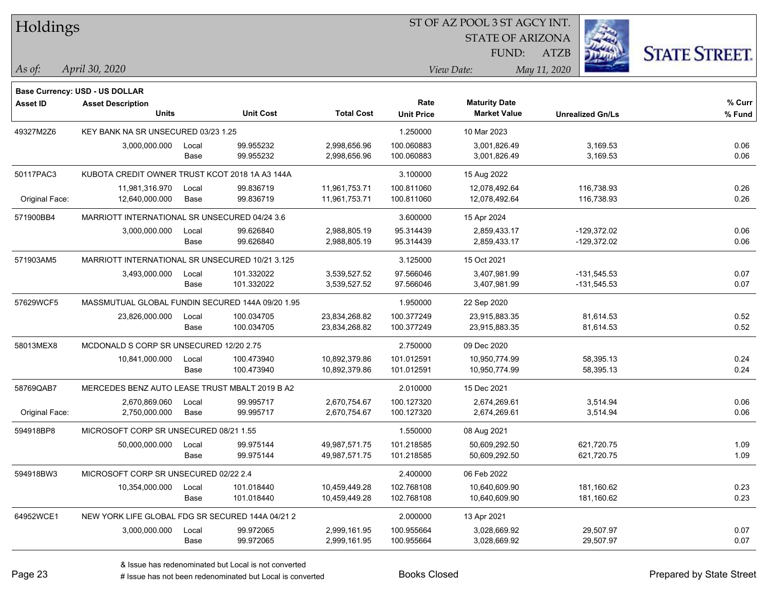# Holdings

ST OF AZ POOL 3 ST AGCY INT.
STATE OF ARIZONA
FUND: ATZB

*As of:* *April 30, 2020*

*View Date:* *May 11, 2020*

**Base Currency: USD - US DOLLAR**

| Asset ID | Asset Description / Units | | Unit Cost | Total Cost | Rate / Unit Price | Maturity Date / Market Value | Unrealized Gn/Ls | % Curr / % Fund |
|---|---|---|---|---|---|---|---|---|
| 49327M2Z6 | KEY BANK NA SR UNSECURED 03/23 1.25 | | | | 1.250000 | 10 Mar 2023 | | |
| | 3,000,000.000 | Local | 99.955232 | 2,998,656.96 | 100.060883 | 3,001,826.49 | 3,169.53 | 0.06 |
| | | Base | 99.955232 | 2,998,656.96 | 100.060883 | 3,001,826.49 | 3,169.53 | 0.06 |
| 50117PAC3 | KUBOTA CREDIT OWNER TRUST KCOT 2018 1A A3 144A | | | | 3.100000 | 15 Aug 2022 | | |
| | 11,981,316.970 | Local | 99.836719 | 11,961,753.71 | 100.811060 | 12,078,492.64 | 116,738.93 | 0.26 |
| Original Face: | 12,640,000.000 | Base | 99.836719 | 11,961,753.71 | 100.811060 | 12,078,492.64 | 116,738.93 | 0.26 |
| 571900BB4 | MARRIOTT INTERNATIONAL SR UNSECURED 04/24 3.6 | | | | 3.600000 | 15 Apr 2024 | | |
| | 3,000,000.000 | Local | 99.626840 | 2,988,805.19 | 95.314439 | 2,859,433.17 | -129,372.02 | 0.06 |
| | | Base | 99.626840 | 2,988,805.19 | 95.314439 | 2,859,433.17 | -129,372.02 | 0.06 |
| 571903AM5 | MARRIOTT INTERNATIONAL SR UNSECURED 10/21 3.125 | | | | 3.125000 | 15 Oct 2021 | | |
| | 3,493,000.000 | Local | 101.332022 | 3,539,527.52 | 97.566046 | 3,407,981.99 | -131,545.53 | 0.07 |
| | | Base | 101.332022 | 3,539,527.52 | 97.566046 | 3,407,981.99 | -131,545.53 | 0.07 |
| 57629WCF5 | MASSMUTUAL GLOBAL FUNDIN SECURED 144A 09/20 1.95 | | | | 1.950000 | 22 Sep 2020 | | |
| | 23,826,000.000 | Local | 100.034705 | 23,834,268.82 | 100.377249 | 23,915,883.35 | 81,614.53 | 0.52 |
| | | Base | 100.034705 | 23,834,268.82 | 100.377249 | 23,915,883.35 | 81,614.53 | 0.52 |
| 58013MEX8 | MCDONALD S CORP SR UNSECURED 12/20 2.75 | | | | 2.750000 | 09 Dec 2020 | | |
| | 10,841,000.000 | Local | 100.473940 | 10,892,379.86 | 101.012591 | 10,950,774.99 | 58,395.13 | 0.24 |
| | | Base | 100.473940 | 10,892,379.86 | 101.012591 | 10,950,774.99 | 58,395.13 | 0.24 |
| 58769QAB7 | MERCEDES BENZ AUTO LEASE TRUST MBALT 2019 B A2 | | | | 2.010000 | 15 Dec 2021 | | |
| | 2,670,869.060 | Local | 99.995717 | 2,670,754.67 | 100.127320 | 2,674,269.61 | 3,514.94 | 0.06 |
| Original Face: | 2,750,000.000 | Base | 99.995717 | 2,670,754.67 | 100.127320 | 2,674,269.61 | 3,514.94 | 0.06 |
| 594918BP8 | MICROSOFT CORP SR UNSECURED 08/21 1.55 | | | | 1.550000 | 08 Aug 2021 | | |
| | 50,000,000.000 | Local | 99.975144 | 49,987,571.75 | 101.218585 | 50,609,292.50 | 621,720.75 | 1.09 |
| | | Base | 99.975144 | 49,987,571.75 | 101.218585 | 50,609,292.50 | 621,720.75 | 1.09 |
| 594918BW3 | MICROSOFT CORP SR UNSECURED 02/22 2.4 | | | | 2.400000 | 06 Feb 2022 | | |
| | 10,354,000.000 | Local | 101.018440 | 10,459,449.28 | 102.768108 | 10,640,609.90 | 181,160.62 | 0.23 |
| | | Base | 101.018440 | 10,459,449.28 | 102.768108 | 10,640,609.90 | 181,160.62 | 0.23 |
| 64952WCE1 | NEW YORK LIFE GLOBAL FDG SR SECURED 144A 04/21 2 | | | | 2.000000 | 13 Apr 2021 | | |
| | 3,000,000.000 | Local | 99.972065 | 2,999,161.95 | 100.955664 | 3,028,669.92 | 29,507.97 | 0.07 |
| | | Base | 99.972065 | 2,999,161.95 | 100.955664 | 3,028,669.92 | 29,507.97 | 0.07 |

& Issue has redenominated but Local is not converted

# Issue has not been redenominated but Local is converted

Books Closed

Prepared by State Street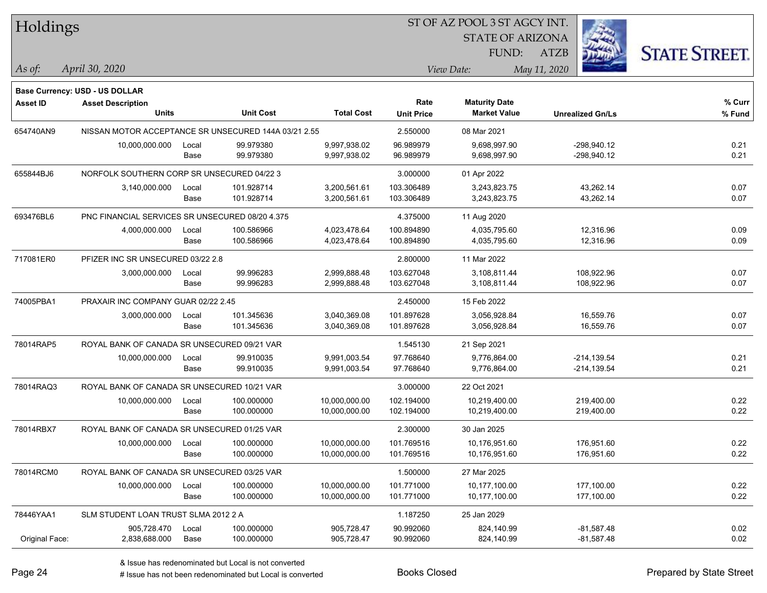# Holdings

ST OF AZ POOL 3 ST AGCY INT.
STATE OF ARIZONA
FUND: ATZB

*As of:* *April 30, 2020*

*View Date:* *May 11, 2020*

**Base Currency: USD - US DOLLAR**

| Asset ID | Asset Description / Units | | Unit Cost | Total Cost | Rate / Unit Price | Maturity Date / Market Value | Unrealized Gn/Ls | % Curr / % Fund |
|---|---|---|---|---|---|---|---|---|
| 654740AN9 | NISSAN MOTOR ACCEPTANCE SR UNSECURED 144A 03/21 2.55 | | | | 2.550000 | 08 Mar 2021 | | |
| | 10,000,000.000 | Local | 99.979380 | 9,997,938.02 | 96.989979 | 9,698,997.90 | -298,940.12 | 0.21 |
| | | Base | 99.979380 | 9,997,938.02 | 96.989979 | 9,698,997.90 | -298,940.12 | 0.21 |
| 655844BJ6 | NORFOLK SOUTHERN CORP SR UNSECURED 04/22 3 | | | | 3.000000 | 01 Apr 2022 | | |
| | 3,140,000.000 | Local | 101.928714 | 3,200,561.61 | 103.306489 | 3,243,823.75 | 43,262.14 | 0.07 |
| | | Base | 101.928714 | 3,200,561.61 | 103.306489 | 3,243,823.75 | 43,262.14 | 0.07 |
| 693476BL6 | PNC FINANCIAL SERVICES SR UNSECURED 08/20 4.375 | | | | 4.375000 | 11 Aug 2020 | | |
| | 4,000,000.000 | Local | 100.586966 | 4,023,478.64 | 100.894890 | 4,035,795.60 | 12,316.96 | 0.09 |
| | | Base | 100.586966 | 4,023,478.64 | 100.894890 | 4,035,795.60 | 12,316.96 | 0.09 |
| 717081ER0 | PFIZER INC SR UNSECURED 03/22 2.8 | | | | 2.800000 | 11 Mar 2022 | | |
| | 3,000,000.000 | Local | 99.996283 | 2,999,888.48 | 103.627048 | 3,108,811.44 | 108,922.96 | 0.07 |
| | | Base | 99.996283 | 2,999,888.48 | 103.627048 | 3,108,811.44 | 108,922.96 | 0.07 |
| 74005PBA1 | PRAXAIR INC COMPANY GUAR 02/22 2.45 | | | | 2.450000 | 15 Feb 2022 | | |
| | 3,000,000.000 | Local | 101.345636 | 3,040,369.08 | 101.897628 | 3,056,928.84 | 16,559.76 | 0.07 |
| | | Base | 101.345636 | 3,040,369.08 | 101.897628 | 3,056,928.84 | 16,559.76 | 0.07 |
| 78014RAP5 | ROYAL BANK OF CANADA SR UNSECURED 09/21 VAR | | | | 1.545130 | 21 Sep 2021 | | |
| | 10,000,000.000 | Local | 99.910035 | 9,991,003.54 | 97.768640 | 9,776,864.00 | -214,139.54 | 0.21 |
| | | Base | 99.910035 | 9,991,003.54 | 97.768640 | 9,776,864.00 | -214,139.54 | 0.21 |
| 78014RAQ3 | ROYAL BANK OF CANADA SR UNSECURED 10/21 VAR | | | | 3.000000 | 22 Oct 2021 | | |
| | 10,000,000.000 | Local | 100.000000 | 10,000,000.00 | 102.194000 | 10,219,400.00 | 219,400.00 | 0.22 |
| | | Base | 100.000000 | 10,000,000.00 | 102.194000 | 10,219,400.00 | 219,400.00 | 0.22 |
| 78014RBX7 | ROYAL BANK OF CANADA SR UNSECURED 01/25 VAR | | | | 2.300000 | 30 Jan 2025 | | |
| | 10,000,000.000 | Local | 100.000000 | 10,000,000.00 | 101.769516 | 10,176,951.60 | 176,951.60 | 0.22 |
| | | Base | 100.000000 | 10,000,000.00 | 101.769516 | 10,176,951.60 | 176,951.60 | 0.22 |
| 78014RCM0 | ROYAL BANK OF CANADA SR UNSECURED 03/25 VAR | | | | 1.500000 | 27 Mar 2025 | | |
| | 10,000,000.000 | Local | 100.000000 | 10,000,000.00 | 101.771000 | 10,177,100.00 | 177,100.00 | 0.22 |
| | | Base | 100.000000 | 10,000,000.00 | 101.771000 | 10,177,100.00 | 177,100.00 | 0.22 |
| 78446YAA1 | SLM STUDENT LOAN TRUST SLMA 2012 2 A | | | | 1.187250 | 25 Jan 2029 | | |
| | 905,728.470 | Local | 100.000000 | 905,728.47 | 90.992060 | 824,140.99 | -81,587.48 | 0.02 |
| Original Face: | 2,838,688.000 | Base | 100.000000 | 905,728.47 | 90.992060 | 824,140.99 | -81,587.48 | 0.02 |

& Issue has redenominated but Local is not converted
# Issue has not been redenominated but Local is converted

Books Closed

Prepared by State Street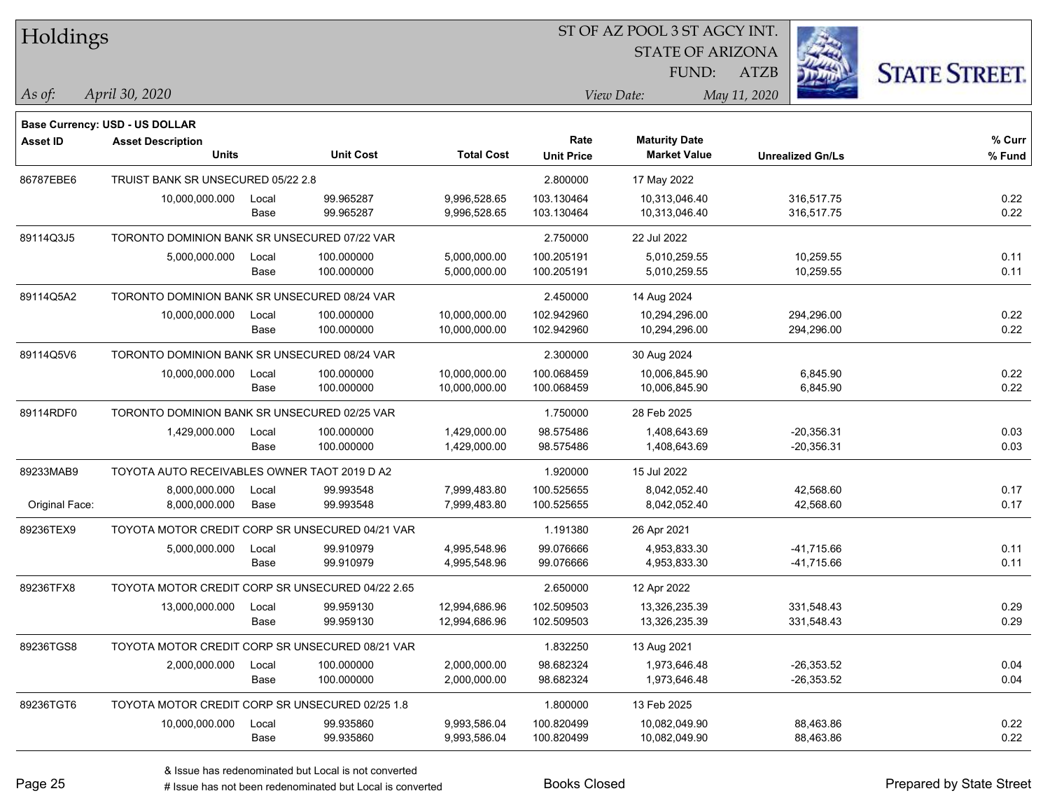# Holdings

ST OF AZ POOL 3 ST AGCY INT.
STATE OF ARIZONA
FUND: ATZB

*As of:* *April 30, 2020*

*View Date:* *May 11, 2020*

**Base Currency: USD - US DOLLAR**

| Asset ID | Asset Description / Units | | Unit Cost | Total Cost | Rate / Unit Price | Maturity Date / Market Value | Unrealized Gn/Ls | % Curr / % Fund |
|---|---|---|---|---|---|---|---|---|
| 86787EBE6 | TRUIST BANK SR UNSECURED 05/22 2.8 | | | | 2.800000 | 17 May 2022 | | |
| | 10,000,000.000 | Local | 99.965287 | 9,996,528.65 | 103.130464 | 10,313,046.40 | 316,517.75 | 0.22 |
| | | Base | 99.965287 | 9,996,528.65 | 103.130464 | 10,313,046.40 | 316,517.75 | 0.22 |
| 89114Q3J5 | TORONTO DOMINION BANK SR UNSECURED 07/22 VAR | | | | 2.750000 | 22 Jul 2022 | | |
| | 5,000,000.000 | Local | 100.000000 | 5,000,000.00 | 100.205191 | 5,010,259.55 | 10,259.55 | 0.11 |
| | | Base | 100.000000 | 5,000,000.00 | 100.205191 | 5,010,259.55 | 10,259.55 | 0.11 |
| 89114Q5A2 | TORONTO DOMINION BANK SR UNSECURED 08/24 VAR | | | | 2.450000 | 14 Aug 2024 | | |
| | 10,000,000.000 | Local | 100.000000 | 10,000,000.00 | 102.942960 | 10,294,296.00 | 294,296.00 | 0.22 |
| | | Base | 100.000000 | 10,000,000.00 | 102.942960 | 10,294,296.00 | 294,296.00 | 0.22 |
| 89114Q5V6 | TORONTO DOMINION BANK SR UNSECURED 08/24 VAR | | | | 2.300000 | 30 Aug 2024 | | |
| | 10,000,000.000 | Local | 100.000000 | 10,000,000.00 | 100.068459 | 10,006,845.90 | 6,845.90 | 0.22 |
| | | Base | 100.000000 | 10,000,000.00 | 100.068459 | 10,006,845.90 | 6,845.90 | 0.22 |
| 89114RDF0 | TORONTO DOMINION BANK SR UNSECURED 02/25 VAR | | | | 1.750000 | 28 Feb 2025 | | |
| | 1,429,000.000 | Local | 100.000000 | 1,429,000.00 | 98.575486 | 1,408,643.69 | -20,356.31 | 0.03 |
| | | Base | 100.000000 | 1,429,000.00 | 98.575486 | 1,408,643.69 | -20,356.31 | 0.03 |
| 89233MAB9 | TOYOTA AUTO RECEIVABLES OWNER TAOT 2019 D A2 | | | | 1.920000 | 15 Jul 2022 | | |
| | 8,000,000.000 | Local | 99.993548 | 7,999,483.80 | 100.525655 | 8,042,052.40 | 42,568.60 | 0.17 |
| Original Face: | 8,000,000.000 | Base | 99.993548 | 7,999,483.80 | 100.525655 | 8,042,052.40 | 42,568.60 | 0.17 |
| 89236TEX9 | TOYOTA MOTOR CREDIT CORP SR UNSECURED 04/21 VAR | | | | 1.191380 | 26 Apr 2021 | | |
| | 5,000,000.000 | Local | 99.910979 | 4,995,548.96 | 99.076666 | 4,953,833.30 | -41,715.66 | 0.11 |
| | | Base | 99.910979 | 4,995,548.96 | 99.076666 | 4,953,833.30 | -41,715.66 | 0.11 |
| 89236TFX8 | TOYOTA MOTOR CREDIT CORP SR UNSECURED 04/22 2.65 | | | | 2.650000 | 12 Apr 2022 | | |
| | 13,000,000.000 | Local | 99.959130 | 12,994,686.96 | 102.509503 | 13,326,235.39 | 331,548.43 | 0.29 |
| | | Base | 99.959130 | 12,994,686.96 | 102.509503 | 13,326,235.39 | 331,548.43 | 0.29 |
| 89236TGS8 | TOYOTA MOTOR CREDIT CORP SR UNSECURED 08/21 VAR | | | | 1.832250 | 13 Aug 2021 | | |
| | 2,000,000.000 | Local | 100.000000 | 2,000,000.00 | 98.682324 | 1,973,646.48 | -26,353.52 | 0.04 |
| | | Base | 100.000000 | 2,000,000.00 | 98.682324 | 1,973,646.48 | -26,353.52 | 0.04 |
| 89236TGT6 | TOYOTA MOTOR CREDIT CORP SR UNSECURED 02/25 1.8 | | | | 1.800000 | 13 Feb 2025 | | |
| | 10,000,000.000 | Local | 99.935860 | 9,993,586.04 | 100.820499 | 10,082,049.90 | 88,463.86 | 0.22 |
| | | Base | 99.935860 | 9,993,586.04 | 100.820499 | 10,082,049.90 | 88,463.86 | 0.22 |

& Issue has redenominated but Local is not converted
# Issue has not been redenominated but Local is converted

Books Closed

Prepared by State Street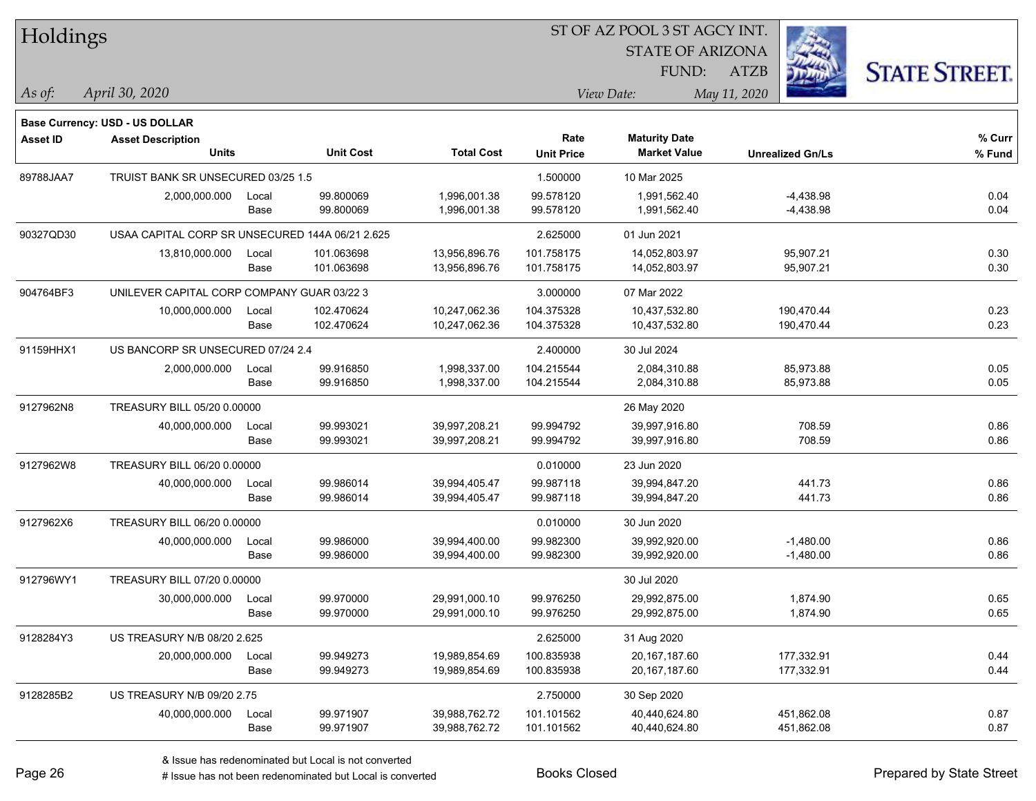# Holdings

ST OF AZ POOL 3 ST AGCY INT.
STATE OF ARIZONA
FUND: ATZB

*As of:* *April 30, 2020*
*View Date:* *May 11, 2020*

**Base Currency: USD - US DOLLAR**

| Asset ID | Asset Description / Units | | Unit Cost | Total Cost | Rate / Unit Price | Maturity Date / Market Value | Unrealized Gn/Ls | % Curr / % Fund |
|---|---|---|---|---|---|---|---|---|
| 89788JAA7 | TRUIST BANK SR UNSECURED 03/25 1.5 | | | | 1.500000 | 10 Mar 2025 | | |
| | 2,000,000.000 | Local | 99.800069 | 1,996,001.38 | 99.578120 | 1,991,562.40 | -4,438.98 | 0.04 |
| | | Base | 99.800069 | 1,996,001.38 | 99.578120 | 1,991,562.40 | -4,438.98 | 0.04 |
| 90327QD30 | USAA CAPITAL CORP SR UNSECURED 144A 06/21 2.625 | | | | 2.625000 | 01 Jun 2021 | | |
| | 13,810,000.000 | Local | 101.063698 | 13,956,896.76 | 101.758175 | 14,052,803.97 | 95,907.21 | 0.30 |
| | | Base | 101.063698 | 13,956,896.76 | 101.758175 | 14,052,803.97 | 95,907.21 | 0.30 |
| 904764BF3 | UNILEVER CAPITAL CORP COMPANY GUAR 03/22 3 | | | | 3.000000 | 07 Mar 2022 | | |
| | 10,000,000.000 | Local | 102.470624 | 10,247,062.36 | 104.375328 | 10,437,532.80 | 190,470.44 | 0.23 |
| | | Base | 102.470624 | 10,247,062.36 | 104.375328 | 10,437,532.80 | 190,470.44 | 0.23 |
| 91159HHX1 | US BANCORP SR UNSECURED 07/24 2.4 | | | | 2.400000 | 30 Jul 2024 | | |
| | 2,000,000.000 | Local | 99.916850 | 1,998,337.00 | 104.215544 | 2,084,310.88 | 85,973.88 | 0.05 |
| | | Base | 99.916850 | 1,998,337.00 | 104.215544 | 2,084,310.88 | 85,973.88 | 0.05 |
| 9127962N8 | TREASURY BILL 05/20 0.00000 | | | | | 26 May 2020 | | |
| | 40,000,000.000 | Local | 99.993021 | 39,997,208.21 | 99.994792 | 39,997,916.80 | 708.59 | 0.86 |
| | | Base | 99.993021 | 39,997,208.21 | 99.994792 | 39,997,916.80 | 708.59 | 0.86 |
| 9127962W8 | TREASURY BILL 06/20 0.00000 | | | | 0.010000 | 23 Jun 2020 | | |
| | 40,000,000.000 | Local | 99.986014 | 39,994,405.47 | 99.987118 | 39,994,847.20 | 441.73 | 0.86 |
| | | Base | 99.986014 | 39,994,405.47 | 99.987118 | 39,994,847.20 | 441.73 | 0.86 |
| 9127962X6 | TREASURY BILL 06/20 0.00000 | | | | 0.010000 | 30 Jun 2020 | | |
| | 40,000,000.000 | Local | 99.986000 | 39,994,400.00 | 99.982300 | 39,992,920.00 | -1,480.00 | 0.86 |
| | | Base | 99.986000 | 39,994,400.00 | 99.982300 | 39,992,920.00 | -1,480.00 | 0.86 |
| 912796WY1 | TREASURY BILL 07/20 0.00000 | | | | | 30 Jul 2020 | | |
| | 30,000,000.000 | Local | 99.970000 | 29,991,000.10 | 99.976250 | 29,992,875.00 | 1,874.90 | 0.65 |
| | | Base | 99.970000 | 29,991,000.10 | 99.976250 | 29,992,875.00 | 1,874.90 | 0.65 |
| 9128284Y3 | US TREASURY N/B 08/20 2.625 | | | | 2.625000 | 31 Aug 2020 | | |
| | 20,000,000.000 | Local | 99.949273 | 19,989,854.69 | 100.835938 | 20,167,187.60 | 177,332.91 | 0.44 |
| | | Base | 99.949273 | 19,989,854.69 | 100.835938 | 20,167,187.60 | 177,332.91 | 0.44 |
| 9128285B2 | US TREASURY N/B 09/20 2.75 | | | | 2.750000 | 30 Sep 2020 | | |
| | 40,000,000.000 | Local | 99.971907 | 39,988,762.72 | 101.101562 | 40,440,624.80 | 451,862.08 | 0.87 |
| | | Base | 99.971907 | 39,988,762.72 | 101.101562 | 40,440,624.80 | 451,862.08 | 0.87 |

& Issue has redenominated but Local is not converted
# Issue has not been redenominated but Local is converted

Books Closed

Prepared by State Street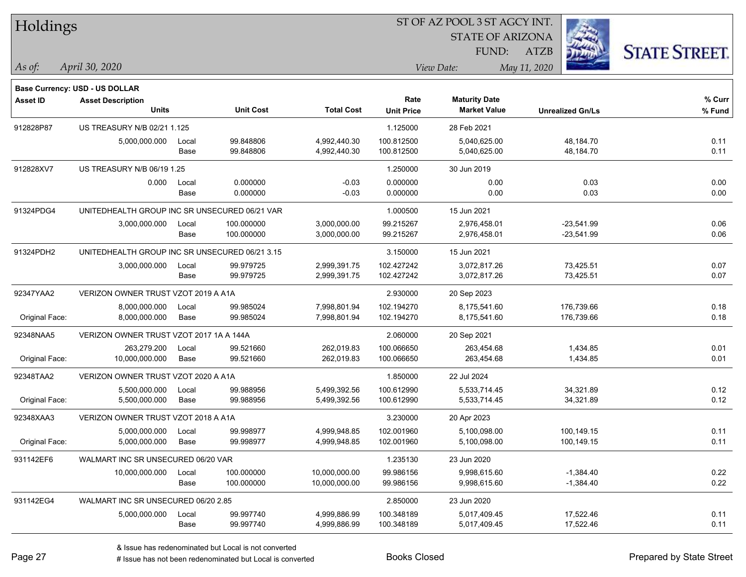# Holdings

ST OF AZ POOL 3 ST AGCY INT.
STATE OF ARIZONA
FUND: ATZB

*As of:* *April 30, 2020*
*View Date:* *May 11, 2020*

**Base Currency: USD - US DOLLAR**

| Asset ID | Asset Description / Units | | Unit Cost | Total Cost | Rate / Unit Price | Maturity Date / Market Value | Unrealized Gn/Ls | % Curr / % Fund |
|---|---|---|---|---|---|---|---|---|
| 912828P87 | US TREASURY N/B 02/21 1.125 | | | | 1.125000 | 28 Feb 2021 | | |
| | 5,000,000.000 | Local | 99.848806 | 4,992,440.30 | 100.812500 | 5,040,625.00 | 48,184.70 | 0.11 |
| | | Base | 99.848806 | 4,992,440.30 | 100.812500 | 5,040,625.00 | 48,184.70 | 0.11 |
| 912828XV7 | US TREASURY N/B 06/19 1.25 | | | | 1.250000 | 30 Jun 2019 | | |
| | 0.000 | Local | 0.000000 | -0.03 | 0.000000 | 0.00 | 0.03 | 0.00 |
| | | Base | 0.000000 | -0.03 | 0.000000 | 0.00 | 0.03 | 0.00 |
| 91324PDG4 | UNITEDHEALTH GROUP INC SR UNSECURED 06/21 VAR | | | | 1.000500 | 15 Jun 2021 | | |
| | 3,000,000.000 | Local | 100.000000 | 3,000,000.00 | 99.215267 | 2,976,458.01 | -23,541.99 | 0.06 |
| | | Base | 100.000000 | 3,000,000.00 | 99.215267 | 2,976,458.01 | -23,541.99 | 0.06 |
| 91324PDH2 | UNITEDHEALTH GROUP INC SR UNSECURED 06/21 3.15 | | | | 3.150000 | 15 Jun 2021 | | |
| | 3,000,000.000 | Local | 99.979725 | 2,999,391.75 | 102.427242 | 3,072,817.26 | 73,425.51 | 0.07 |
| | | Base | 99.979725 | 2,999,391.75 | 102.427242 | 3,072,817.26 | 73,425.51 | 0.07 |
| 92347YAA2 | VERIZON OWNER TRUST VZOT 2019 A A1A | | | | 2.930000 | 20 Sep 2023 | | |
| | 8,000,000.000 | Local | 99.985024 | 7,998,801.94 | 102.194270 | 8,175,541.60 | 176,739.66 | 0.18 |
| Original Face: | 8,000,000.000 | Base | 99.985024 | 7,998,801.94 | 102.194270 | 8,175,541.60 | 176,739.66 | 0.18 |
| 92348NAA5 | VERIZON OWNER TRUST VZOT 2017 1A A 144A | | | | 2.060000 | 20 Sep 2021 | | |
| | 263,279.200 | Local | 99.521660 | 262,019.83 | 100.066650 | 263,454.68 | 1,434.85 | 0.01 |
| Original Face: | 10,000,000.000 | Base | 99.521660 | 262,019.83 | 100.066650 | 263,454.68 | 1,434.85 | 0.01 |
| 92348TAA2 | VERIZON OWNER TRUST VZOT 2020 A A1A | | | | 1.850000 | 22 Jul 2024 | | |
| | 5,500,000.000 | Local | 99.988956 | 5,499,392.56 | 100.612990 | 5,533,714.45 | 34,321.89 | 0.12 |
| Original Face: | 5,500,000.000 | Base | 99.988956 | 5,499,392.56 | 100.612990 | 5,533,714.45 | 34,321.89 | 0.12 |
| 92348XAA3 | VERIZON OWNER TRUST VZOT 2018 A A1A | | | | 3.230000 | 20 Apr 2023 | | |
| | 5,000,000.000 | Local | 99.998977 | 4,999,948.85 | 102.001960 | 5,100,098.00 | 100,149.15 | 0.11 |
| Original Face: | 5,000,000.000 | Base | 99.998977 | 4,999,948.85 | 102.001960 | 5,100,098.00 | 100,149.15 | 0.11 |
| 931142EF6 | WALMART INC SR UNSECURED 06/20 VAR | | | | 1.235130 | 23 Jun 2020 | | |
| | 10,000,000.000 | Local | 100.000000 | 10,000,000.00 | 99.986156 | 9,998,615.60 | -1,384.40 | 0.22 |
| | | Base | 100.000000 | 10,000,000.00 | 99.986156 | 9,998,615.60 | -1,384.40 | 0.22 |
| 931142EG4 | WALMART INC SR UNSECURED 06/20 2.85 | | | | 2.850000 | 23 Jun 2020 | | |
| | 5,000,000.000 | Local | 99.997740 | 4,999,886.99 | 100.348189 | 5,017,409.45 | 17,522.46 | 0.11 |
| | | Base | 99.997740 | 4,999,886.99 | 100.348189 | 5,017,409.45 | 17,522.46 | 0.11 |

& Issue has redenominated but Local is not converted
# Issue has not been redenominated but Local is converted

Books Closed

Prepared by State Street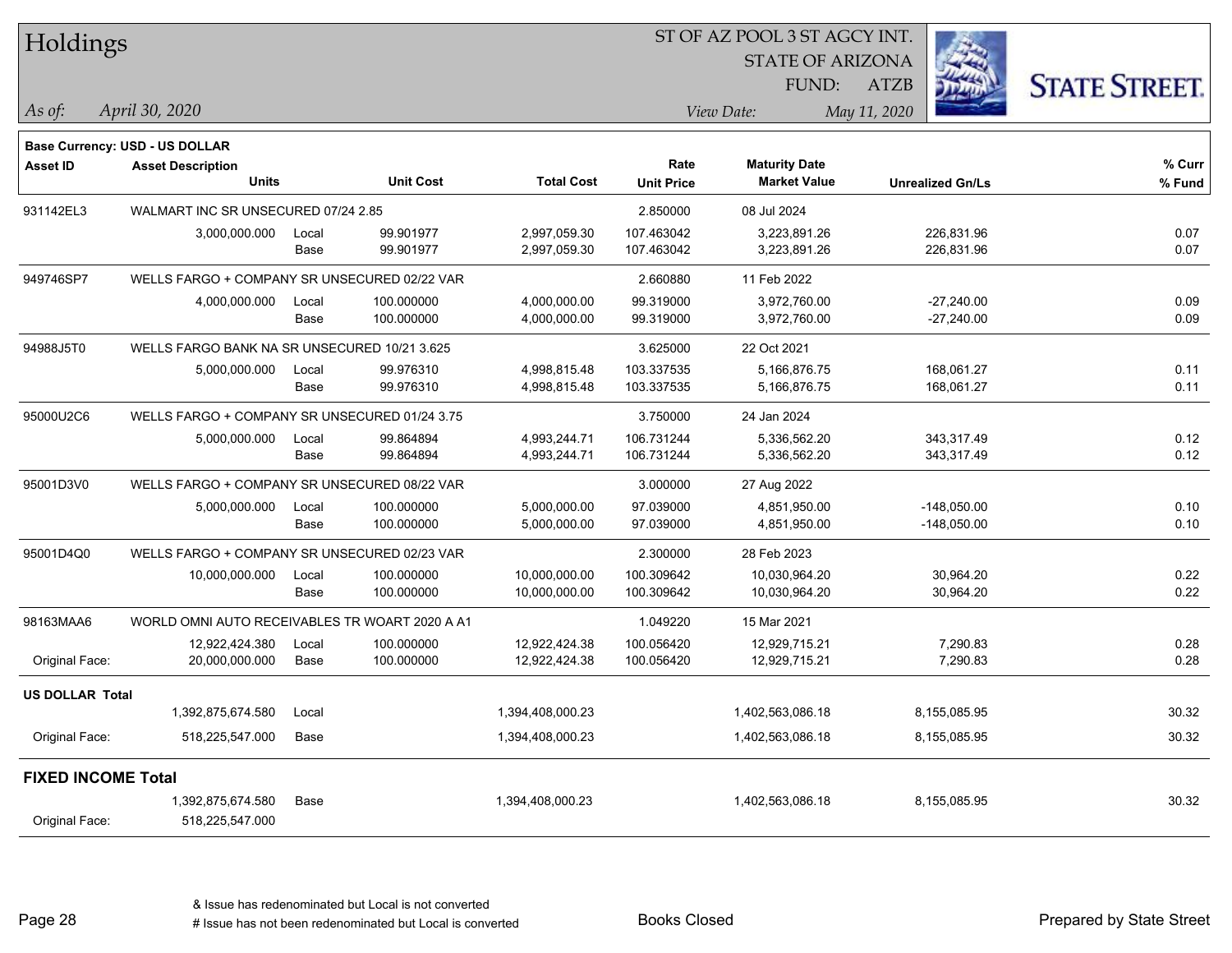# Holdings

ST OF AZ POOL 3 ST AGCY INT.
STATE OF ARIZONA
FUND: ATZB

*As of:* *April 30, 2020*

*View Date:* *May 11, 2020*

**Base Currency: USD - US DOLLAR**

| Asset ID | Asset Description / Units | | Unit Cost | Total Cost | Rate / Unit Price | Maturity Date / Market Value | Unrealized Gn/Ls | % Curr / % Fund |
|---|---|---|---|---|---|---|---|---|
| 931142EL3 | WALMART INC SR UNSECURED 07/24 2.85 | | | | 2.850000 | 08 Jul 2024 | | |
| | 3,000,000.000 | Local | 99.901977 | 2,997,059.30 | 107.463042 | 3,223,891.26 | 226,831.96 | 0.07 |
| | | Base | 99.901977 | 2,997,059.30 | 107.463042 | 3,223,891.26 | 226,831.96 | 0.07 |
| 949746SP7 | WELLS FARGO + COMPANY SR UNSECURED 02/22 VAR | | | | 2.660880 | 11 Feb 2022 | | |
| | 4,000,000.000 | Local | 100.000000 | 4,000,000.00 | 99.319000 | 3,972,760.00 | -27,240.00 | 0.09 |
| | | Base | 100.000000 | 4,000,000.00 | 99.319000 | 3,972,760.00 | -27,240.00 | 0.09 |
| 94988J5T0 | WELLS FARGO BANK NA SR UNSECURED 10/21 3.625 | | | | 3.625000 | 22 Oct 2021 | | |
| | 5,000,000.000 | Local | 99.976310 | 4,998,815.48 | 103.337535 | 5,166,876.75 | 168,061.27 | 0.11 |
| | | Base | 99.976310 | 4,998,815.48 | 103.337535 | 5,166,876.75 | 168,061.27 | 0.11 |
| 95000U2C6 | WELLS FARGO + COMPANY SR UNSECURED 01/24 3.75 | | | | 3.750000 | 24 Jan 2024 | | |
| | 5,000,000.000 | Local | 99.864894 | 4,993,244.71 | 106.731244 | 5,336,562.20 | 343,317.49 | 0.12 |
| | | Base | 99.864894 | 4,993,244.71 | 106.731244 | 5,336,562.20 | 343,317.49 | 0.12 |
| 95001D3V0 | WELLS FARGO + COMPANY SR UNSECURED 08/22 VAR | | | | 3.000000 | 27 Aug 2022 | | |
| | 5,000,000.000 | Local | 100.000000 | 5,000,000.00 | 97.039000 | 4,851,950.00 | -148,050.00 | 0.10 |
| | | Base | 100.000000 | 5,000,000.00 | 97.039000 | 4,851,950.00 | -148,050.00 | 0.10 |
| 95001D4Q0 | WELLS FARGO + COMPANY SR UNSECURED 02/23 VAR | | | | 2.300000 | 28 Feb 2023 | | |
| | 10,000,000.000 | Local | 100.000000 | 10,000,000.00 | 100.309642 | 10,030,964.20 | 30,964.20 | 0.22 |
| | | Base | 100.000000 | 10,000,000.00 | 100.309642 | 10,030,964.20 | 30,964.20 | 0.22 |
| 98163MAA6 | WORLD OMNI AUTO RECEIVABLES TR WOART 2020 A A1 | | | | 1.049220 | 15 Mar 2021 | | |
| | 12,922,424.380 | Local | 100.000000 | 12,922,424.38 | 100.056420 | 12,929,715.21 | 7,290.83 | 0.28 |
| Original Face: | 20,000,000.000 | Base | 100.000000 | 12,922,424.38 | 100.056420 | 12,929,715.21 | 7,290.83 | 0.28 |
| **US DOLLAR Total** | | | | | | | | |
| | 1,392,875,674.580 | Local | | 1,394,408,000.23 | | 1,402,563,086.18 | 8,155,085.95 | 30.32 |
| Original Face: | 518,225,547.000 | Base | | 1,394,408,000.23 | | 1,402,563,086.18 | 8,155,085.95 | 30.32 |
| **FIXED INCOME Total** | | | | | | | | |
| | 1,392,875,674.580 | Base | | 1,394,408,000.23 | | 1,402,563,086.18 | 8,155,085.95 | 30.32 |
| Original Face: | 518,225,547.000 | | | | | | | |

& Issue has redenominated but Local is not converted
# Issue has not been redenominated but Local is converted

Books Closed

Prepared by State Street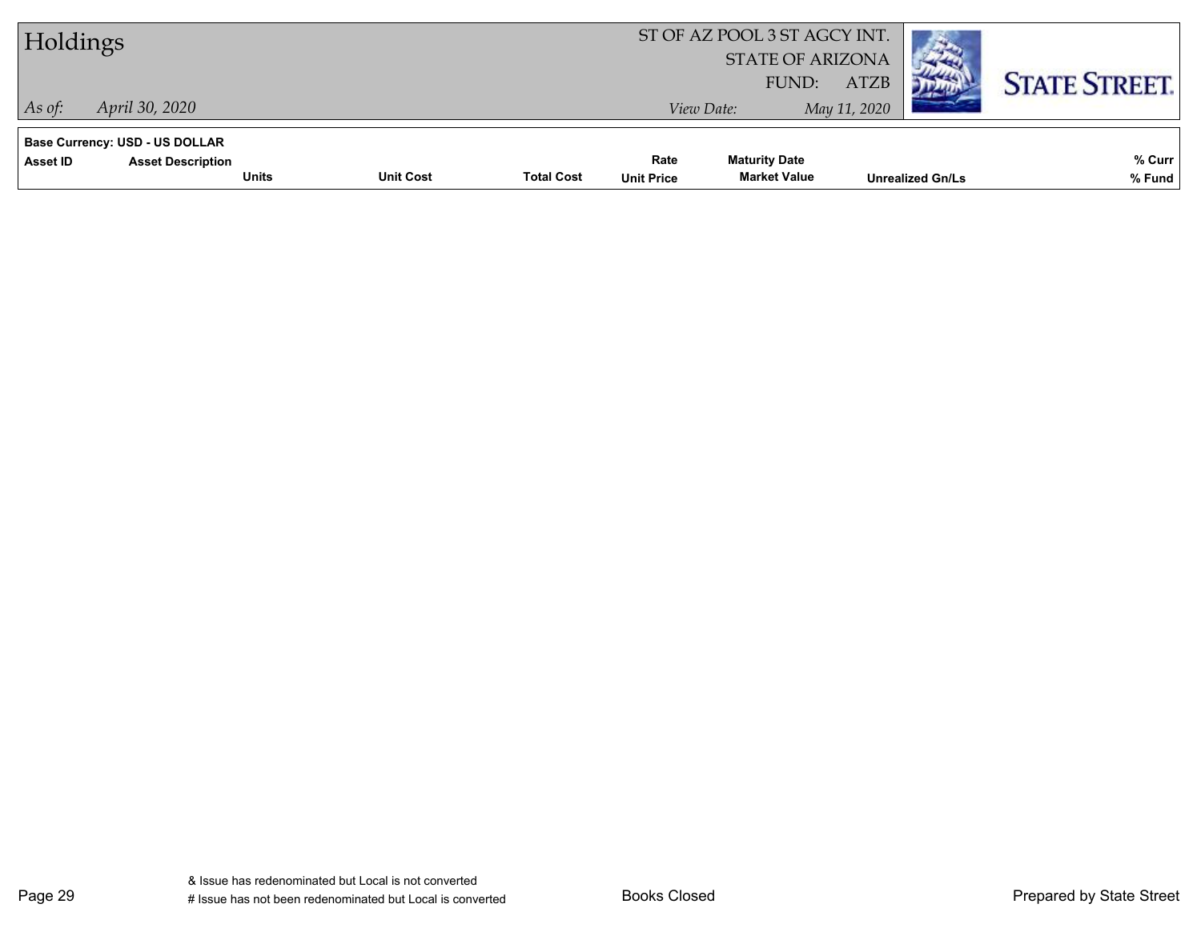# Holdings

ST OF AZ POOL 3 ST AGCY INT.
STATE OF ARIZONA
FUND: ATZB

*As of:* *April 30, 2020*

*View Date:* *May 11, 2020*

**Base Currency: USD - US DOLLAR**

| Asset ID | Asset Description | | | | Rate | Maturity Date | | % Curr |
|---|---|---|---|---|---|---|---|---|
| | | Units | Unit Cost | Total Cost | Unit Price | Market Value | Unrealized Gn/Ls | % Fund |

& Issue has redenominated but Local is not converted
# Issue has not been redenominated but Local is converted

Books Closed

Prepared by State Street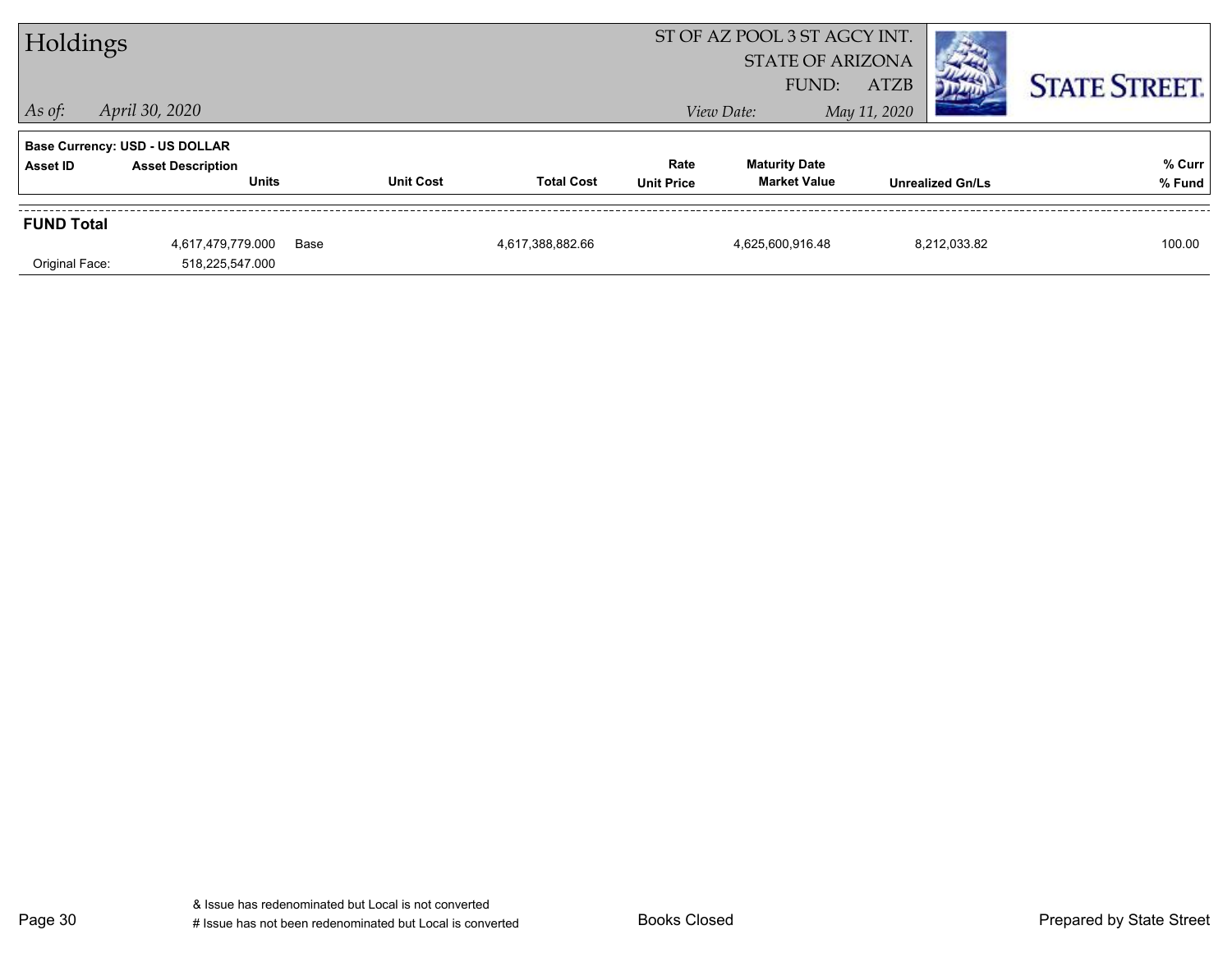# Holdings

ST OF AZ POOL 3 ST AGCY INT.
STATE OF ARIZONA
FUND: ATZB

*As of:* *April 30, 2020*

*View Date:* *May 11, 2020*

STATE STREET.

**Base Currency: USD - US DOLLAR**

| Asset ID | Asset Description / Units | | Unit Cost | Total Cost | Rate / Unit Price | Maturity Date / Market Value | Unrealized Gn/Ls | % Curr / % Fund |
|---|---|---|---|---|---|---|---|---|
| **FUND Total** | | | | | | | | |
| | 4,617,479,779.000 | Base | | 4,617,388,882.66 | | 4,625,600,916.48 | 8,212,033.82 | 100.00 |
| Original Face: | 518,225,547.000 | | | | | | | |

& Issue has redenominated but Local is not converted
# Issue has not been redenominated but Local is converted

Books Closed

Prepared by State Street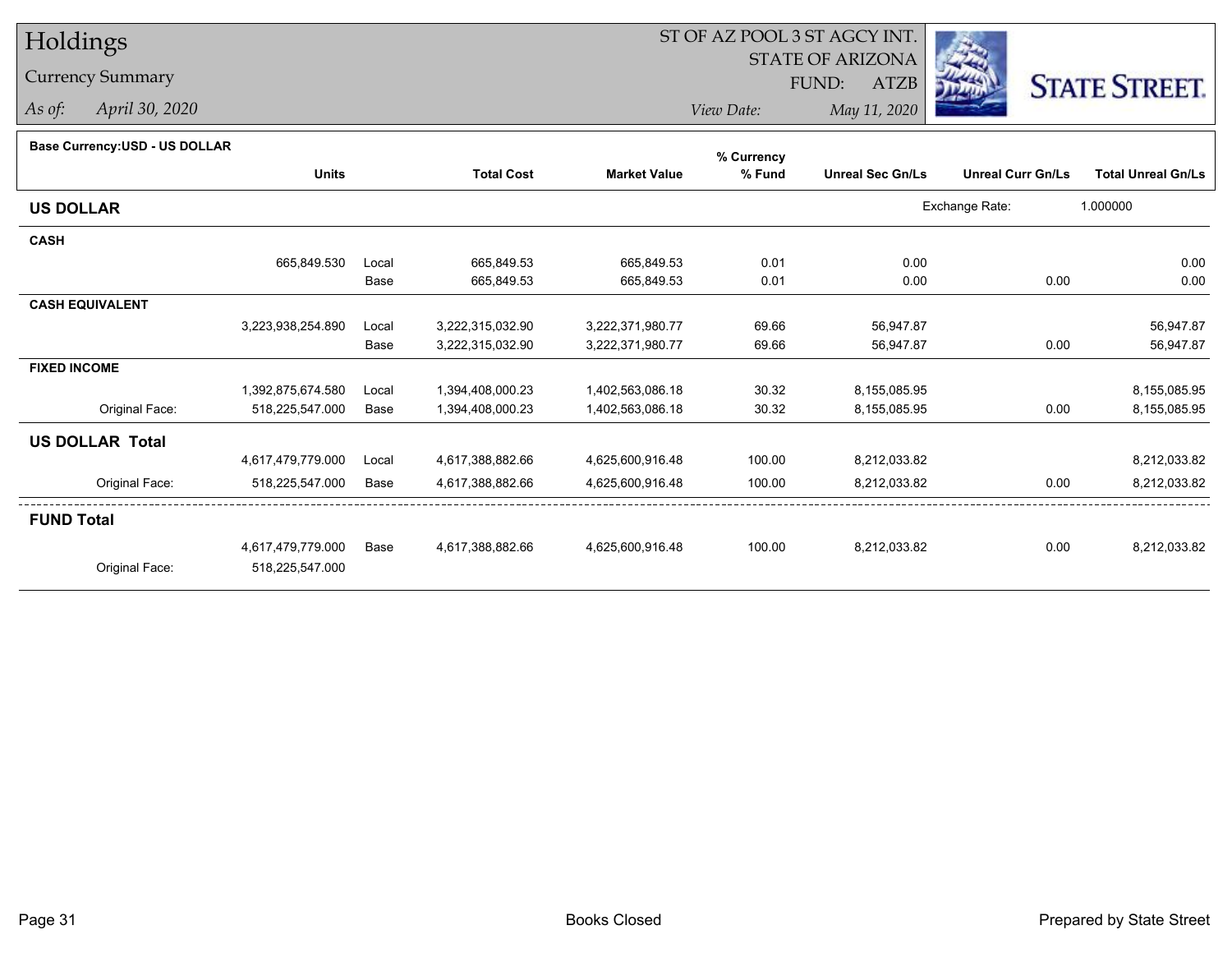# Holdings

Currency Summary

*As of:* April 30, 2020

ST OF AZ POOL 3 ST AGCY INT.
STATE OF ARIZONA
FUND: ATZB
*View Date:* May 11, 2020

STATE STREET.

**Base Currency:USD - US DOLLAR**

| | Units | | Total Cost | Market Value | % Currency % Fund | Unreal Sec Gn/Ls | Unreal Curr Gn/Ls | Total Unreal Gn/Ls |
|---|---|---|---|---|---|---|---|---|
| **US DOLLAR** | | | | | | | Exchange Rate: | 1.000000 |
| **CASH** | | | | | | | | |
| | 665,849.530 | Local | 665,849.53 | 665,849.53 | 0.01 | 0.00 | | 0.00 |
| | | Base | 665,849.53 | 665,849.53 | 0.01 | 0.00 | 0.00 | 0.00 |
| **CASH EQUIVALENT** | | | | | | | | |
| | 3,223,938,254.890 | Local | 3,222,315,032.90 | 3,222,371,980.77 | 69.66 | 56,947.87 | | 56,947.87 |
| | | Base | 3,222,315,032.90 | 3,222,371,980.77 | 69.66 | 56,947.87 | 0.00 | 56,947.87 |
| **FIXED INCOME** | | | | | | | | |
| | 1,392,875,674.580 | Local | 1,394,408,000.23 | 1,402,563,086.18 | 30.32 | 8,155,085.95 | | 8,155,085.95 |
| Original Face: | 518,225,547.000 | Base | 1,394,408,000.23 | 1,402,563,086.18 | 30.32 | 8,155,085.95 | 0.00 | 8,155,085.95 |
| **US DOLLAR Total** | | | | | | | | |
| | 4,617,479,779.000 | Local | 4,617,388,882.66 | 4,625,600,916.48 | 100.00 | 8,212,033.82 | | 8,212,033.82 |
| Original Face: | 518,225,547.000 | Base | 4,617,388,882.66 | 4,625,600,916.48 | 100.00 | 8,212,033.82 | 0.00 | 8,212,033.82 |
| **FUND Total** | | | | | | | | |
| | 4,617,479,779.000 | Base | 4,617,388,882.66 | 4,625,600,916.48 | 100.00 | 8,212,033.82 | 0.00 | 8,212,033.82 |
| Original Face: | 518,225,547.000 | | | | | | | |

Books Closed

Prepared by State Street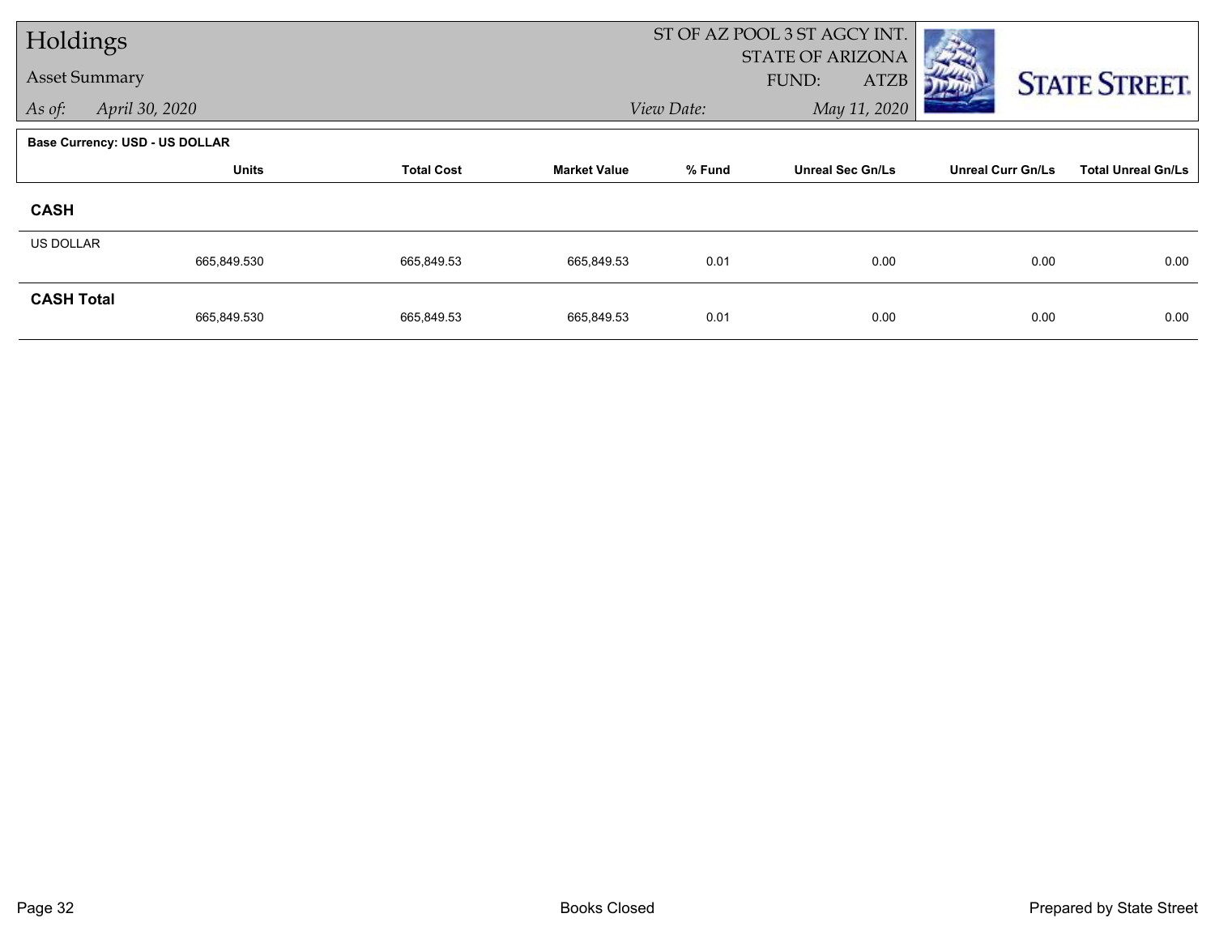# Holdings

## Asset Summary

*As of:* *April 30, 2020*

ST OF AZ POOL 3 ST AGCY INT.
STATE OF ARIZONA
FUND: ATZB

*View Date:* *May 11, 2020*

**Base Currency: USD - US DOLLAR**

| | Units | Total Cost | Market Value | % Fund | Unreal Sec Gn/Ls | Unreal Curr Gn/Ls | Total Unreal Gn/Ls |
|---|---|---|---|---|---|---|---|
| **CASH** | | | | | | | |
| US DOLLAR | 665,849.530 | 665,849.53 | 665,849.53 | 0.01 | 0.00 | 0.00 | 0.00 |
| **CASH Total** | 665,849.530 | 665,849.53 | 665,849.53 | 0.01 | 0.00 | 0.00 | 0.00 |

Books Closed

Prepared by State Street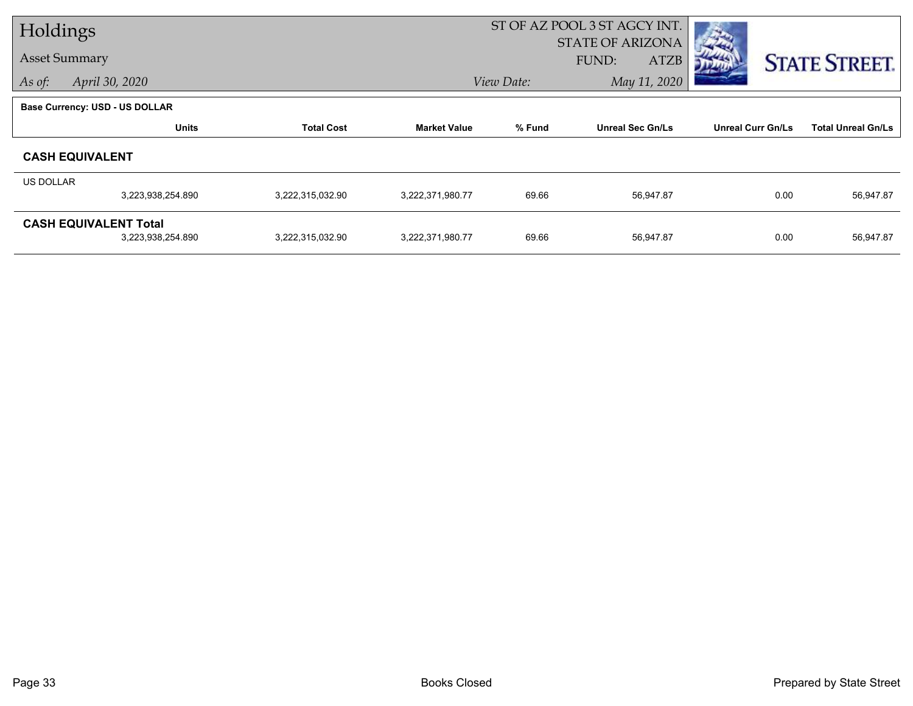# Holdings

Asset Summary

*As of:* *April 30, 2020*

ST OF AZ POOL 3 ST AGCY INT.
STATE OF ARIZONA
FUND: ATZB

*View Date:* *May 11, 2020*

STATE STREET.

**Base Currency: USD - US DOLLAR**

| | Units | Total Cost | Market Value | % Fund | Unreal Sec Gn/Ls | Unreal Curr Gn/Ls | Total Unreal Gn/Ls |
|---|---|---|---|---|---|---|---|
| **CASH EQUIVALENT** | | | | | | | |
| US DOLLAR | 3,223,938,254.890 | 3,222,315,032.90 | 3,222,371,980.77 | 69.66 | 56,947.87 | 0.00 | 56,947.87 |
| **CASH EQUIVALENT Total** | 3,223,938,254.890 | 3,222,315,032.90 | 3,222,371,980.77 | 69.66 | 56,947.87 | 0.00 | 56,947.87 |

Books Closed

Prepared by State Street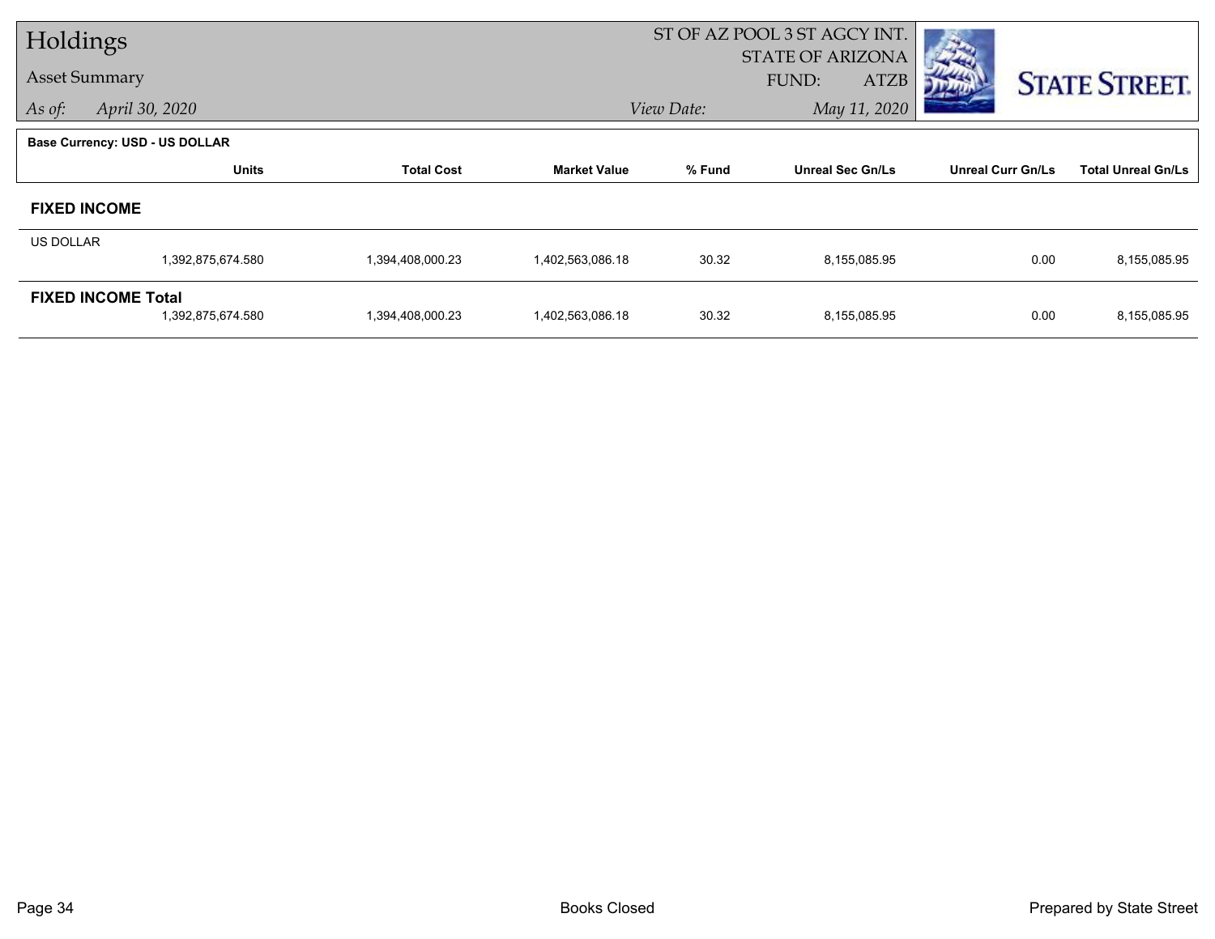# Holdings

## Asset Summary

*As of:* *April 30, 2020*

ST OF AZ POOL 3 ST AGCY INT.
STATE OF ARIZONA
FUND: ATZB
*View Date:* *May 11, 2020*

STATE STREET.

**Base Currency: USD - US DOLLAR**

| | Units | Total Cost | Market Value | % Fund | Unreal Sec Gn/Ls | Unreal Curr Gn/Ls | Total Unreal Gn/Ls |
|---|---|---|---|---|---|---|---|
| **FIXED INCOME** | | | | | | | |
| US DOLLAR | 1,392,875,674.580 | 1,394,408,000.23 | 1,402,563,086.18 | 30.32 | 8,155,085.95 | 0.00 | 8,155,085.95 |
| **FIXED INCOME Total** | 1,392,875,674.580 | 1,394,408,000.23 | 1,402,563,086.18 | 30.32 | 8,155,085.95 | 0.00 | 8,155,085.95 |

Books Closed

Prepared by State Street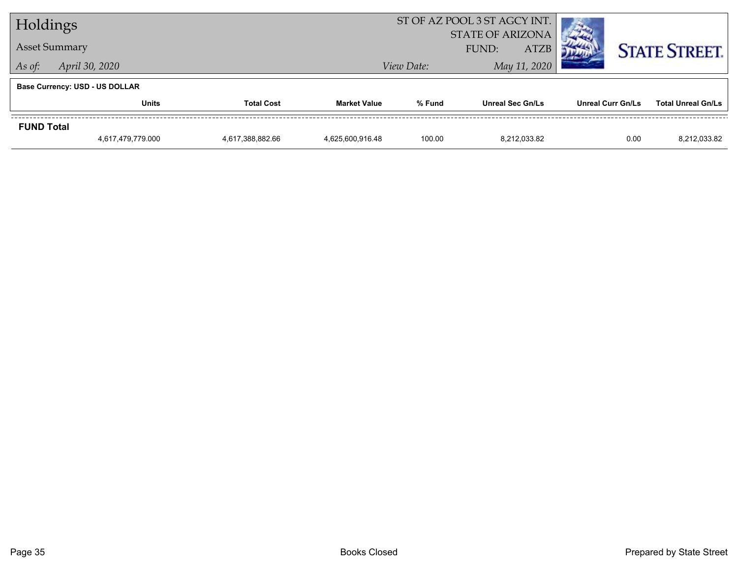# Holdings

**Asset Summary**

*As of:* *April 30, 2020*

ST OF AZ POOL 3 ST AGCY INT.
STATE OF ARIZONA
FUND: ATZB

*View Date:* *May 11, 2020*

STATE STREET.

**Base Currency: USD - US DOLLAR**

| | Units | Total Cost | Market Value | % Fund | Unreal Sec Gn/Ls | Unreal Curr Gn/Ls | Total Unreal Gn/Ls |
|---|---|---|---|---|---|---|---|
| **FUND Total** | | | | | | | |
| | 4,617,479,779.000 | 4,617,388,882.66 | 4,625,600,916.48 | 100.00 | 8,212,033.82 | 0.00 | 8,212,033.82 |

Books Closed

Prepared by State Street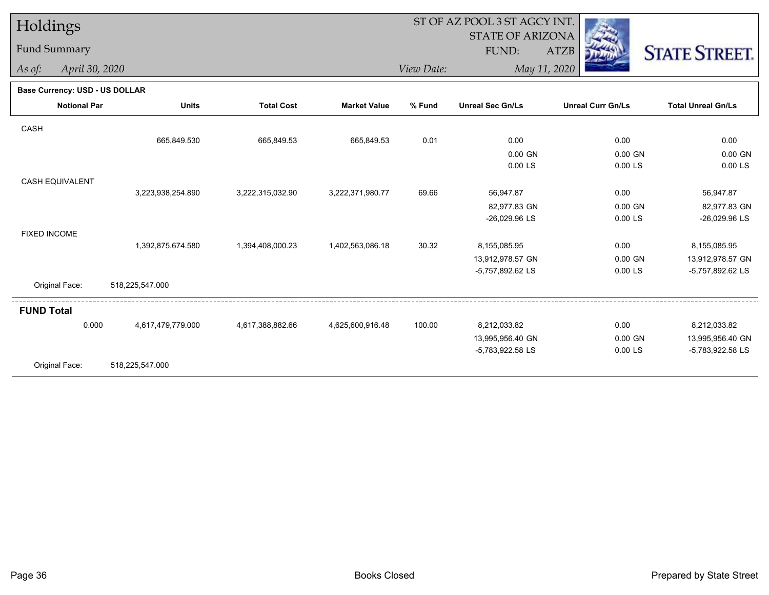# Holdings

## Fund Summary

*As of:* April 30, 2020

ST OF AZ POOL 3 ST AGCY INT.
STATE OF ARIZONA
FUND: ATZB

*View Date:* May 11, 2020

STATE STREET.

**Base Currency: USD - US DOLLAR**

| Notional Par | Units | Total Cost | Market Value | % Fund | Unreal Sec Gn/Ls | Unreal Curr Gn/Ls | Total Unreal Gn/Ls |
|---|---|---|---|---|---|---|---|
| CASH | | | | | | | |
| | 665,849.530 | 665,849.53 | 665,849.53 | 0.01 | 0.00 | 0.00 | 0.00 |
| | | | | | 0.00 GN | 0.00 GN | 0.00 GN |
| | | | | | 0.00 LS | 0.00 LS | 0.00 LS |
| CASH EQUIVALENT | | | | | | | |
| | 3,223,938,254.890 | 3,222,315,032.90 | 3,222,371,980.77 | 69.66 | 56,947.87 | 0.00 | 56,947.87 |
| | | | | | 82,977.83 GN | 0.00 GN | 82,977.83 GN |
| | | | | | -26,029.96 LS | 0.00 LS | -26,029.96 LS |
| FIXED INCOME | | | | | | | |
| | 1,392,875,674.580 | 1,394,408,000.23 | 1,402,563,086.18 | 30.32 | 8,155,085.95 | 0.00 | 8,155,085.95 |
| | | | | | 13,912,978.57 GN | 0.00 GN | 13,912,978.57 GN |
| | | | | | -5,757,892.62 LS | 0.00 LS | -5,757,892.62 LS |
| Original Face: | 518,225,547.000 | | | | | | |
| **FUND Total** | | | | | | | |
| 0.000 | 4,617,479,779.000 | 4,617,388,882.66 | 4,625,600,916.48 | 100.00 | 8,212,033.82 | 0.00 | 8,212,033.82 |
| | | | | | 13,995,956.40 GN | 0.00 GN | 13,995,956.40 GN |
| | | | | | -5,783,922.58 LS | 0.00 LS | -5,783,922.58 LS |
| Original Face: | 518,225,547.000 | | | | | | |

Books Closed

Prepared by State Street